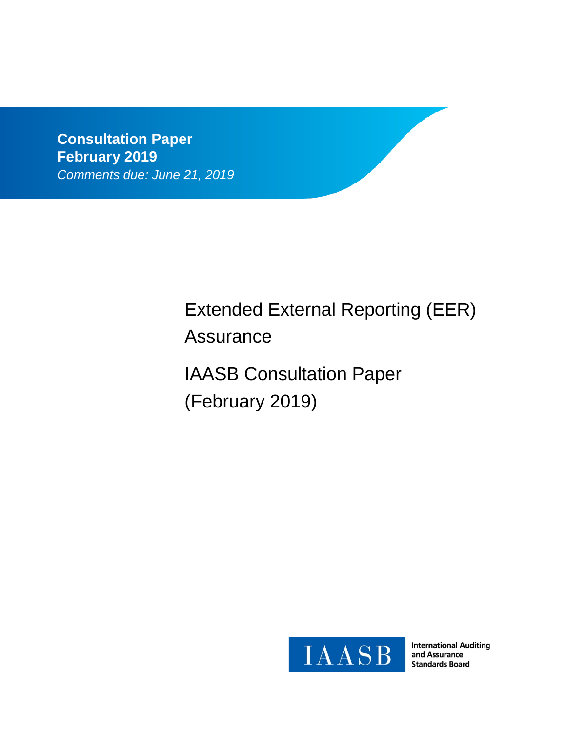**Consultation Paper**
**February 2019**
*Comments due: June 21, 2019*

# Extended External Reporting (EER) Assurance

# IAASB Consultation Paper (February 2019)

IAASB

International Auditing and Assurance Standards Board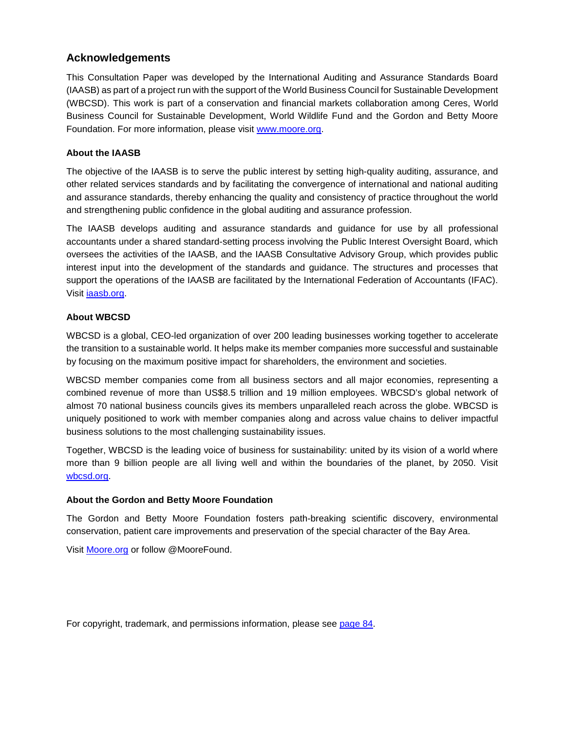## Acknowledgements

This Consultation Paper was developed by the International Auditing and Assurance Standards Board (IAASB) as part of a project run with the support of the World Business Council for Sustainable Development (WBCSD). This work is part of a conservation and financial markets collaboration among Ceres, World Business Council for Sustainable Development, World Wildlife Fund and the Gordon and Betty Moore Foundation. For more information, please visit [www.moore.org](http://www.moore.org).

**About the IAASB**

The objective of the IAASB is to serve the public interest by setting high-quality auditing, assurance, and other related services standards and by facilitating the convergence of international and national auditing and assurance standards, thereby enhancing the quality and consistency of practice throughout the world and strengthening public confidence in the global auditing and assurance profession.

The IAASB develops auditing and assurance standards and guidance for use by all professional accountants under a shared standard-setting process involving the Public Interest Oversight Board, which oversees the activities of the IAASB, and the IAASB Consultative Advisory Group, which provides public interest input into the development of the standards and guidance. The structures and processes that support the operations of the IAASB are facilitated by the International Federation of Accountants (IFAC). Visit [iaasb.org](http://iaasb.org).

**About WBCSD**

WBCSD is a global, CEO-led organization of over 200 leading businesses working together to accelerate the transition to a sustainable world. It helps make its member companies more successful and sustainable by focusing on the maximum positive impact for shareholders, the environment and societies.

WBCSD member companies come from all business sectors and all major economies, representing a combined revenue of more than US$8.5 trillion and 19 million employees. WBCSD's global network of almost 70 national business councils gives its members unparalleled reach across the globe. WBCSD is uniquely positioned to work with member companies along and across value chains to deliver impactful business solutions to the most challenging sustainability issues.

Together, WBCSD is the leading voice of business for sustainability: united by its vision of a world where more than 9 billion people are all living well and within the boundaries of the planet, by 2050. Visit [wbcsd.org](http://wbcsd.org).

**About the Gordon and Betty Moore Foundation**

The Gordon and Betty Moore Foundation fosters path-breaking scientific discovery, environmental conservation, patient care improvements and preservation of the special character of the Bay Area.

Visit [Moore.org](http://Moore.org) or follow @MooreFound.

For copyright, trademark, and permissions information, please see page 84.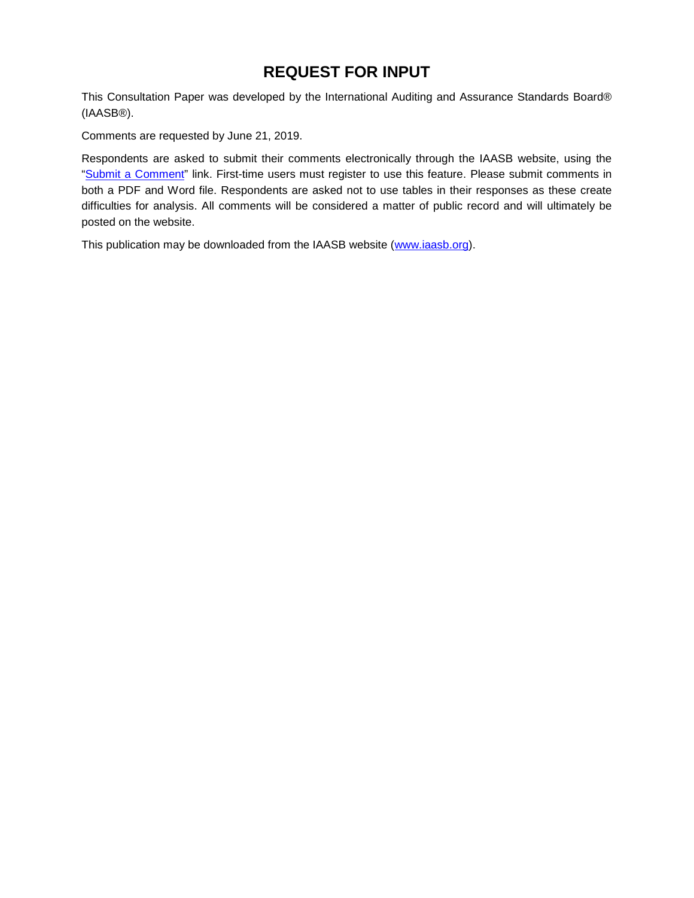# REQUEST FOR INPUT

This Consultation Paper was developed by the International Auditing and Assurance Standards Board® (IAASB®).

Comments are requested by June 21, 2019.

Respondents are asked to submit their comments electronically through the IAASB website, using the "Submit a Comment" link. First-time users must register to use this feature. Please submit comments in both a PDF and Word file. Respondents are asked not to use tables in their responses as these create difficulties for analysis. All comments will be considered a matter of public record and will ultimately be posted on the website.

This publication may be downloaded from the IAASB website (www.iaasb.org).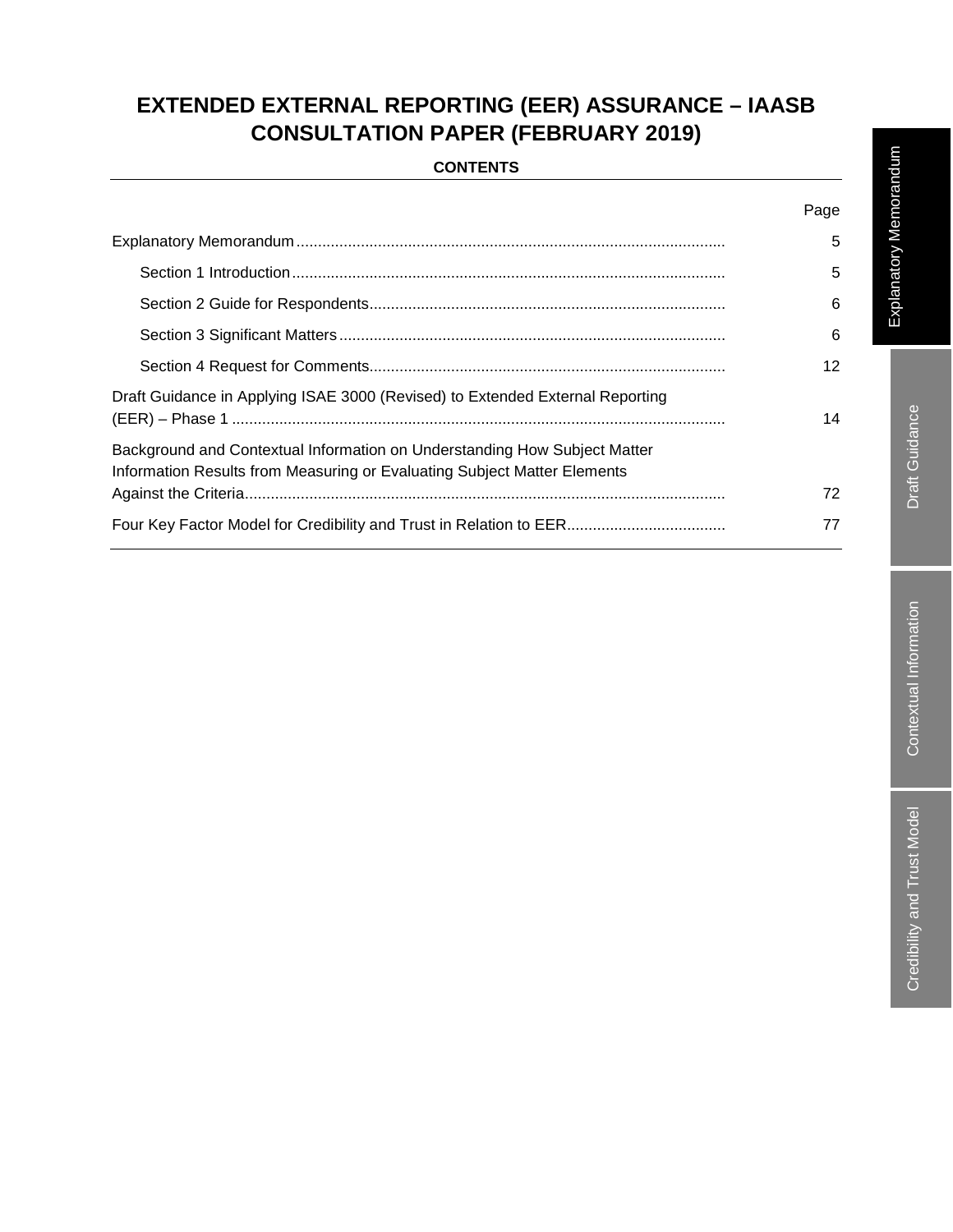# EXTENDED EXTERNAL REPORTING (EER) ASSURANCE – IAASB CONSULTATION PAPER (FEBRUARY 2019)

**CONTENTS**

| | Page |
|---|---|
| Explanatory Memorandum | 5 |
| Section 1 Introduction | 5 |
| Section 2 Guide for Respondents | 6 |
| Section 3 Significant Matters | 6 |
| Section 4 Request for Comments | 12 |
| Draft Guidance in Applying ISAE 3000 (Revised) to Extended External Reporting (EER) – Phase 1 | 14 |
| Background and Contextual Information on Understanding How Subject Matter Information Results from Measuring or Evaluating Subject Matter Elements Against the Criteria | 72 |
| Four Key Factor Model for Credibility and Trust in Relation to EER | 77 |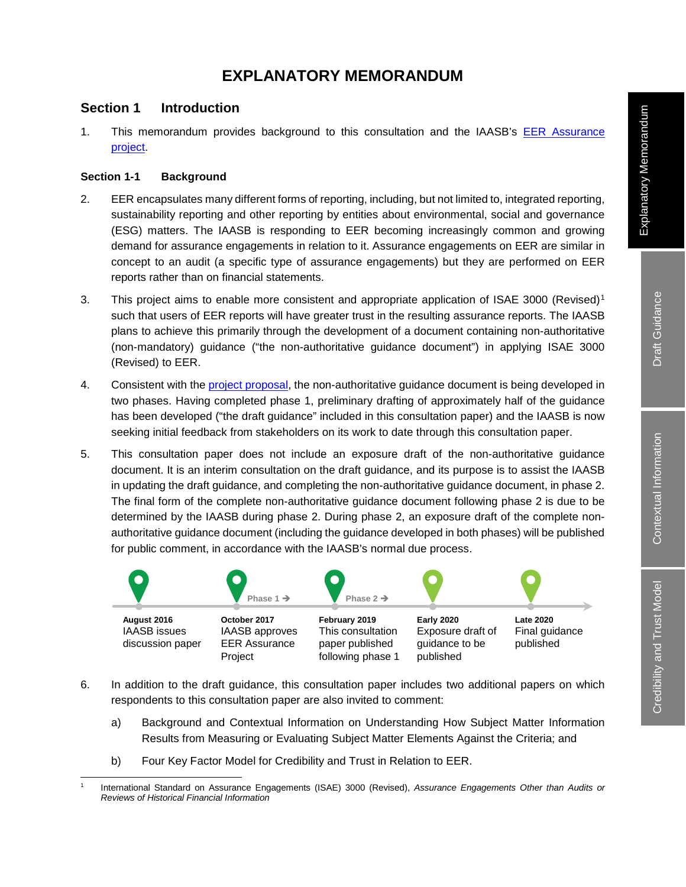# EXPLANATORY MEMORANDUM

## Section 1 Introduction

1. This memorandum provides background to this consultation and the IAASB's EER Assurance project.

### Section 1-1 Background

2. EER encapsulates many different forms of reporting, including, but not limited to, integrated reporting, sustainability reporting and other reporting by entities about environmental, social and governance (ESG) matters. The IAASB is responding to EER becoming increasingly common and growing demand for assurance engagements in relation to it. Assurance engagements on EER are similar in concept to an audit (a specific type of assurance engagements) but they are performed on EER reports rather than on financial statements.

3. This project aims to enable more consistent and appropriate application of ISAE 3000 (Revised)[1] such that users of EER reports will have greater trust in the resulting assurance reports. The IAASB plans to achieve this primarily through the development of a document containing non-authoritative (non-mandatory) guidance ("the non-authoritative guidance document") in applying ISAE 3000 (Revised) to EER.

4. Consistent with the project proposal, the non-authoritative guidance document is being developed in two phases. Having completed phase 1, preliminary drafting of approximately half of the guidance has been developed ("the draft guidance" included in this consultation paper) and the IAASB is now seeking initial feedback from stakeholders on its work to date through this consultation paper.

5. This consultation paper does not include an exposure draft of the non-authoritative guidance document. It is an interim consultation on the draft guidance, and its purpose is to assist the IAASB in updating the draft guidance, and completing the non-authoritative guidance document, in phase 2. The final form of the complete non-authoritative guidance document following phase 2 is due to be determined by the IAASB during phase 2. During phase 2, an exposure draft of the complete non-authoritative guidance document (including the guidance developed in both phases) will be published for public comment, in accordance with the IAASB's normal due process.

| August 2016 | October 2017 | February 2019 | Early 2020 | Late 2020 |
|---|---|---|---|---|
| IAASB issues discussion paper | IAASB approves EER Assurance Project | This consultation paper published following phase 1 | Exposure draft of guidance to be published | Final guidance published |

(Phase 1 → between October 2017 and February 2019; Phase 2 → after February 2019)

6. In addition to the draft guidance, this consultation paper includes two additional papers on which respondents to this consultation paper are also invited to comment:

   a) Background and Contextual Information on Understanding How Subject Matter Information Results from Measuring or Evaluating Subject Matter Elements Against the Criteria; and

   b) Four Key Factor Model for Credibility and Trust in Relation to EER.

---

[1] International Standard on Assurance Engagements (ISAE) 3000 (Revised), *Assurance Engagements Other than Audits or Reviews of Historical Financial Information*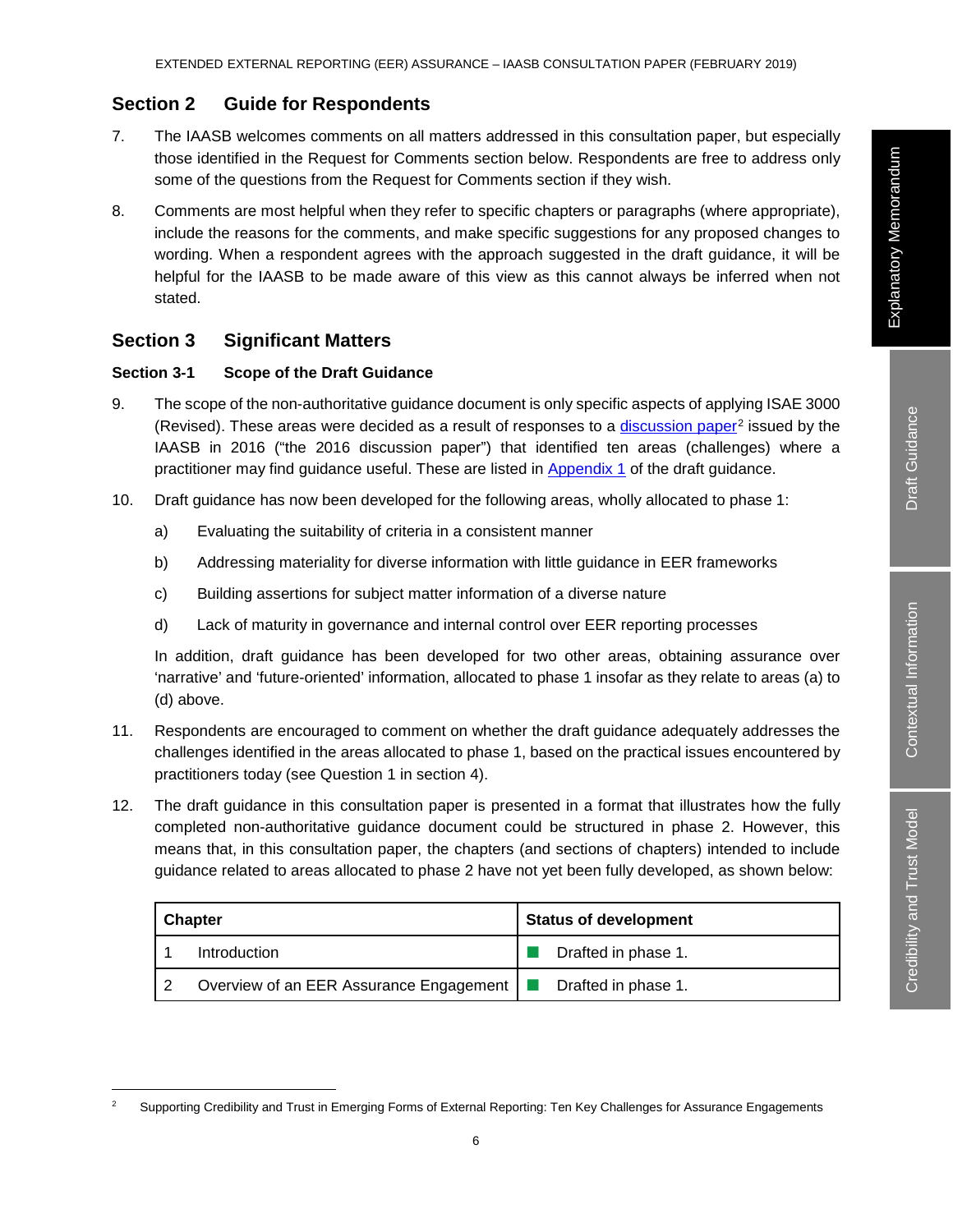## Section 2 Guide for Respondents

7. The IAASB welcomes comments on all matters addressed in this consultation paper, but especially those identified in the Request for Comments section below. Respondents are free to address only some of the questions from the Request for Comments section if they wish.

8. Comments are most helpful when they refer to specific chapters or paragraphs (where appropriate), include the reasons for the comments, and make specific suggestions for any proposed changes to wording. When a respondent agrees with the approach suggested in the draft guidance, it will be helpful for the IAASB to be made aware of this view as this cannot always be inferred when not stated.

## Section 3 Significant Matters

### Section 3-1 Scope of the Draft Guidance

9. The scope of the non-authoritative guidance document is only specific aspects of applying ISAE 3000 (Revised). These areas were decided as a result of responses to a discussion paper[2] issued by the IAASB in 2016 ("the 2016 discussion paper") that identified ten areas (challenges) where a practitioner may find guidance useful. These are listed in Appendix 1 of the draft guidance.

10. Draft guidance has now been developed for the following areas, wholly allocated to phase 1:

    a) Evaluating the suitability of criteria in a consistent manner

    b) Addressing materiality for diverse information with little guidance in EER frameworks

    c) Building assertions for subject matter information of a diverse nature

    d) Lack of maturity in governance and internal control over EER reporting processes

    In addition, draft guidance has been developed for two other areas, obtaining assurance over 'narrative' and 'future-oriented' information, allocated to phase 1 insofar as they relate to areas (a) to (d) above.

11. Respondents are encouraged to comment on whether the draft guidance adequately addresses the challenges identified in the areas allocated to phase 1, based on the practical issues encountered by practitioners today (see Question 1 in section 4).

12. The draft guidance in this consultation paper is presented in a format that illustrates how the fully completed non-authoritative guidance document could be structured in phase 2. However, this means that, in this consultation paper, the chapters (and sections of chapters) intended to include guidance related to areas allocated to phase 2 have not yet been fully developed, as shown below:

| Chapter | Status of development |
|---|---|
| 1 Introduction | ■ Drafted in phase 1. |
| 2 Overview of an EER Assurance Engagement | ■ Drafted in phase 1. |

[2] Supporting Credibility and Trust in Emerging Forms of External Reporting: Ten Key Challenges for Assurance Engagements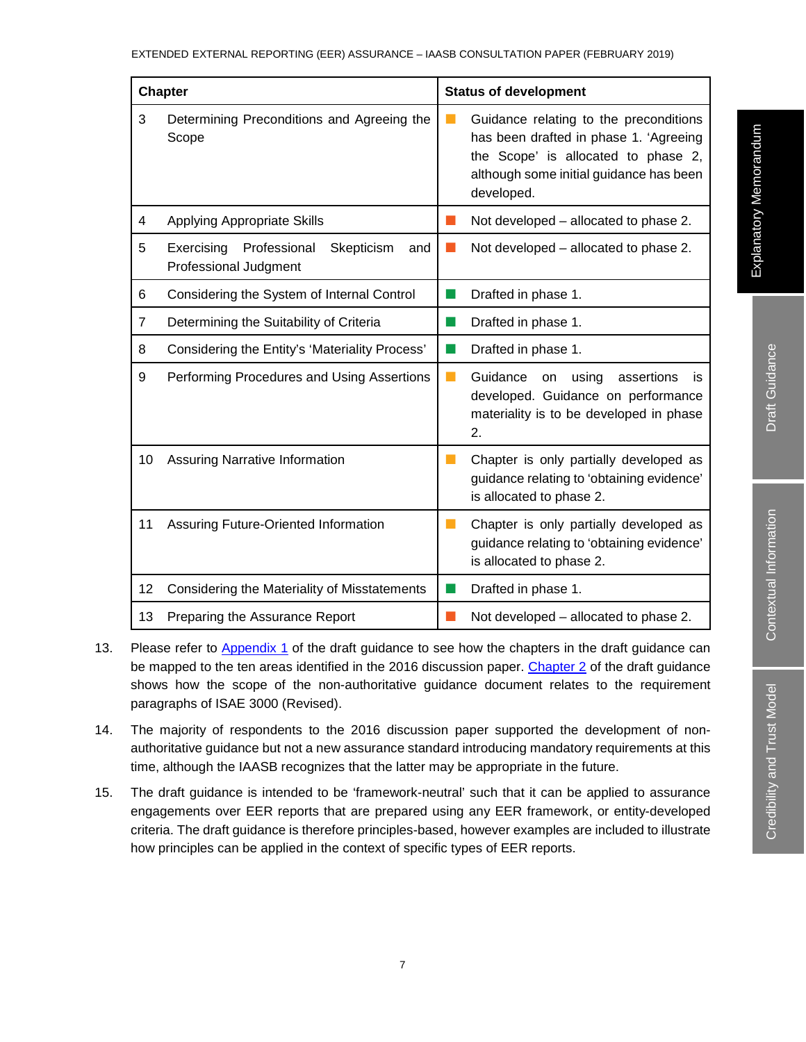| Chapter | | Status of development |
|---|---|---|
| 3 | Determining Preconditions and Agreeing the Scope | Guidance relating to the preconditions has been drafted in phase 1. 'Agreeing the Scope' is allocated to phase 2, although some initial guidance has been developed. |
| 4 | Applying Appropriate Skills | Not developed – allocated to phase 2. |
| 5 | Exercising Professional Skepticism and Professional Judgment | Not developed – allocated to phase 2. |
| 6 | Considering the System of Internal Control | Drafted in phase 1. |
| 7 | Determining the Suitability of Criteria | Drafted in phase 1. |
| 8 | Considering the Entity's 'Materiality Process' | Drafted in phase 1. |
| 9 | Performing Procedures and Using Assertions | Guidance on using assertions is developed. Guidance on performance materiality is to be developed in phase 2. |
| 10 | Assuring Narrative Information | Chapter is only partially developed as guidance relating to 'obtaining evidence' is allocated to phase 2. |
| 11 | Assuring Future-Oriented Information | Chapter is only partially developed as guidance relating to 'obtaining evidence' is allocated to phase 2. |
| 12 | Considering the Materiality of Misstatements | Drafted in phase 1. |
| 13 | Preparing the Assurance Report | Not developed – allocated to phase 2. |

13. Please refer to Appendix 1 of the draft guidance to see how the chapters in the draft guidance can be mapped to the ten areas identified in the 2016 discussion paper. Chapter 2 of the draft guidance shows how the scope of the non-authoritative guidance document relates to the requirement paragraphs of ISAE 3000 (Revised).

14. The majority of respondents to the 2016 discussion paper supported the development of non-authoritative guidance but not a new assurance standard introducing mandatory requirements at this time, although the IAASB recognizes that the latter may be appropriate in the future.

15. The draft guidance is intended to be 'framework-neutral' such that it can be applied to assurance engagements over EER reports that are prepared using any EER framework, or entity-developed criteria. The draft guidance is therefore principles-based, however examples are included to illustrate how principles can be applied in the context of specific types of EER reports.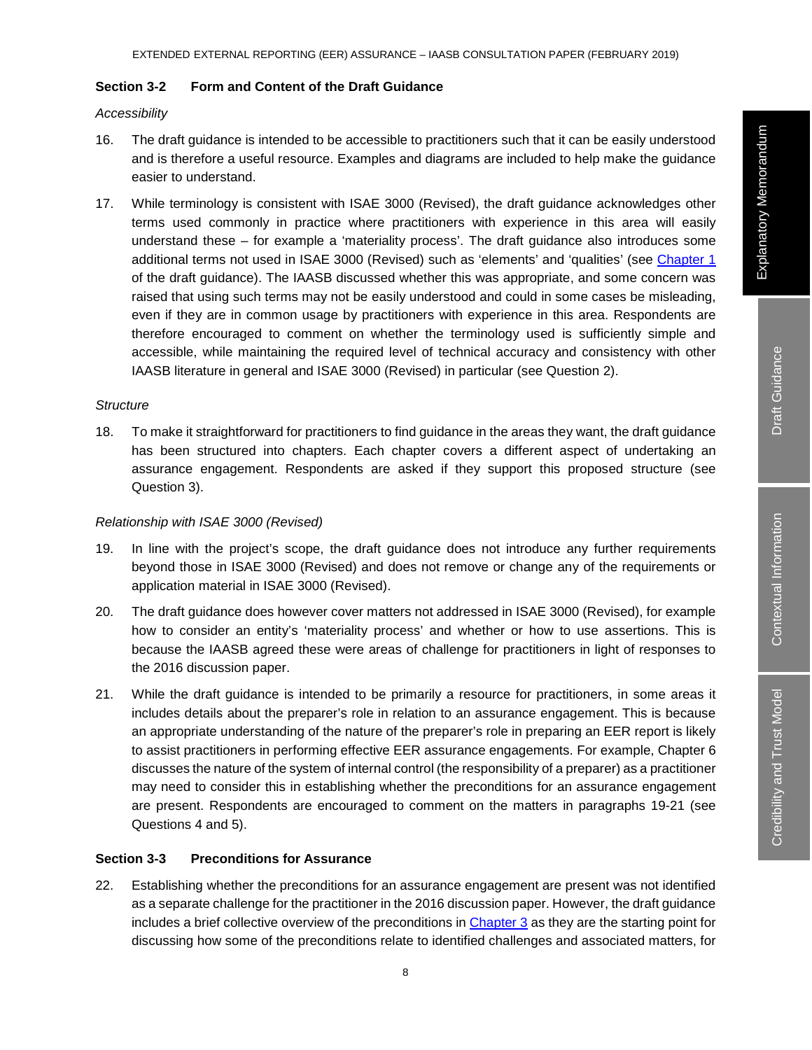### Section 3-2 Form and Content of the Draft Guidance

*Accessibility*

16. The draft guidance is intended to be accessible to practitioners such that it can be easily understood and is therefore a useful resource. Examples and diagrams are included to help make the guidance easier to understand.

17. While terminology is consistent with ISAE 3000 (Revised), the draft guidance acknowledges other terms used commonly in practice where practitioners with experience in this area will easily understand these – for example a 'materiality process'. The draft guidance also introduces some additional terms not used in ISAE 3000 (Revised) such as 'elements' and 'qualities' (see Chapter 1 of the draft guidance). The IAASB discussed whether this was appropriate, and some concern was raised that using such terms may not be easily understood and could in some cases be misleading, even if they are in common usage by practitioners with experience in this area. Respondents are therefore encouraged to comment on whether the terminology used is sufficiently simple and accessible, while maintaining the required level of technical accuracy and consistency with other IAASB literature in general and ISAE 3000 (Revised) in particular (see Question 2).

*Structure*

18. To make it straightforward for practitioners to find guidance in the areas they want, the draft guidance has been structured into chapters. Each chapter covers a different aspect of undertaking an assurance engagement. Respondents are asked if they support this proposed structure (see Question 3).

*Relationship with ISAE 3000 (Revised)*

19. In line with the project's scope, the draft guidance does not introduce any further requirements beyond those in ISAE 3000 (Revised) and does not remove or change any of the requirements or application material in ISAE 3000 (Revised).

20. The draft guidance does however cover matters not addressed in ISAE 3000 (Revised), for example how to consider an entity's 'materiality process' and whether or how to use assertions. This is because the IAASB agreed these were areas of challenge for practitioners in light of responses to the 2016 discussion paper.

21. While the draft guidance is intended to be primarily a resource for practitioners, in some areas it includes details about the preparer's role in relation to an assurance engagement. This is because an appropriate understanding of the nature of the preparer's role in preparing an EER report is likely to assist practitioners in performing effective EER assurance engagements. For example, Chapter 6 discusses the nature of the system of internal control (the responsibility of a preparer) as a practitioner may need to consider this in establishing whether the preconditions for an assurance engagement are present. Respondents are encouraged to comment on the matters in paragraphs 19-21 (see Questions 4 and 5).

### Section 3-3 Preconditions for Assurance

22. Establishing whether the preconditions for an assurance engagement are present was not identified as a separate challenge for the practitioner in the 2016 discussion paper. However, the draft guidance includes a brief collective overview of the preconditions in Chapter 3 as they are the starting point for discussing how some of the preconditions relate to identified challenges and associated matters, for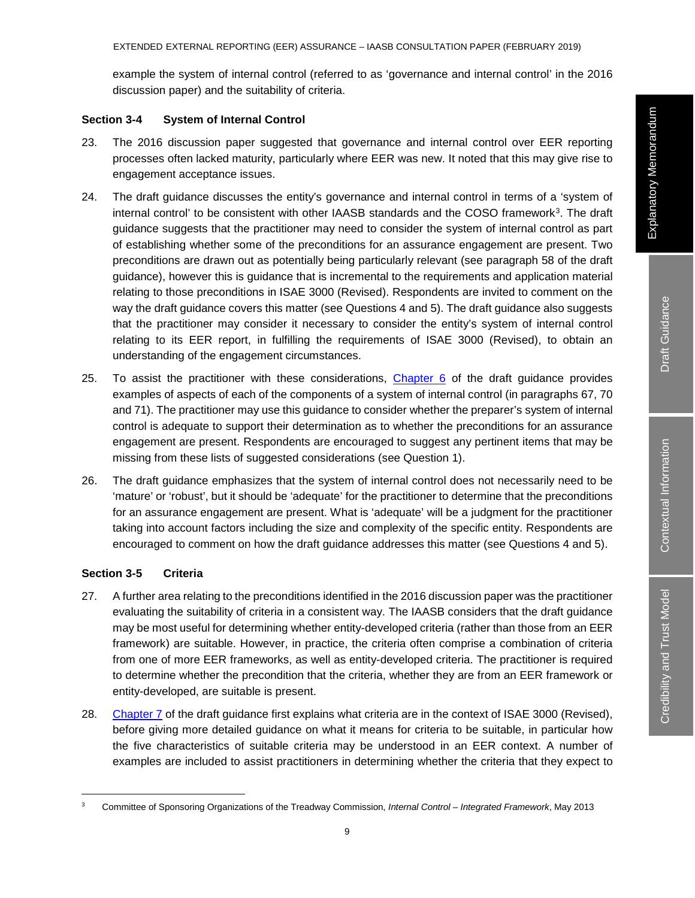example the system of internal control (referred to as 'governance and internal control' in the 2016 discussion paper) and the suitability of criteria.

### Section 3-4 System of Internal Control

23. The 2016 discussion paper suggested that governance and internal control over EER reporting processes often lacked maturity, particularly where EER was new. It noted that this may give rise to engagement acceptance issues.

24. The draft guidance discusses the entity's governance and internal control in terms of a 'system of internal control' to be consistent with other IAASB standards and the COSO framework[3]. The draft guidance suggests that the practitioner may need to consider the system of internal control as part of establishing whether some of the preconditions for an assurance engagement are present. Two preconditions are drawn out as potentially being particularly relevant (see paragraph 58 of the draft guidance), however this is guidance that is incremental to the requirements and application material relating to those preconditions in ISAE 3000 (Revised). Respondents are invited to comment on the way the draft guidance covers this matter (see Questions 4 and 5). The draft guidance also suggests that the practitioner may consider it necessary to consider the entity's system of internal control relating to its EER report, in fulfilling the requirements of ISAE 3000 (Revised), to obtain an understanding of the engagement circumstances.

25. To assist the practitioner with these considerations, Chapter 6 of the draft guidance provides examples of aspects of each of the components of a system of internal control (in paragraphs 67, 70 and 71). The practitioner may use this guidance to consider whether the preparer's system of internal control is adequate to support their determination as to whether the preconditions for an assurance engagement are present. Respondents are encouraged to suggest any pertinent items that may be missing from these lists of suggested considerations (see Question 1).

26. The draft guidance emphasizes that the system of internal control does not necessarily need to be 'mature' or 'robust', but it should be 'adequate' for the practitioner to determine that the preconditions for an assurance engagement are present. What is 'adequate' will be a judgment for the practitioner taking into account factors including the size and complexity of the specific entity. Respondents are encouraged to comment on how the draft guidance addresses this matter (see Questions 4 and 5).

### Section 3-5 Criteria

27. A further area relating to the preconditions identified in the 2016 discussion paper was the practitioner evaluating the suitability of criteria in a consistent way. The IAASB considers that the draft guidance may be most useful for determining whether entity-developed criteria (rather than those from an EER framework) are suitable. However, in practice, the criteria often comprise a combination of criteria from one of more EER frameworks, as well as entity-developed criteria. The practitioner is required to determine whether the precondition that the criteria, whether they are from an EER framework or entity-developed, are suitable is present.

28. Chapter 7 of the draft guidance first explains what criteria are in the context of ISAE 3000 (Revised), before giving more detailed guidance on what it means for criteria to be suitable, in particular how the five characteristics of suitable criteria may be understood in an EER context. A number of examples are included to assist practitioners in determining whether the criteria that they expect to

---

[3] Committee of Sponsoring Organizations of the Treadway Commission, *Internal Control – Integrated Framework*, May 2013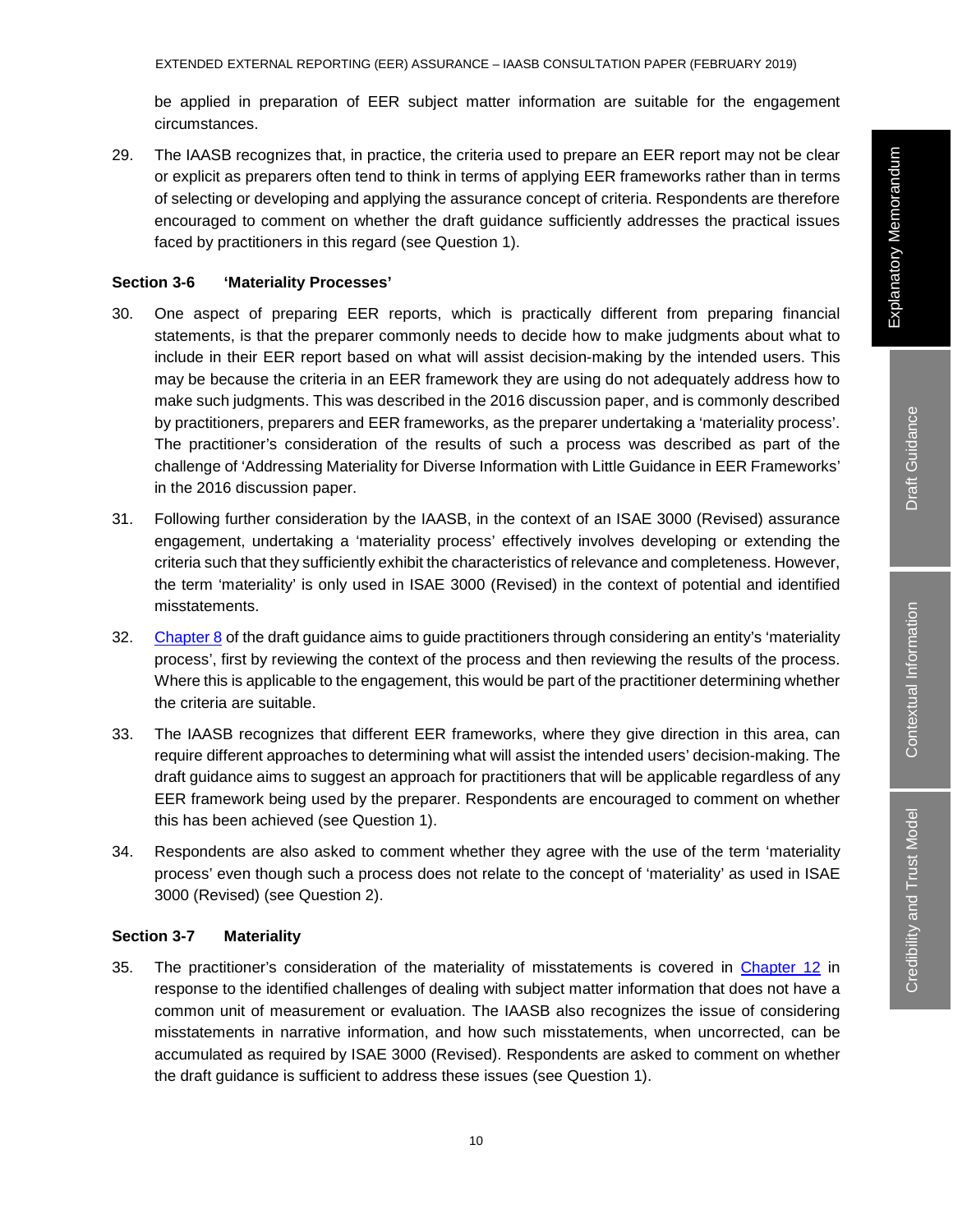be applied in preparation of EER subject matter information are suitable for the engagement circumstances.

29. The IAASB recognizes that, in practice, the criteria used to prepare an EER report may not be clear or explicit as preparers often tend to think in terms of applying EER frameworks rather than in terms of selecting or developing and applying the assurance concept of criteria. Respondents are therefore encouraged to comment on whether the draft guidance sufficiently addresses the practical issues faced by practitioners in this regard (see Question 1).

### Section 3-6 'Materiality Processes'

30. One aspect of preparing EER reports, which is practically different from preparing financial statements, is that the preparer commonly needs to decide how to make judgments about what to include in their EER report based on what will assist decision-making by the intended users. This may be because the criteria in an EER framework they are using do not adequately address how to make such judgments. This was described in the 2016 discussion paper, and is commonly described by practitioners, preparers and EER frameworks, as the preparer undertaking a 'materiality process'. The practitioner's consideration of the results of such a process was described as part of the challenge of 'Addressing Materiality for Diverse Information with Little Guidance in EER Frameworks' in the 2016 discussion paper.

31. Following further consideration by the IAASB, in the context of an ISAE 3000 (Revised) assurance engagement, undertaking a 'materiality process' effectively involves developing or extending the criteria such that they sufficiently exhibit the characteristics of relevance and completeness. However, the term 'materiality' is only used in ISAE 3000 (Revised) in the context of potential and identified misstatements.

32. Chapter 8 of the draft guidance aims to guide practitioners through considering an entity's 'materiality process', first by reviewing the context of the process and then reviewing the results of the process. Where this is applicable to the engagement, this would be part of the practitioner determining whether the criteria are suitable.

33. The IAASB recognizes that different EER frameworks, where they give direction in this area, can require different approaches to determining what will assist the intended users' decision-making. The draft guidance aims to suggest an approach for practitioners that will be applicable regardless of any EER framework being used by the preparer. Respondents are encouraged to comment on whether this has been achieved (see Question 1).

34. Respondents are also asked to comment whether they agree with the use of the term 'materiality process' even though such a process does not relate to the concept of 'materiality' as used in ISAE 3000 (Revised) (see Question 2).

### Section 3-7 Materiality

35. The practitioner's consideration of the materiality of misstatements is covered in Chapter 12 in response to the identified challenges of dealing with subject matter information that does not have a common unit of measurement or evaluation. The IAASB also recognizes the issue of considering misstatements in narrative information, and how such misstatements, when uncorrected, can be accumulated as required by ISAE 3000 (Revised). Respondents are asked to comment on whether the draft guidance is sufficient to address these issues (see Question 1).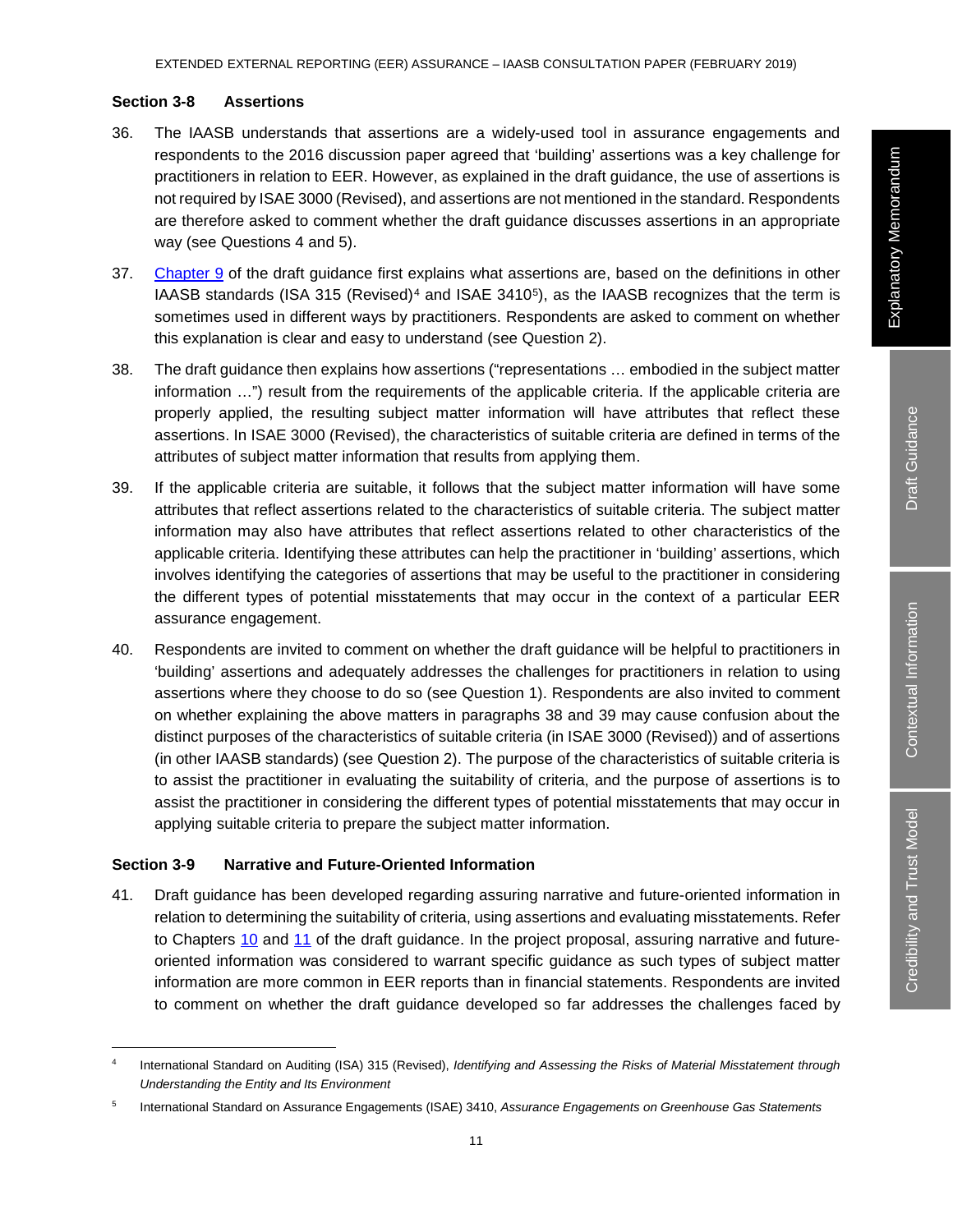### Section 3-8 Assertions

36. The IAASB understands that assertions are a widely-used tool in assurance engagements and respondents to the 2016 discussion paper agreed that 'building' assertions was a key challenge for practitioners in relation to EER. However, as explained in the draft guidance, the use of assertions is not required by ISAE 3000 (Revised), and assertions are not mentioned in the standard. Respondents are therefore asked to comment whether the draft guidance discusses assertions in an appropriate way (see Questions 4 and 5).

37. Chapter 9 of the draft guidance first explains what assertions are, based on the definitions in other IAASB standards (ISA 315 (Revised)[4] and ISAE 3410[5]), as the IAASB recognizes that the term is sometimes used in different ways by practitioners. Respondents are asked to comment on whether this explanation is clear and easy to understand (see Question 2).

38. The draft guidance then explains how assertions ("representations … embodied in the subject matter information …") result from the requirements of the applicable criteria. If the applicable criteria are properly applied, the resulting subject matter information will have attributes that reflect these assertions. In ISAE 3000 (Revised), the characteristics of suitable criteria are defined in terms of the attributes of subject matter information that results from applying them.

39. If the applicable criteria are suitable, it follows that the subject matter information will have some attributes that reflect assertions related to the characteristics of suitable criteria. The subject matter information may also have attributes that reflect assertions related to other characteristics of the applicable criteria. Identifying these attributes can help the practitioner in 'building' assertions, which involves identifying the categories of assertions that may be useful to the practitioner in considering the different types of potential misstatements that may occur in the context of a particular EER assurance engagement.

40. Respondents are invited to comment on whether the draft guidance will be helpful to practitioners in 'building' assertions and adequately addresses the challenges for practitioners in relation to using assertions where they choose to do so (see Question 1). Respondents are also invited to comment on whether explaining the above matters in paragraphs 38 and 39 may cause confusion about the distinct purposes of the characteristics of suitable criteria (in ISAE 3000 (Revised)) and of assertions (in other IAASB standards) (see Question 2). The purpose of the characteristics of suitable criteria is to assist the practitioner in evaluating the suitability of criteria, and the purpose of assertions is to assist the practitioner in considering the different types of potential misstatements that may occur in applying suitable criteria to prepare the subject matter information.

### Section 3-9 Narrative and Future-Oriented Information

41. Draft guidance has been developed regarding assuring narrative and future-oriented information in relation to determining the suitability of criteria, using assertions and evaluating misstatements. Refer to Chapters 10 and 11 of the draft guidance. In the project proposal, assuring narrative and future-oriented information was considered to warrant specific guidance as such types of subject matter information are more common in EER reports than in financial statements. Respondents are invited to comment on whether the draft guidance developed so far addresses the challenges faced by

---

[4] International Standard on Auditing (ISA) 315 (Revised), *Identifying and Assessing the Risks of Material Misstatement through Understanding the Entity and Its Environment*

[5] International Standard on Assurance Engagements (ISAE) 3410, *Assurance Engagements on Greenhouse Gas Statements*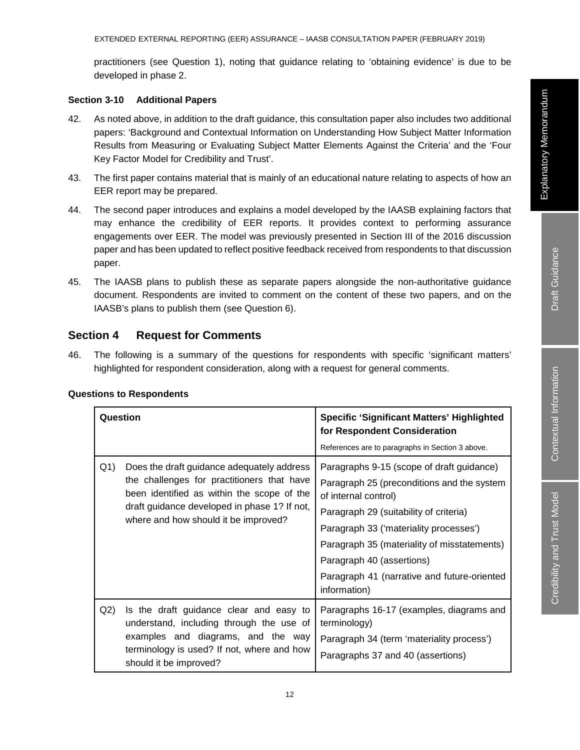practitioners (see Question 1), noting that guidance relating to 'obtaining evidence' is due to be developed in phase 2.

**Section 3-10 Additional Papers**

42. As noted above, in addition to the draft guidance, this consultation paper also includes two additional papers: 'Background and Contextual Information on Understanding How Subject Matter Information Results from Measuring or Evaluating Subject Matter Elements Against the Criteria' and the 'Four Key Factor Model for Credibility and Trust'.

43. The first paper contains material that is mainly of an educational nature relating to aspects of how an EER report may be prepared.

44. The second paper introduces and explains a model developed by the IAASB explaining factors that may enhance the credibility of EER reports. It provides context to performing assurance engagements over EER. The model was previously presented in Section III of the 2016 discussion paper and has been updated to reflect positive feedback received from respondents to that discussion paper.

45. The IAASB plans to publish these as separate papers alongside the non-authoritative guidance document. Respondents are invited to comment on the content of these two papers, and on the IAASB's plans to publish them (see Question 6).

## Section 4 Request for Comments

46. The following is a summary of the questions for respondents with specific 'significant matters' highlighted for respondent consideration, along with a request for general comments.

**Questions to Respondents**

| Question | Specific 'Significant Matters' Highlighted for Respondent Consideration<br>References are to paragraphs in Section 3 above. |
|---|---|
| Q1) Does the draft guidance adequately address the challenges for practitioners that have been identified as within the scope of the draft guidance developed in phase 1? If not, where and how should it be improved? | Paragraphs 9-15 (scope of draft guidance)<br>Paragraph 25 (preconditions and the system of internal control)<br>Paragraph 29 (suitability of criteria)<br>Paragraph 33 ('materiality processes')<br>Paragraph 35 (materiality of misstatements)<br>Paragraph 40 (assertions)<br>Paragraph 41 (narrative and future-oriented information) |
| Q2) Is the draft guidance clear and easy to understand, including through the use of examples and diagrams, and the way terminology is used? If not, where and how should it be improved? | Paragraphs 16-17 (examples, diagrams and terminology)<br>Paragraph 34 (term 'materiality process')<br>Paragraphs 37 and 40 (assertions) |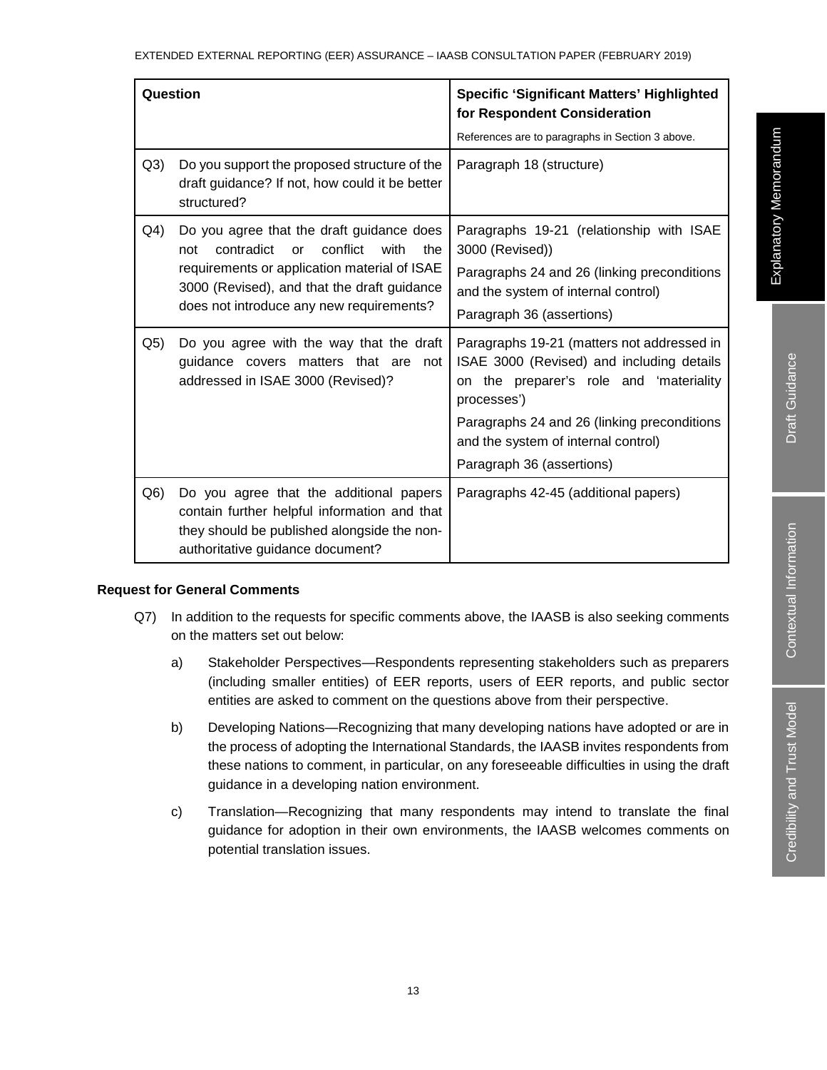| Question | Specific 'Significant Matters' Highlighted for Respondent Consideration<br>References are to paragraphs in Section 3 above. |
|---|---|
| Q3) Do you support the proposed structure of the draft guidance? If not, how could it be better structured? | Paragraph 18 (structure) |
| Q4) Do you agree that the draft guidance does not contradict or conflict with the requirements or application material of ISAE 3000 (Revised), and that the draft guidance does not introduce any new requirements? | Paragraphs 19-21 (relationship with ISAE 3000 (Revised))<br>Paragraphs 24 and 26 (linking preconditions and the system of internal control)<br>Paragraph 36 (assertions) |
| Q5) Do you agree with the way that the draft guidance covers matters that are not addressed in ISAE 3000 (Revised)? | Paragraphs 19-21 (matters not addressed in ISAE 3000 (Revised) and including details on the preparer's role and 'materiality processes')<br>Paragraphs 24 and 26 (linking preconditions and the system of internal control)<br>Paragraph 36 (assertions) |
| Q6) Do you agree that the additional papers contain further helpful information and that they should be published alongside the non-authoritative guidance document? | Paragraphs 42-45 (additional papers) |

**Request for General Comments**

Q7) In addition to the requests for specific comments above, the IAASB is also seeking comments on the matters set out below:

a) Stakeholder Perspectives—Respondents representing stakeholders such as preparers (including smaller entities) of EER reports, users of EER reports, and public sector entities are asked to comment on the questions above from their perspective.

b) Developing Nations—Recognizing that many developing nations have adopted or are in the process of adopting the International Standards, the IAASB invites respondents from these nations to comment, in particular, on any foreseeable difficulties in using the draft guidance in a developing nation environment.

c) Translation—Recognizing that many respondents may intend to translate the final guidance for adoption in their own environments, the IAASB welcomes comments on potential translation issues.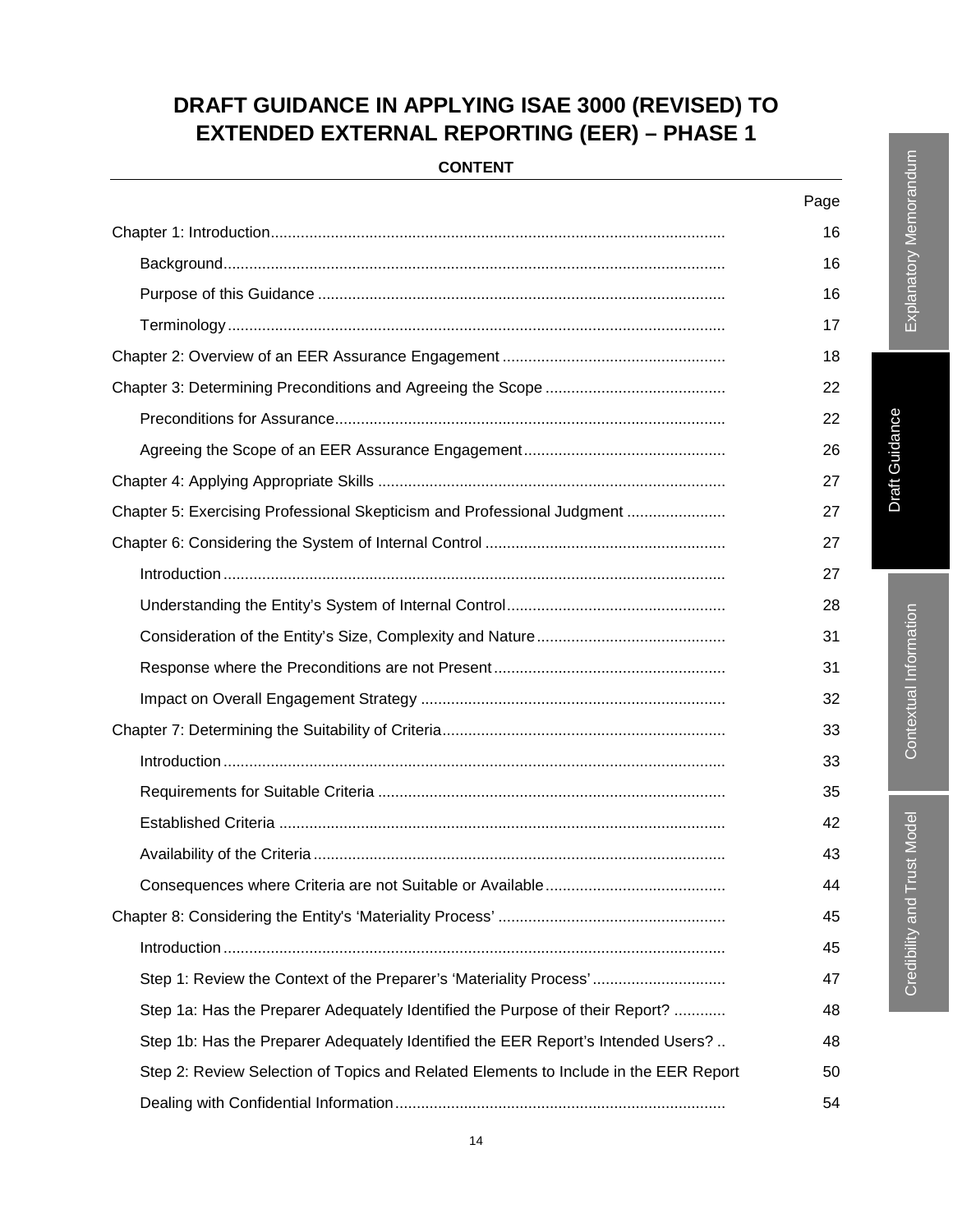# DRAFT GUIDANCE IN APPLYING ISAE 3000 (REVISED) TO EXTENDED EXTERNAL REPORTING (EER) – PHASE 1

**CONTENT**

| | Page |
|---|---|
| Chapter 1: Introduction | 16 |
| Background | 16 |
| Purpose of this Guidance | 16 |
| Terminology | 17 |
| Chapter 2: Overview of an EER Assurance Engagement | 18 |
| Chapter 3: Determining Preconditions and Agreeing the Scope | 22 |
| Preconditions for Assurance | 22 |
| Agreeing the Scope of an EER Assurance Engagement | 26 |
| Chapter 4: Applying Appropriate Skills | 27 |
| Chapter 5: Exercising Professional Skepticism and Professional Judgment | 27 |
| Chapter 6: Considering the System of Internal Control | 27 |
| Introduction | 27 |
| Understanding the Entity's System of Internal Control | 28 |
| Consideration of the Entity's Size, Complexity and Nature | 31 |
| Response where the Preconditions are not Present | 31 |
| Impact on Overall Engagement Strategy | 32 |
| Chapter 7: Determining the Suitability of Criteria | 33 |
| Introduction | 33 |
| Requirements for Suitable Criteria | 35 |
| Established Criteria | 42 |
| Availability of the Criteria | 43 |
| Consequences where Criteria are not Suitable or Available | 44 |
| Chapter 8: Considering the Entity's 'Materiality Process' | 45 |
| Introduction | 45 |
| Step 1: Review the Context of the Preparer's 'Materiality Process' | 47 |
| Step 1a: Has the Preparer Adequately Identified the Purpose of their Report? | 48 |
| Step 1b: Has the Preparer Adequately Identified the EER Report's Intended Users? | 48 |
| Step 2: Review Selection of Topics and Related Elements to Include in the EER Report | 50 |
| Dealing with Confidential Information | 54 |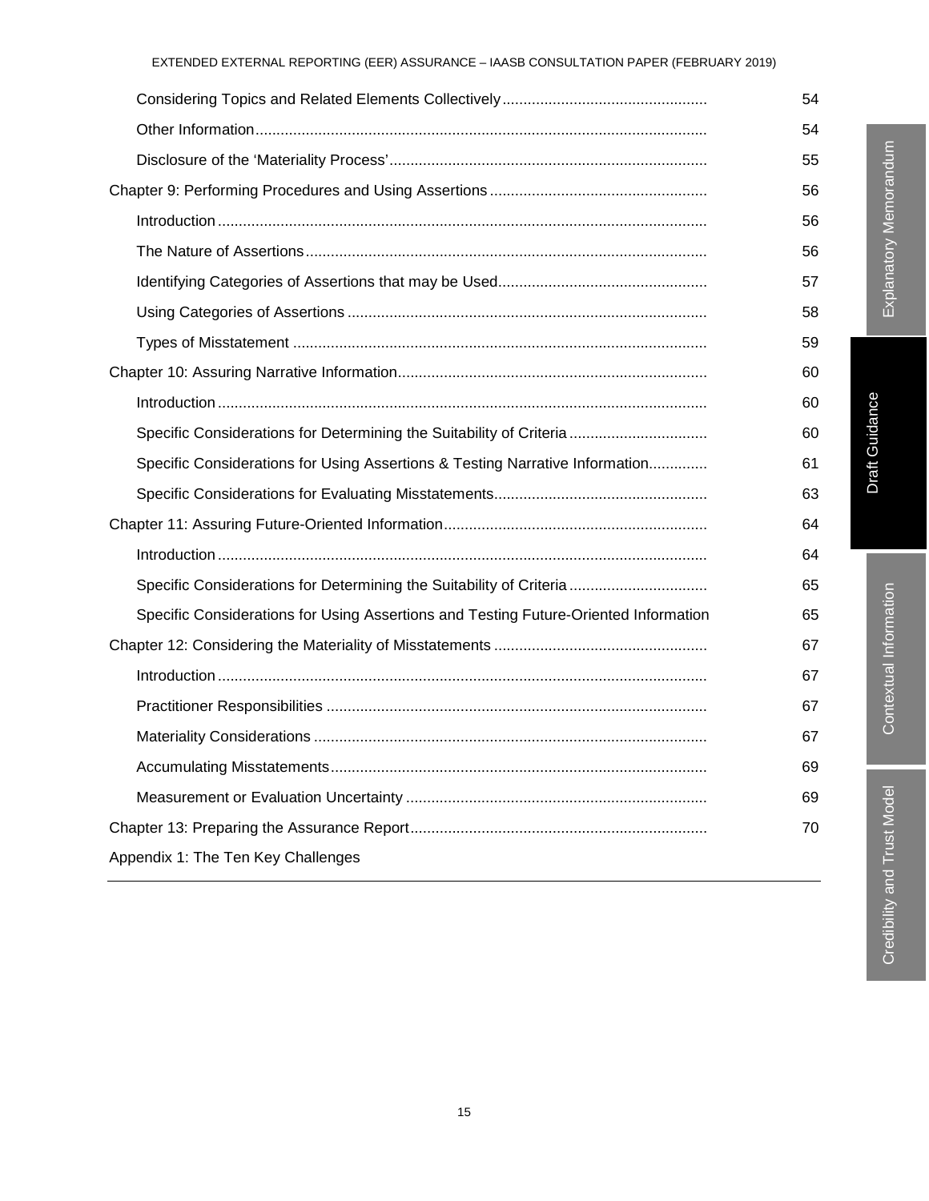| | |
|---|---|
| Considering Topics and Related Elements Collectively | 54 |
| Other Information | 54 |
| Disclosure of the 'Materiality Process' | 55 |
| Chapter 9: Performing Procedures and Using Assertions | 56 |
| Introduction | 56 |
| The Nature of Assertions | 56 |
| Identifying Categories of Assertions that may be Used | 57 |
| Using Categories of Assertions | 58 |
| Types of Misstatement | 59 |
| Chapter 10: Assuring Narrative Information | 60 |
| Introduction | 60 |
| Specific Considerations for Determining the Suitability of Criteria | 60 |
| Specific Considerations for Using Assertions & Testing Narrative Information | 61 |
| Specific Considerations for Evaluating Misstatements | 63 |
| Chapter 11: Assuring Future-Oriented Information | 64 |
| Introduction | 64 |
| Specific Considerations for Determining the Suitability of Criteria | 65 |
| Specific Considerations for Using Assertions and Testing Future-Oriented Information | 65 |
| Chapter 12: Considering the Materiality of Misstatements | 67 |
| Introduction | 67 |
| Practitioner Responsibilities | 67 |
| Materiality Considerations | 67 |
| Accumulating Misstatements | 69 |
| Measurement or Evaluation Uncertainty | 69 |
| Chapter 13: Preparing the Assurance Report | 70 |
| Appendix 1: The Ten Key Challenges | |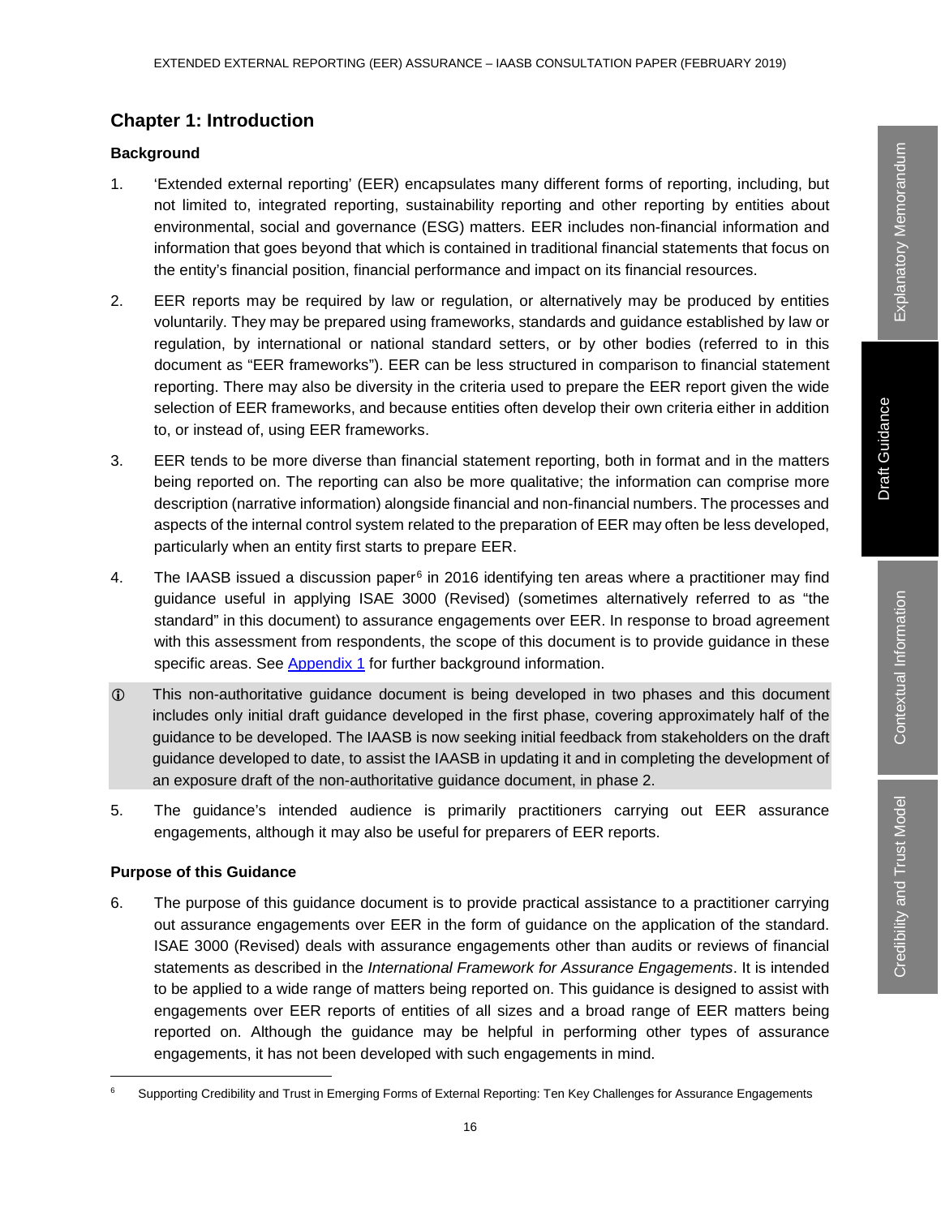## Chapter 1: Introduction

### Background

1. 'Extended external reporting' (EER) encapsulates many different forms of reporting, including, but not limited to, integrated reporting, sustainability reporting and other reporting by entities about environmental, social and governance (ESG) matters. EER includes non-financial information and information that goes beyond that which is contained in traditional financial statements that focus on the entity's financial position, financial performance and impact on its financial resources.

2. EER reports may be required by law or regulation, or alternatively may be produced by entities voluntarily. They may be prepared using frameworks, standards and guidance established by law or regulation, by international or national standard setters, or by other bodies (referred to in this document as "EER frameworks"). EER can be less structured in comparison to financial statement reporting. There may also be diversity in the criteria used to prepare the EER report given the wide selection of EER frameworks, and because entities often develop their own criteria either in addition to, or instead of, using EER frameworks.

3. EER tends to be more diverse than financial statement reporting, both in format and in the matters being reported on. The reporting can also be more qualitative; the information can comprise more description (narrative information) alongside financial and non-financial numbers. The processes and aspects of the internal control system related to the preparation of EER may often be less developed, particularly when an entity first starts to prepare EER.

4. The IAASB issued a discussion paper[6] in 2016 identifying ten areas where a practitioner may find guidance useful in applying ISAE 3000 (Revised) (sometimes alternatively referred to as "the standard" in this document) to assurance engagements over EER. In response to broad agreement with this assessment from respondents, the scope of this document is to provide guidance in these specific areas. See Appendix 1 for further background information.

ⓘ This non-authoritative guidance document is being developed in two phases and this document includes only initial draft guidance developed in the first phase, covering approximately half of the guidance to be developed. The IAASB is now seeking initial feedback from stakeholders on the draft guidance developed to date, to assist the IAASB in updating it and in completing the development of an exposure draft of the non-authoritative guidance document, in phase 2.

5. The guidance's intended audience is primarily practitioners carrying out EER assurance engagements, although it may also be useful for preparers of EER reports.

### Purpose of this Guidance

6. The purpose of this guidance document is to provide practical assistance to a practitioner carrying out assurance engagements over EER in the form of guidance on the application of the standard. ISAE 3000 (Revised) deals with assurance engagements other than audits or reviews of financial statements as described in the *International Framework for Assurance Engagements*. It is intended to be applied to a wide range of matters being reported on. This guidance is designed to assist with engagements over EER reports of entities of all sizes and a broad range of EER matters being reported on. Although the guidance may be helpful in performing other types of assurance engagements, it has not been developed with such engagements in mind.

---

[6] Supporting Credibility and Trust in Emerging Forms of External Reporting: Ten Key Challenges for Assurance Engagements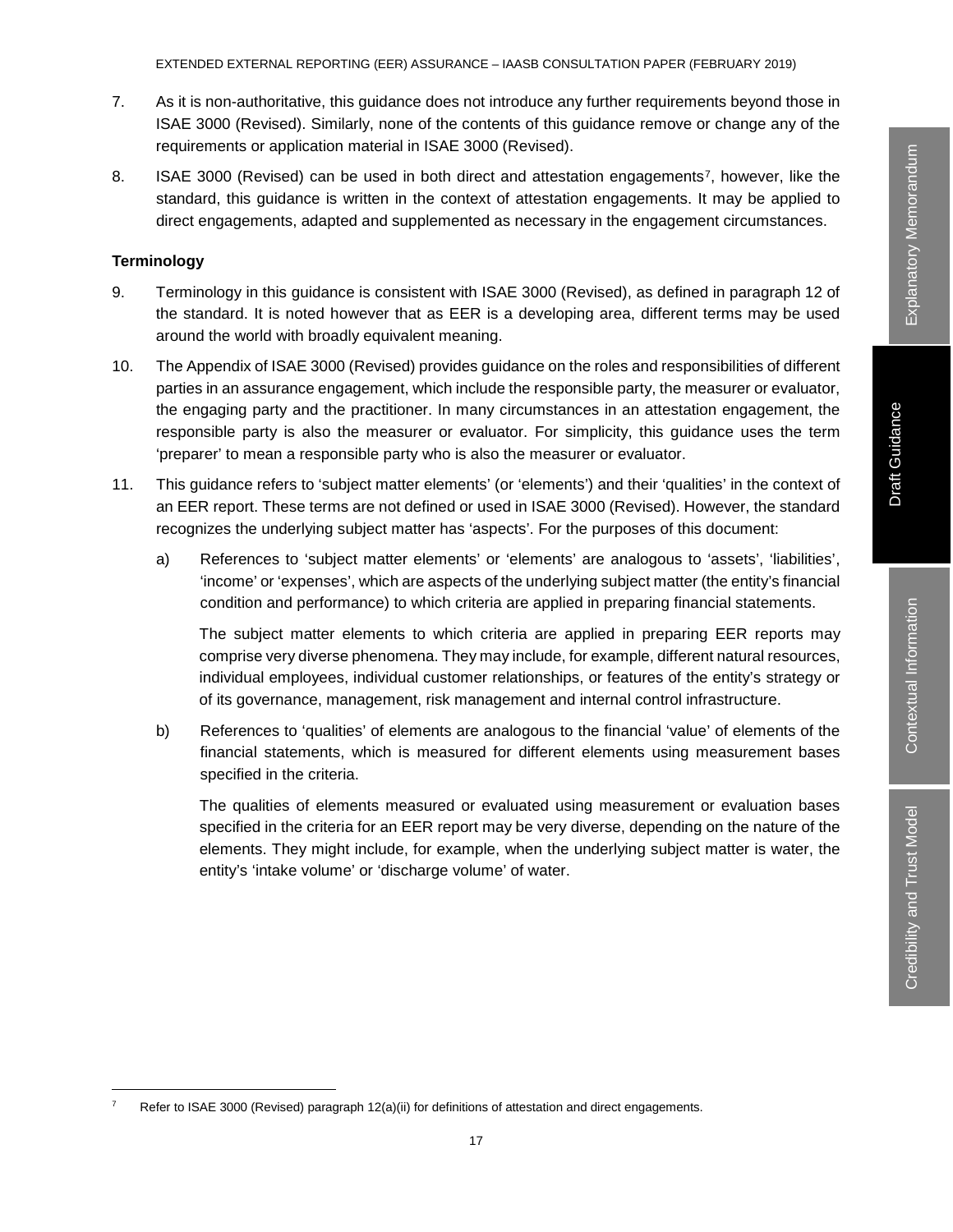7. As it is non-authoritative, this guidance does not introduce any further requirements beyond those in ISAE 3000 (Revised). Similarly, none of the contents of this guidance remove or change any of the requirements or application material in ISAE 3000 (Revised).

8. ISAE 3000 (Revised) can be used in both direct and attestation engagements[7], however, like the standard, this guidance is written in the context of attestation engagements. It may be applied to direct engagements, adapted and supplemented as necessary in the engagement circumstances.

### Terminology

9. Terminology in this guidance is consistent with ISAE 3000 (Revised), as defined in paragraph 12 of the standard. It is noted however that as EER is a developing area, different terms may be used around the world with broadly equivalent meaning.

10. The Appendix of ISAE 3000 (Revised) provides guidance on the roles and responsibilities of different parties in an assurance engagement, which include the responsible party, the measurer or evaluator, the engaging party and the practitioner. In many circumstances in an attestation engagement, the responsible party is also the measurer or evaluator. For simplicity, this guidance uses the term 'preparer' to mean a responsible party who is also the measurer or evaluator.

11. This guidance refers to 'subject matter elements' (or 'elements') and their 'qualities' in the context of an EER report. These terms are not defined or used in ISAE 3000 (Revised). However, the standard recognizes the underlying subject matter has 'aspects'. For the purposes of this document:

    a) References to 'subject matter elements' or 'elements' are analogous to 'assets', 'liabilities', 'income' or 'expenses', which are aspects of the underlying subject matter (the entity's financial condition and performance) to which criteria are applied in preparing financial statements.

       The subject matter elements to which criteria are applied in preparing EER reports may comprise very diverse phenomena. They may include, for example, different natural resources, individual employees, individual customer relationships, or features of the entity's strategy or of its governance, management, risk management and internal control infrastructure.

    b) References to 'qualities' of elements are analogous to the financial 'value' of elements of the financial statements, which is measured for different elements using measurement bases specified in the criteria.

       The qualities of elements measured or evaluated using measurement or evaluation bases specified in the criteria for an EER report may be very diverse, depending on the nature of the elements. They might include, for example, when the underlying subject matter is water, the entity's 'intake volume' or 'discharge volume' of water.

[7] Refer to ISAE 3000 (Revised) paragraph 12(a)(ii) for definitions of attestation and direct engagements.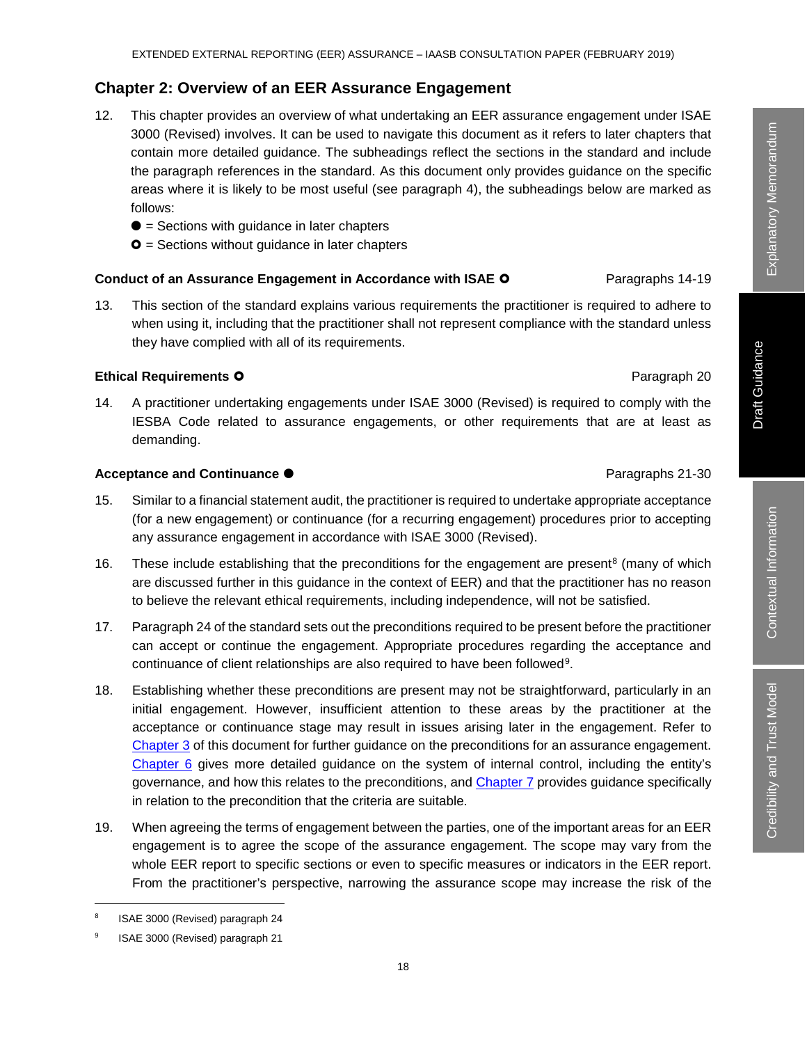## Chapter 2: Overview of an EER Assurance Engagement

12. This chapter provides an overview of what undertaking an EER assurance engagement under ISAE 3000 (Revised) involves. It can be used to navigate this document as it refers to later chapters that contain more detailed guidance. The subheadings reflect the sections in the standard and include the paragraph references in the standard. As this document only provides guidance on the specific areas where it is likely to be most useful (see paragraph 4), the subheadings below are marked as follows:

   ● = Sections with guidance in later chapters

   ○ = Sections without guidance in later chapters

**Conduct of an Assurance Engagement in Accordance with ISAE ○** — Paragraphs 14-19

13. This section of the standard explains various requirements the practitioner is required to adhere to when using it, including that the practitioner shall not represent compliance with the standard unless they have complied with all of its requirements.

**Ethical Requirements ○** — Paragraph 20

14. A practitioner undertaking engagements under ISAE 3000 (Revised) is required to comply with the IESBA Code related to assurance engagements, or other requirements that are at least as demanding.

**Acceptance and Continuance ●** — Paragraphs 21-30

15. Similar to a financial statement audit, the practitioner is required to undertake appropriate acceptance (for a new engagement) or continuance (for a recurring engagement) procedures prior to accepting any assurance engagement in accordance with ISAE 3000 (Revised).

16. These include establishing that the preconditions for the engagement are present[8] (many of which are discussed further in this guidance in the context of EER) and that the practitioner has no reason to believe the relevant ethical requirements, including independence, will not be satisfied.

17. Paragraph 24 of the standard sets out the preconditions required to be present before the practitioner can accept or continue the engagement. Appropriate procedures regarding the acceptance and continuance of client relationships are also required to have been followed[9].

18. Establishing whether these preconditions are present may not be straightforward, particularly in an initial engagement. However, insufficient attention to these areas by the practitioner at the acceptance or continuance stage may result in issues arising later in the engagement. Refer to Chapter 3 of this document for further guidance on the preconditions for an assurance engagement. Chapter 6 gives more detailed guidance on the system of internal control, including the entity's governance, and how this relates to the preconditions, and Chapter 7 provides guidance specifically in relation to the precondition that the criteria are suitable.

19. When agreeing the terms of engagement between the parties, one of the important areas for an EER engagement is to agree the scope of the assurance engagement. The scope may vary from the whole EER report to specific sections or even to specific measures or indicators in the EER report. From the practitioner's perspective, narrowing the assurance scope may increase the risk of the

---

[8] ISAE 3000 (Revised) paragraph 24

[9] ISAE 3000 (Revised) paragraph 21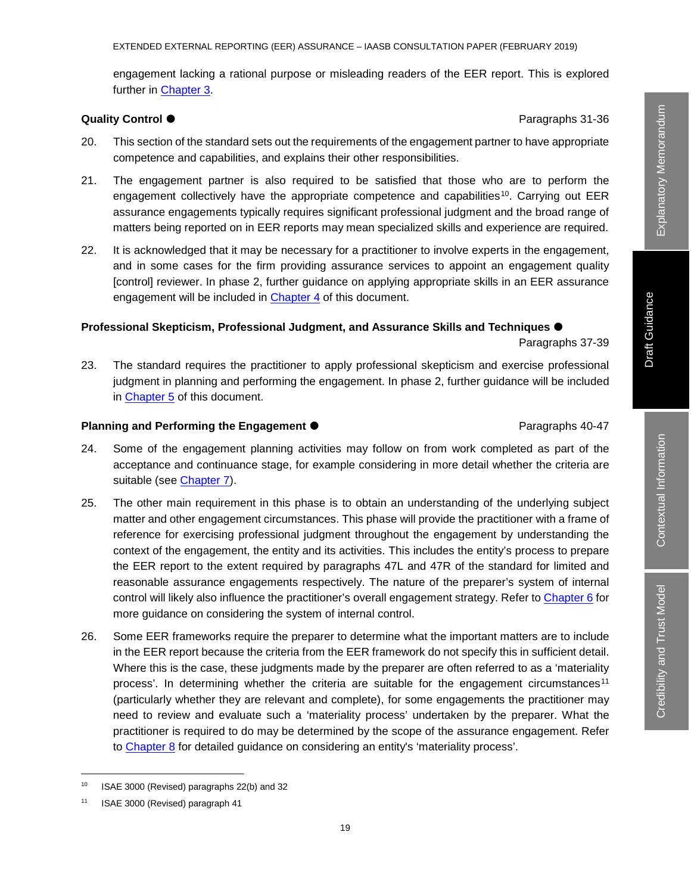engagement lacking a rational purpose or misleading readers of the EER report. This is explored further in Chapter 3.

**Quality Control ●** Paragraphs 31-36

20. This section of the standard sets out the requirements of the engagement partner to have appropriate competence and capabilities, and explains their other responsibilities.

21. The engagement partner is also required to be satisfied that those who are to perform the engagement collectively have the appropriate competence and capabilities[10]. Carrying out EER assurance engagements typically requires significant professional judgment and the broad range of matters being reported on in EER reports may mean specialized skills and experience are required.

22. It is acknowledged that it may be necessary for a practitioner to involve experts in the engagement, and in some cases for the firm providing assurance services to appoint an engagement quality [control] reviewer. In phase 2, further guidance on applying appropriate skills in an EER assurance engagement will be included in Chapter 4 of this document.

**Professional Skepticism, Professional Judgment, and Assurance Skills and Techniques ●** Paragraphs 37-39

23. The standard requires the practitioner to apply professional skepticism and exercise professional judgment in planning and performing the engagement. In phase 2, further guidance will be included in Chapter 5 of this document.

**Planning and Performing the Engagement ●** Paragraphs 40-47

24. Some of the engagement planning activities may follow on from work completed as part of the acceptance and continuance stage, for example considering in more detail whether the criteria are suitable (see Chapter 7).

25. The other main requirement in this phase is to obtain an understanding of the underlying subject matter and other engagement circumstances. This phase will provide the practitioner with a frame of reference for exercising professional judgment throughout the engagement by understanding the context of the engagement, the entity and its activities. This includes the entity's process to prepare the EER report to the extent required by paragraphs 47L and 47R of the standard for limited and reasonable assurance engagements respectively. The nature of the preparer's system of internal control will likely also influence the practitioner's overall engagement strategy. Refer to Chapter 6 for more guidance on considering the system of internal control.

26. Some EER frameworks require the preparer to determine what the important matters are to include in the EER report because the criteria from the EER framework do not specify this in sufficient detail. Where this is the case, these judgments made by the preparer are often referred to as a 'materiality process'. In determining whether the criteria are suitable for the engagement circumstances[11] (particularly whether they are relevant and complete), for some engagements the practitioner may need to review and evaluate such a 'materiality process' undertaken by the preparer. What the practitioner is required to do may be determined by the scope of the assurance engagement. Refer to Chapter 8 for detailed guidance on considering an entity's 'materiality process'.

---

[10] ISAE 3000 (Revised) paragraphs 22(b) and 32

[11] ISAE 3000 (Revised) paragraph 41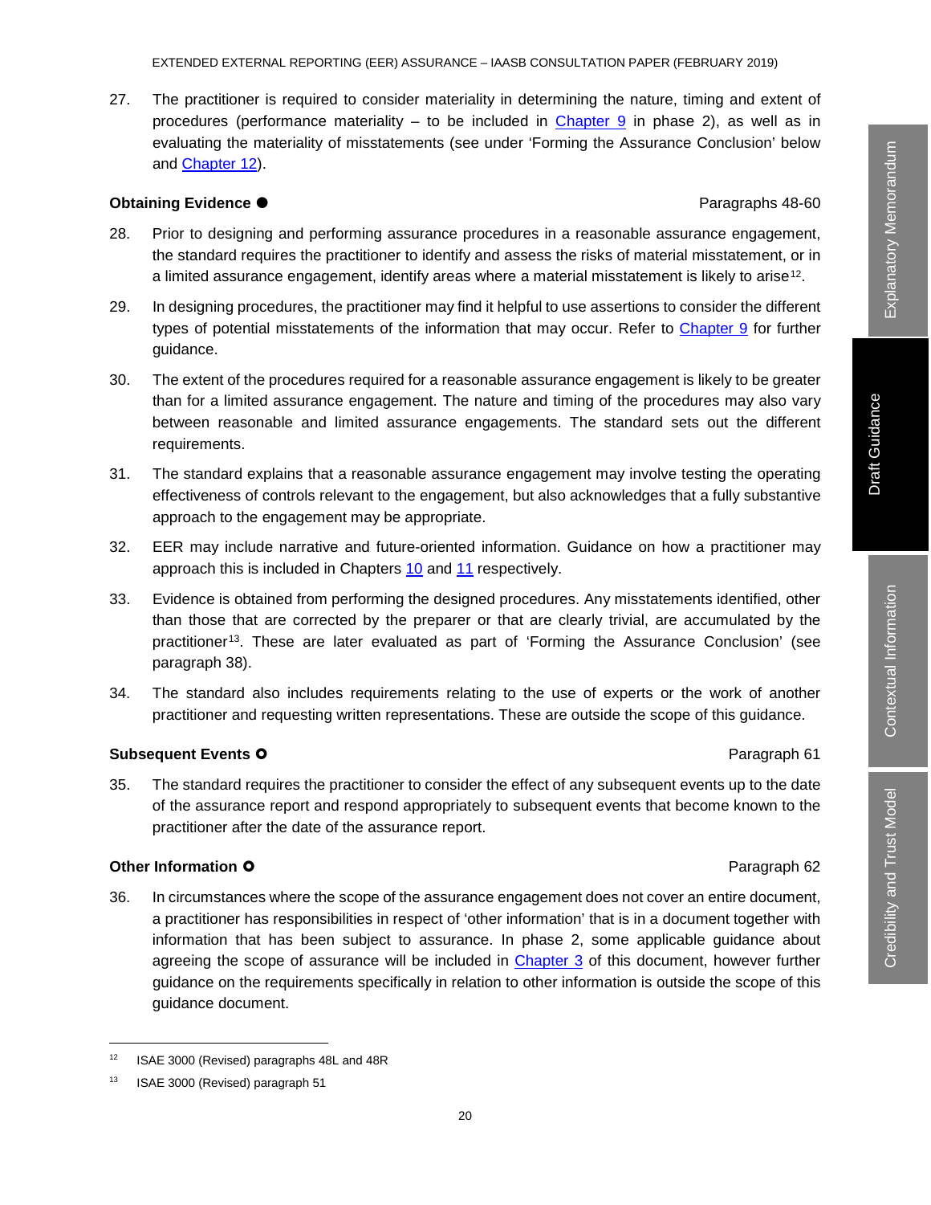27. The practitioner is required to consider materiality in determining the nature, timing and extent of procedures (performance materiality – to be included in Chapter 9 in phase 2), as well as in evaluating the materiality of misstatements (see under 'Forming the Assurance Conclusion' below and Chapter 12).

**Obtaining Evidence ●** Paragraphs 48-60

28. Prior to designing and performing assurance procedures in a reasonable assurance engagement, the standard requires the practitioner to identify and assess the risks of material misstatement, or in a limited assurance engagement, identify areas where a material misstatement is likely to arise[12].

29. In designing procedures, the practitioner may find it helpful to use assertions to consider the different types of potential misstatements of the information that may occur. Refer to Chapter 9 for further guidance.

30. The extent of the procedures required for a reasonable assurance engagement is likely to be greater than for a limited assurance engagement. The nature and timing of the procedures may also vary between reasonable and limited assurance engagements. The standard sets out the different requirements.

31. The standard explains that a reasonable assurance engagement may involve testing the operating effectiveness of controls relevant to the engagement, but also acknowledges that a fully substantive approach to the engagement may be appropriate.

32. EER may include narrative and future-oriented information. Guidance on how a practitioner may approach this is included in Chapters 10 and 11 respectively.

33. Evidence is obtained from performing the designed procedures. Any misstatements identified, other than those that are corrected by the preparer or that are clearly trivial, are accumulated by the practitioner[13]. These are later evaluated as part of 'Forming the Assurance Conclusion' (see paragraph 38).

34. The standard also includes requirements relating to the use of experts or the work of another practitioner and requesting written representations. These are outside the scope of this guidance.

**Subsequent Events ○** Paragraph 61

35. The standard requires the practitioner to consider the effect of any subsequent events up to the date of the assurance report and respond appropriately to subsequent events that become known to the practitioner after the date of the assurance report.

**Other Information ○** Paragraph 62

36. In circumstances where the scope of the assurance engagement does not cover an entire document, a practitioner has responsibilities in respect of 'other information' that is in a document together with information that has been subject to assurance. In phase 2, some applicable guidance about agreeing the scope of assurance will be included in Chapter 3 of this document, however further guidance on the requirements specifically in relation to other information is outside the scope of this guidance document.

---

[12] ISAE 3000 (Revised) paragraphs 48L and 48R

[13] ISAE 3000 (Revised) paragraph 51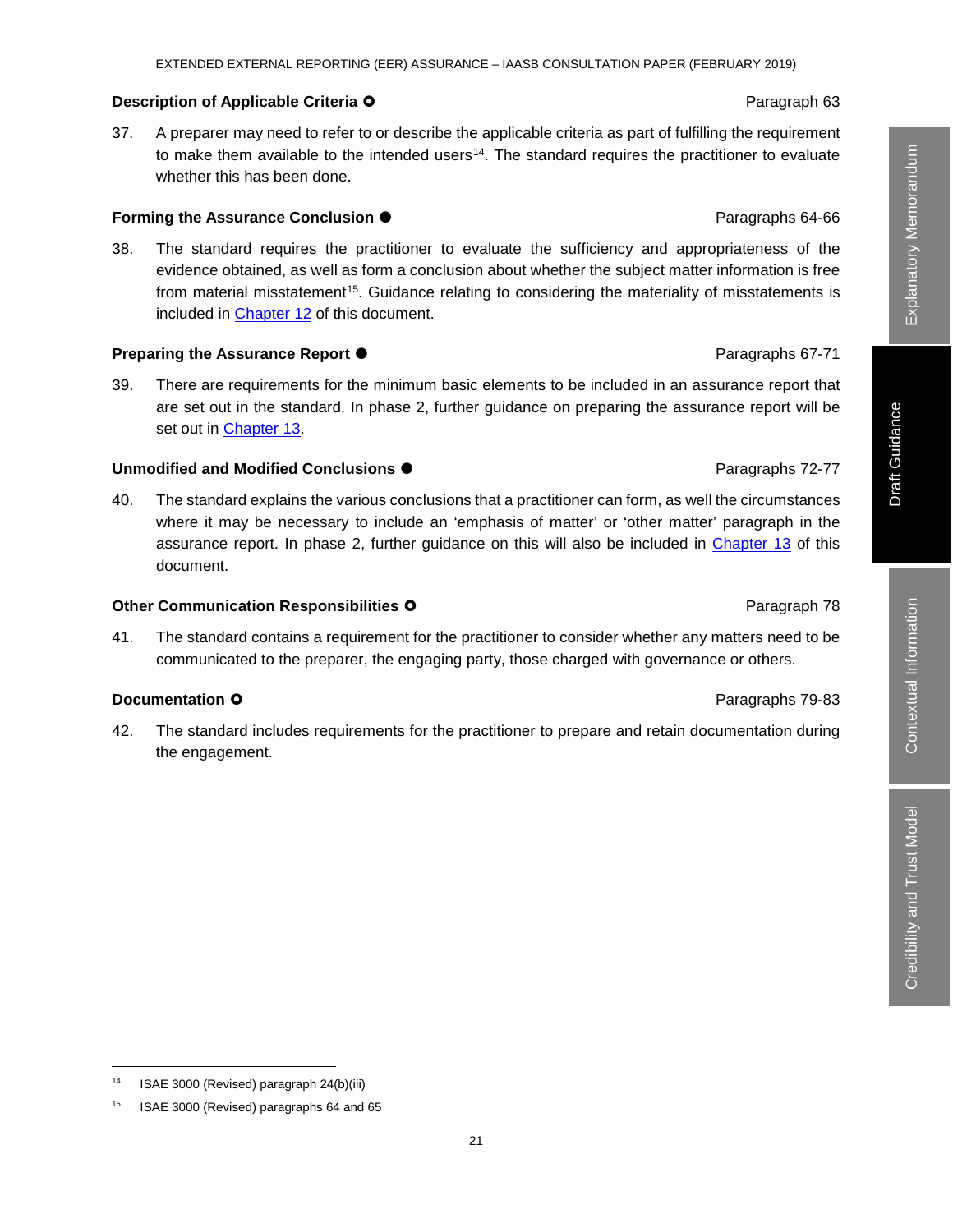### Description of Applicable Criteria ○ Paragraph 63

37. A preparer may need to refer to or describe the applicable criteria as part of fulfilling the requirement to make them available to the intended users[14]. The standard requires the practitioner to evaluate whether this has been done.

### Forming the Assurance Conclusion ● Paragraphs 64-66

38. The standard requires the practitioner to evaluate the sufficiency and appropriateness of the evidence obtained, as well as form a conclusion about whether the subject matter information is free from material misstatement[15]. Guidance relating to considering the materiality of misstatements is included in Chapter 12 of this document.

### Preparing the Assurance Report ● Paragraphs 67-71

39. There are requirements for the minimum basic elements to be included in an assurance report that are set out in the standard. In phase 2, further guidance on preparing the assurance report will be set out in Chapter 13.

### Unmodified and Modified Conclusions ● Paragraphs 72-77

40. The standard explains the various conclusions that a practitioner can form, as well the circumstances where it may be necessary to include an 'emphasis of matter' or 'other matter' paragraph in the assurance report. In phase 2, further guidance on this will also be included in Chapter 13 of this document.

### Other Communication Responsibilities ○ Paragraph 78

41. The standard contains a requirement for the practitioner to consider whether any matters need to be communicated to the preparer, the engaging party, those charged with governance or others.

### Documentation ○ Paragraphs 79-83

42. The standard includes requirements for the practitioner to prepare and retain documentation during the engagement.

---

[14] ISAE 3000 (Revised) paragraph 24(b)(iii)

[15] ISAE 3000 (Revised) paragraphs 64 and 65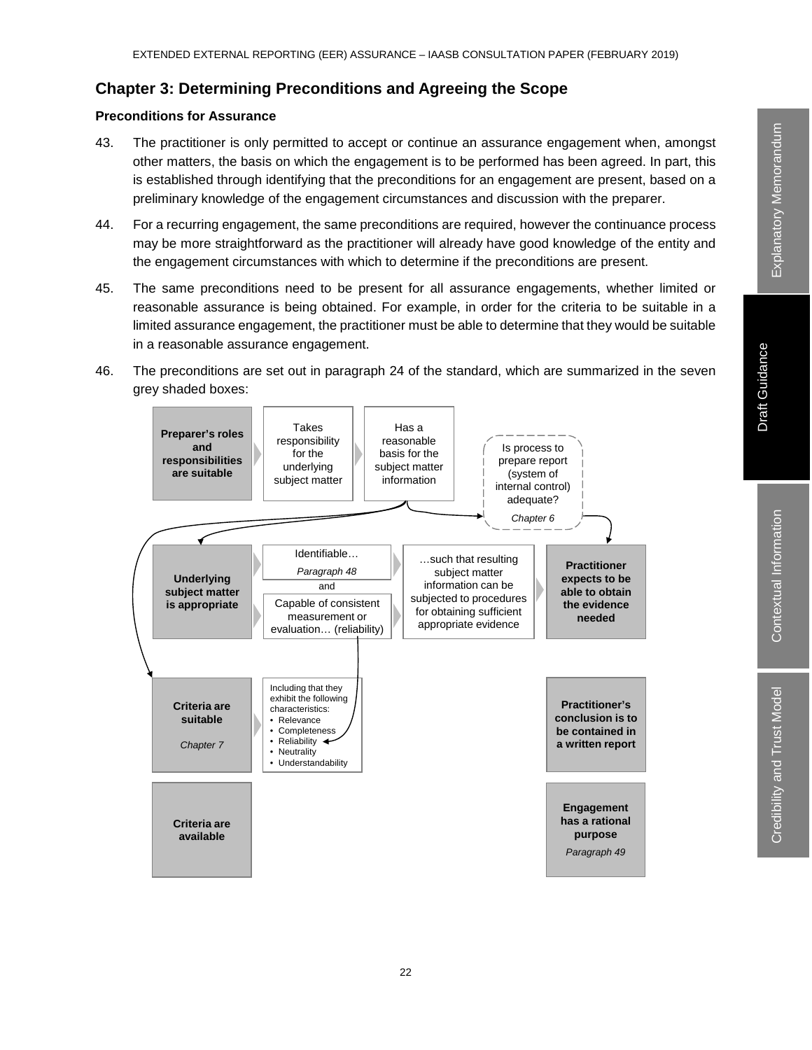## Chapter 3: Determining Preconditions and Agreeing the Scope

### Preconditions for Assurance

43. The practitioner is only permitted to accept or continue an assurance engagement when, amongst other matters, the basis on which the engagement is to be performed has been agreed. In part, this is established through identifying that the preconditions for an engagement are present, based on a preliminary knowledge of the engagement circumstances and discussion with the preparer.

44. For a recurring engagement, the same preconditions are required, however the continuance process may be more straightforward as the practitioner will already have good knowledge of the entity and the engagement circumstances with which to determine if the preconditions are present.

45. The same preconditions need to be present for all assurance engagements, whether limited or reasonable assurance is being obtained. For example, in order for the criteria to be suitable in a limited assurance engagement, the practitioner must be able to determine that they would be suitable in a reasonable assurance engagement.

46. The preconditions are set out in paragraph 24 of the standard, which are summarized in the seven grey shaded boxes:

**Preparer's roles and responsibilities are suitable** → Takes responsibility for the underlying subject matter → Has a reasonable basis for the subject matter information → Is process to prepare report (system of internal control) adequate? *Chapter 6*

**Underlying subject matter is appropriate** → Identifiable… *Paragraph 48* and Capable of consistent measurement or evaluation… (reliability) → …such that resulting subject matter information can be subjected to procedures for obtaining sufficient appropriate evidence → **Practitioner expects to be able to obtain the evidence needed**

**Criteria are suitable** *Chapter 7* → Including that they exhibit the following characteristics:
- Relevance
- Completeness
- Reliability
- Neutrality
- Understandability

**Practitioner's conclusion is to be contained in a written report**

**Criteria are available**

**Engagement has a rational purpose** *Paragraph 49*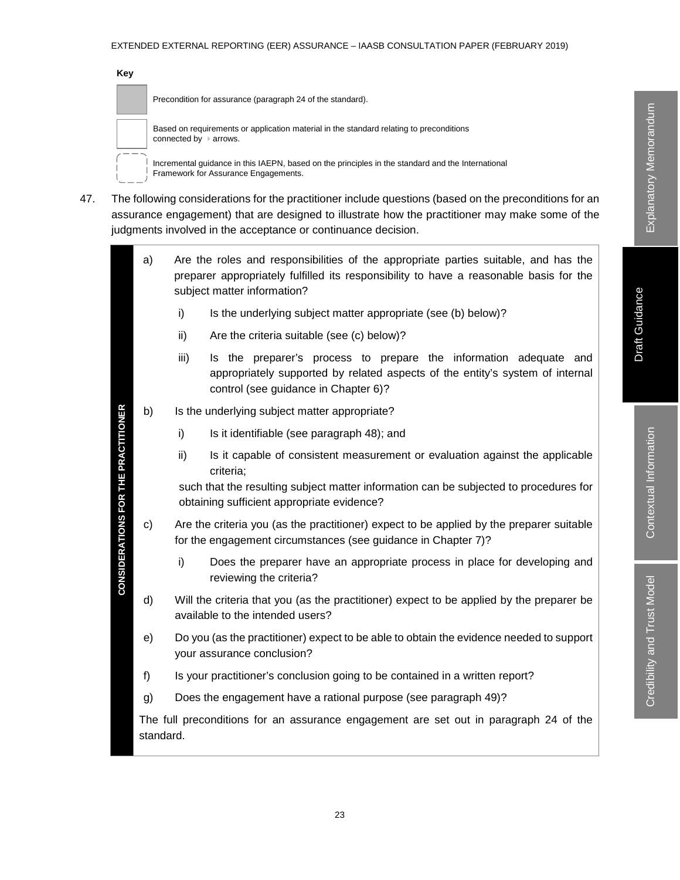**Key**

Precondition for assurance (paragraph 24 of the standard).

Based on requirements or application material in the standard relating to preconditions connected by ▸ arrows.

Incremental guidance in this IAEPN, based on the principles in the standard and the International Framework for Assurance Engagements.

47. The following considerations for the practitioner include questions (based on the preconditions for an assurance engagement) that are designed to illustrate how the practitioner may make some of the judgments involved in the acceptance or continuance decision.

**CONSIDERATIONS FOR THE PRACTITIONER**

a) Are the roles and responsibilities of the appropriate parties suitable, and has the preparer appropriately fulfilled its responsibility to have a reasonable basis for the subject matter information?

   i) Is the underlying subject matter appropriate (see (b) below)?

   ii) Are the criteria suitable (see (c) below)?

   iii) Is the preparer's process to prepare the information adequate and appropriately supported by related aspects of the entity's system of internal control (see guidance in Chapter 6)?

b) Is the underlying subject matter appropriate?

   i) Is it identifiable (see paragraph 48); and

   ii) Is it capable of consistent measurement or evaluation against the applicable criteria;

   such that the resulting subject matter information can be subjected to procedures for obtaining sufficient appropriate evidence?

c) Are the criteria you (as the practitioner) expect to be applied by the preparer suitable for the engagement circumstances (see guidance in Chapter 7)?

   i) Does the preparer have an appropriate process in place for developing and reviewing the criteria?

d) Will the criteria that you (as the practitioner) expect to be applied by the preparer be available to the intended users?

e) Do you (as the practitioner) expect to be able to obtain the evidence needed to support your assurance conclusion?

f) Is your practitioner's conclusion going to be contained in a written report?

g) Does the engagement have a rational purpose (see paragraph 49)?

The full preconditions for an assurance engagement are set out in paragraph 24 of the standard.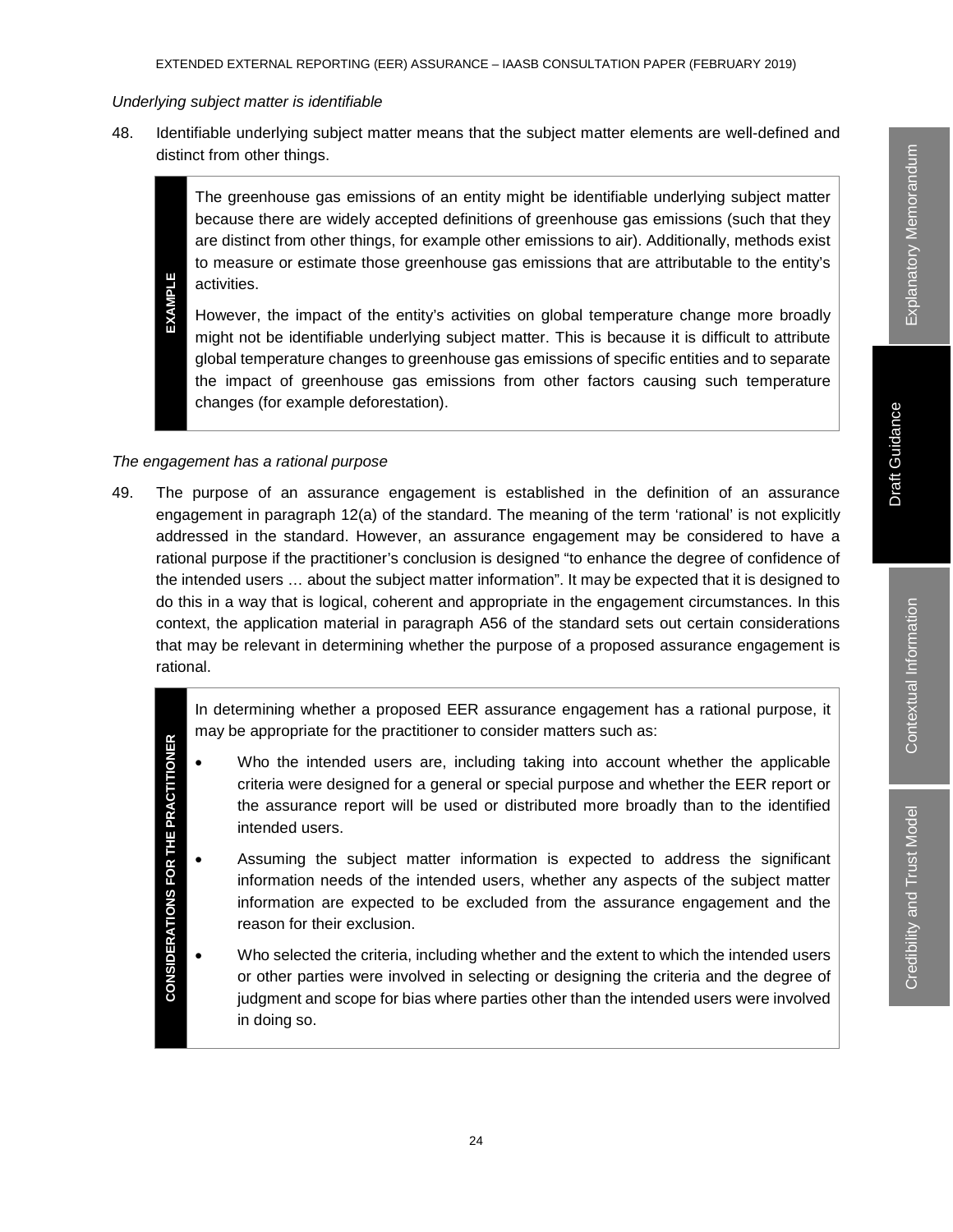*Underlying subject matter is identifiable*

48. Identifiable underlying subject matter means that the subject matter elements are well-defined and distinct from other things.

> **EXAMPLE**
>
> The greenhouse gas emissions of an entity might be identifiable underlying subject matter because there are widely accepted definitions of greenhouse gas emissions (such that they are distinct from other things, for example other emissions to air). Additionally, methods exist to measure or estimate those greenhouse gas emissions that are attributable to the entity's activities.
>
> However, the impact of the entity's activities on global temperature change more broadly might not be identifiable underlying subject matter. This is because it is difficult to attribute global temperature changes to greenhouse gas emissions of specific entities and to separate the impact of greenhouse gas emissions from other factors causing such temperature changes (for example deforestation).

*The engagement has a rational purpose*

49. The purpose of an assurance engagement is established in the definition of an assurance engagement in paragraph 12(a) of the standard. The meaning of the term 'rational' is not explicitly addressed in the standard. However, an assurance engagement may be considered to have a rational purpose if the practitioner's conclusion is designed "to enhance the degree of confidence of the intended users … about the subject matter information". It may be expected that it is designed to do this in a way that is logical, coherent and appropriate in the engagement circumstances. In this context, the application material in paragraph A56 of the standard sets out certain considerations that may be relevant in determining whether the purpose of a proposed assurance engagement is rational.

> **CONSIDERATIONS FOR THE PRACTITIONER**
>
> In determining whether a proposed EER assurance engagement has a rational purpose, it may be appropriate for the practitioner to consider matters such as:
>
> - Who the intended users are, including taking into account whether the applicable criteria were designed for a general or special purpose and whether the EER report or the assurance report will be used or distributed more broadly than to the identified intended users.
> - Assuming the subject matter information is expected to address the significant information needs of the intended users, whether any aspects of the subject matter information are expected to be excluded from the assurance engagement and the reason for their exclusion.
> - Who selected the criteria, including whether and the extent to which the intended users or other parties were involved in selecting or designing the criteria and the degree of judgment and scope for bias where parties other than the intended users were involved in doing so.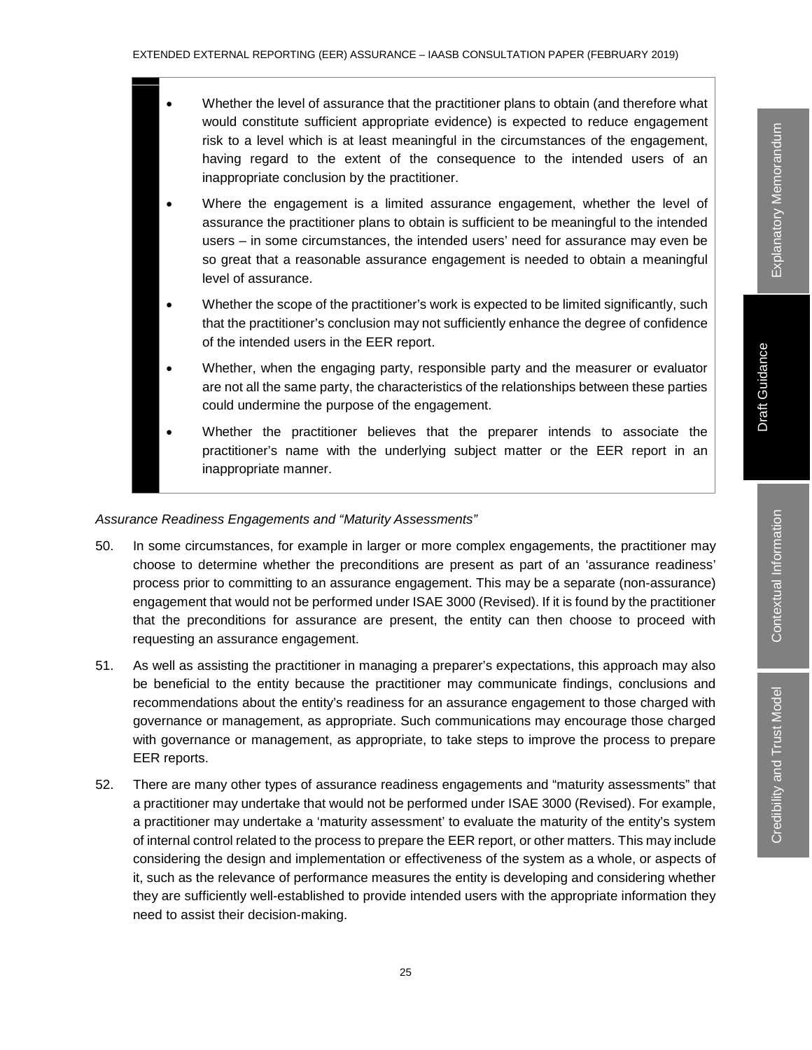- Whether the level of assurance that the practitioner plans to obtain (and therefore what would constitute sufficient appropriate evidence) is expected to reduce engagement risk to a level which is at least meaningful in the circumstances of the engagement, having regard to the extent of the consequence to the intended users of an inappropriate conclusion by the practitioner.
- Where the engagement is a limited assurance engagement, whether the level of assurance the practitioner plans to obtain is sufficient to be meaningful to the intended users – in some circumstances, the intended users' need for assurance may even be so great that a reasonable assurance engagement is needed to obtain a meaningful level of assurance.
- Whether the scope of the practitioner's work is expected to be limited significantly, such that the practitioner's conclusion may not sufficiently enhance the degree of confidence of the intended users in the EER report.
- Whether, when the engaging party, responsible party and the measurer or evaluator are not all the same party, the characteristics of the relationships between these parties could undermine the purpose of the engagement.
- Whether the practitioner believes that the preparer intends to associate the practitioner's name with the underlying subject matter or the EER report in an inappropriate manner.

*Assurance Readiness Engagements and "Maturity Assessments"*

50. In some circumstances, for example in larger or more complex engagements, the practitioner may choose to determine whether the preconditions are present as part of an 'assurance readiness' process prior to committing to an assurance engagement. This may be a separate (non-assurance) engagement that would not be performed under ISAE 3000 (Revised). If it is found by the practitioner that the preconditions for assurance are present, the entity can then choose to proceed with requesting an assurance engagement.

51. As well as assisting the practitioner in managing a preparer's expectations, this approach may also be beneficial to the entity because the practitioner may communicate findings, conclusions and recommendations about the entity's readiness for an assurance engagement to those charged with governance or management, as appropriate. Such communications may encourage those charged with governance or management, as appropriate, to take steps to improve the process to prepare EER reports.

52. There are many other types of assurance readiness engagements and "maturity assessments" that a practitioner may undertake that would not be performed under ISAE 3000 (Revised). For example, a practitioner may undertake a 'maturity assessment' to evaluate the maturity of the entity's system of internal control related to the process to prepare the EER report, or other matters. This may include considering the design and implementation or effectiveness of the system as a whole, or aspects of it, such as the relevance of performance measures the entity is developing and considering whether they are sufficiently well-established to provide intended users with the appropriate information they need to assist their decision-making.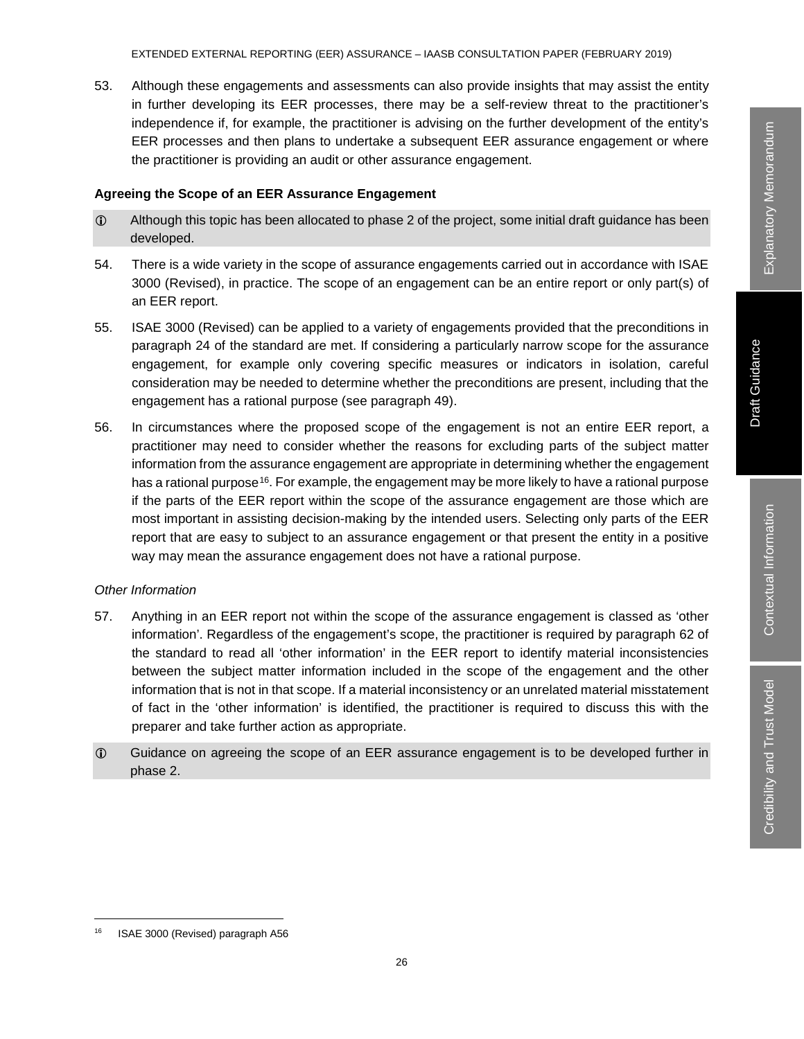53. Although these engagements and assessments can also provide insights that may assist the entity in further developing its EER processes, there may be a self-review threat to the practitioner's independence if, for example, the practitioner is advising on the further development of the entity's EER processes and then plans to undertake a subsequent EER assurance engagement or where the practitioner is providing an audit or other assurance engagement.

**Agreeing the Scope of an EER Assurance Engagement**

> ⓘ Although this topic has been allocated to phase 2 of the project, some initial draft guidance has been developed.

54. There is a wide variety in the scope of assurance engagements carried out in accordance with ISAE 3000 (Revised), in practice. The scope of an engagement can be an entire report or only part(s) of an EER report.

55. ISAE 3000 (Revised) can be applied to a variety of engagements provided that the preconditions in paragraph 24 of the standard are met. If considering a particularly narrow scope for the assurance engagement, for example only covering specific measures or indicators in isolation, careful consideration may be needed to determine whether the preconditions are present, including that the engagement has a rational purpose (see paragraph 49).

56. In circumstances where the proposed scope of the engagement is not an entire EER report, a practitioner may need to consider whether the reasons for excluding parts of the subject matter information from the assurance engagement are appropriate in determining whether the engagement has a rational purpose[16]. For example, the engagement may be more likely to have a rational purpose if the parts of the EER report within the scope of the assurance engagement are those which are most important in assisting decision-making by the intended users. Selecting only parts of the EER report that are easy to subject to an assurance engagement or that present the entity in a positive way may mean the assurance engagement does not have a rational purpose.

*Other Information*

57. Anything in an EER report not within the scope of the assurance engagement is classed as 'other information'. Regardless of the engagement's scope, the practitioner is required by paragraph 62 of the standard to read all 'other information' in the EER report to identify material inconsistencies between the subject matter information included in the scope of the engagement and the other information that is not in that scope. If a material inconsistency or an unrelated material misstatement of fact in the 'other information' is identified, the practitioner is required to discuss this with the preparer and take further action as appropriate.

> ⓘ Guidance on agreeing the scope of an EER assurance engagement is to be developed further in phase 2.

[16] ISAE 3000 (Revised) paragraph A56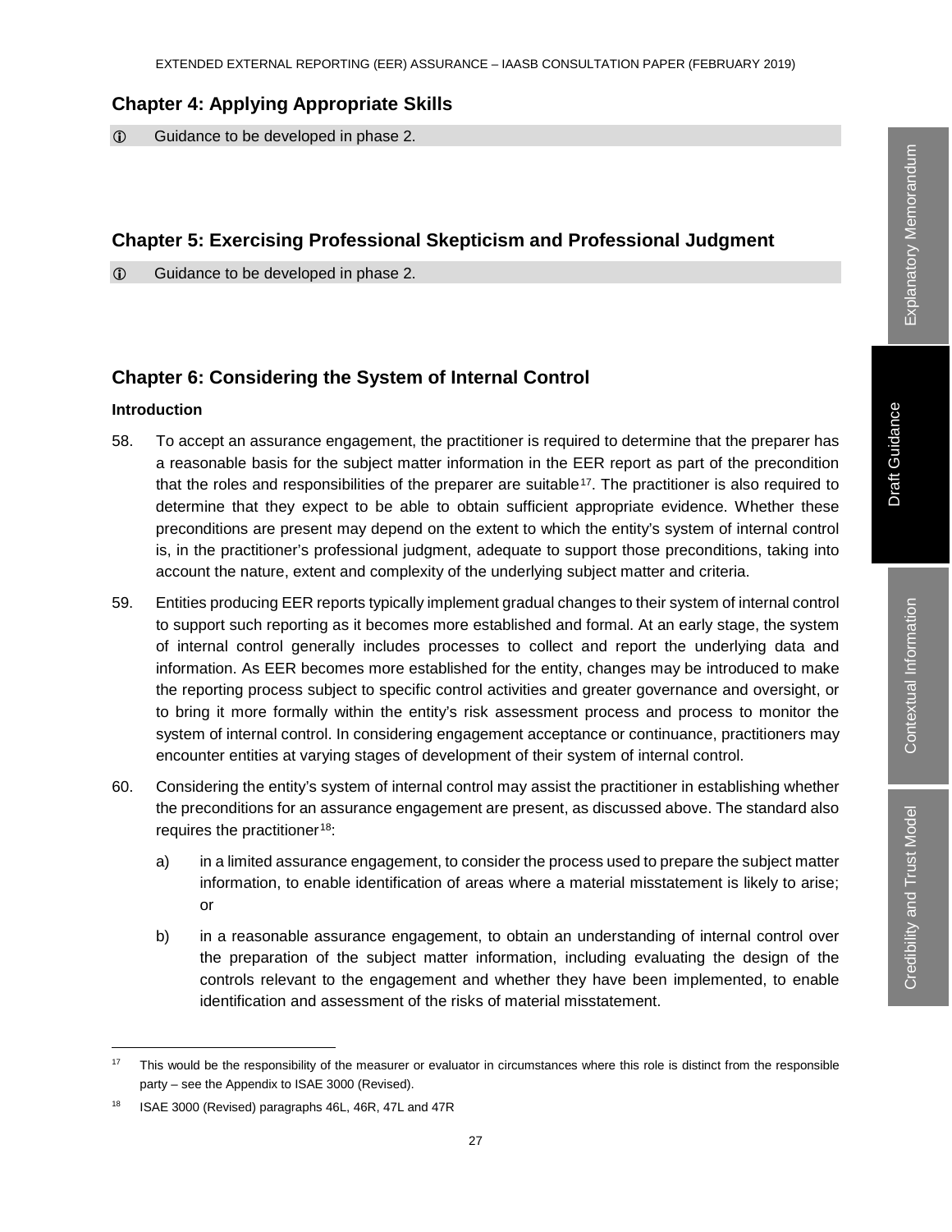## Chapter 4: Applying Appropriate Skills

ⓘ Guidance to be developed in phase 2.

## Chapter 5: Exercising Professional Skepticism and Professional Judgment

ⓘ Guidance to be developed in phase 2.

## Chapter 6: Considering the System of Internal Control

### Introduction

58. To accept an assurance engagement, the practitioner is required to determine that the preparer has a reasonable basis for the subject matter information in the EER report as part of the precondition that the roles and responsibilities of the preparer are suitable[17]. The practitioner is also required to determine that they expect to be able to obtain sufficient appropriate evidence. Whether these preconditions are present may depend on the extent to which the entity's system of internal control is, in the practitioner's professional judgment, adequate to support those preconditions, taking into account the nature, extent and complexity of the underlying subject matter and criteria.

59. Entities producing EER reports typically implement gradual changes to their system of internal control to support such reporting as it becomes more established and formal. At an early stage, the system of internal control generally includes processes to collect and report the underlying data and information. As EER becomes more established for the entity, changes may be introduced to make the reporting process subject to specific control activities and greater governance and oversight, or to bring it more formally within the entity's risk assessment process and process to monitor the system of internal control. In considering engagement acceptance or continuance, practitioners may encounter entities at varying stages of development of their system of internal control.

60. Considering the entity's system of internal control may assist the practitioner in establishing whether the preconditions for an assurance engagement are present, as discussed above. The standard also requires the practitioner[18]:

    a) in a limited assurance engagement, to consider the process used to prepare the subject matter information, to enable identification of areas where a material misstatement is likely to arise; or

    b) in a reasonable assurance engagement, to obtain an understanding of internal control over the preparation of the subject matter information, including evaluating the design of the controls relevant to the engagement and whether they have been implemented, to enable identification and assessment of the risks of material misstatement.

---

[17] This would be the responsibility of the measurer or evaluator in circumstances where this role is distinct from the responsible party – see the Appendix to ISAE 3000 (Revised).

[18] ISAE 3000 (Revised) paragraphs 46L, 46R, 47L and 47R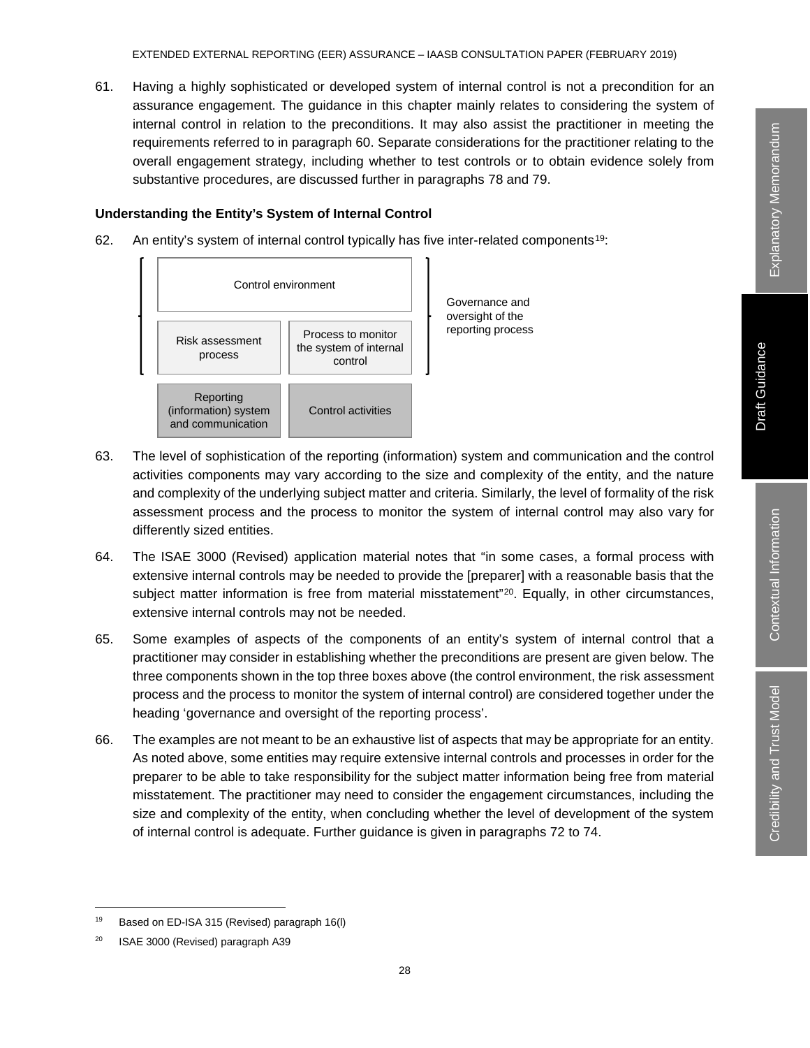61. Having a highly sophisticated or developed system of internal control is not a precondition for an assurance engagement. The guidance in this chapter mainly relates to considering the system of internal control in relation to the preconditions. It may also assist the practitioner in meeting the requirements referred to in paragraph 60. Separate considerations for the practitioner relating to the overall engagement strategy, including whether to test controls or to obtain evidence solely from substantive procedures, are discussed further in paragraphs 78 and 79.

**Understanding the Entity's System of Internal Control**

62. An entity's system of internal control typically has five inter-related components[19]:

| Control environment | | Governance and oversight of the reporting process |
|---|---|---|
| Risk assessment process | Process to monitor the system of internal control | |
| Reporting (information) system and communication | Control activities | |

63. The level of sophistication of the reporting (information) system and communication and the control activities components may vary according to the size and complexity of the entity, and the nature and complexity of the underlying subject matter and criteria. Similarly, the level of formality of the risk assessment process and the process to monitor the system of internal control may also vary for differently sized entities.

64. The ISAE 3000 (Revised) application material notes that "in some cases, a formal process with extensive internal controls may be needed to provide the [preparer] with a reasonable basis that the subject matter information is free from material misstatement"[20]. Equally, in other circumstances, extensive internal controls may not be needed.

65. Some examples of aspects of the components of an entity's system of internal control that a practitioner may consider in establishing whether the preconditions are present are given below. The three components shown in the top three boxes above (the control environment, the risk assessment process and the process to monitor the system of internal control) are considered together under the heading 'governance and oversight of the reporting process'.

66. The examples are not meant to be an exhaustive list of aspects that may be appropriate for an entity. As noted above, some entities may require extensive internal controls and processes in order for the preparer to be able to take responsibility for the subject matter information being free from material misstatement. The practitioner may need to consider the engagement circumstances, including the size and complexity of the entity, when concluding whether the level of development of the system of internal control is adequate. Further guidance is given in paragraphs 72 to 74.

---

[19] Based on ED-ISA 315 (Revised) paragraph 16(l)

[20] ISAE 3000 (Revised) paragraph A39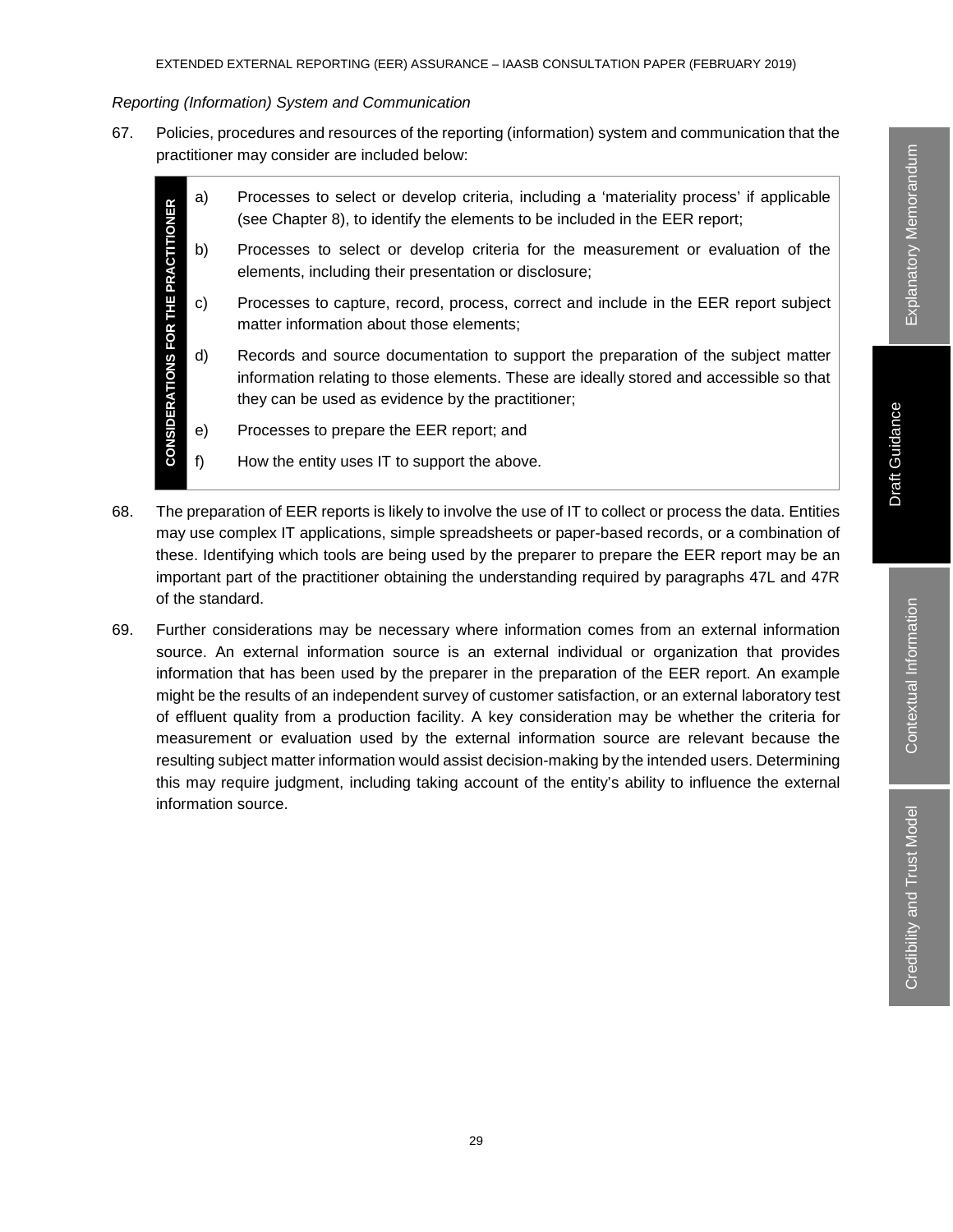*Reporting (Information) System and Communication*

67. Policies, procedures and resources of the reporting (information) system and communication that the practitioner may consider are included below:

**CONSIDERATIONS FOR THE PRACTITIONER**

a) Processes to select or develop criteria, including a 'materiality process' if applicable (see Chapter 8), to identify the elements to be included in the EER report;

b) Processes to select or develop criteria for the measurement or evaluation of the elements, including their presentation or disclosure;

c) Processes to capture, record, process, correct and include in the EER report subject matter information about those elements;

d) Records and source documentation to support the preparation of the subject matter information relating to those elements. These are ideally stored and accessible so that they can be used as evidence by the practitioner;

e) Processes to prepare the EER report; and

f) How the entity uses IT to support the above.

68. The preparation of EER reports is likely to involve the use of IT to collect or process the data. Entities may use complex IT applications, simple spreadsheets or paper-based records, or a combination of these. Identifying which tools are being used by the preparer to prepare the EER report may be an important part of the practitioner obtaining the understanding required by paragraphs 47L and 47R of the standard.

69. Further considerations may be necessary where information comes from an external information source. An external information source is an external individual or organization that provides information that has been used by the preparer in the preparation of the EER report. An example might be the results of an independent survey of customer satisfaction, or an external laboratory test of effluent quality from a production facility. A key consideration may be whether the criteria for measurement or evaluation used by the external information source are relevant because the resulting subject matter information would assist decision-making by the intended users. Determining this may require judgment, including taking account of the entity's ability to influence the external information source.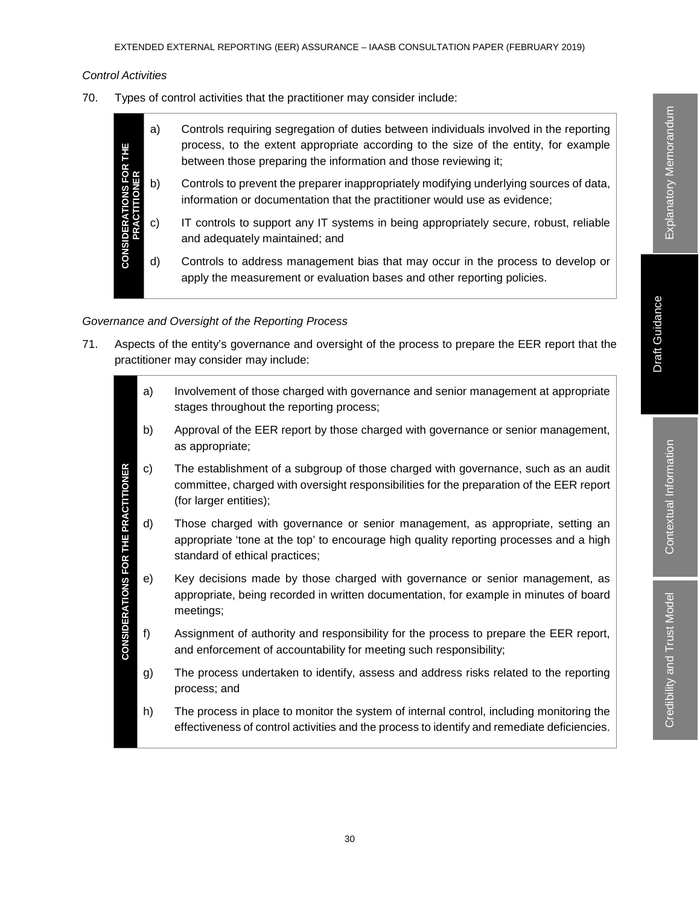*Control Activities*

70. Types of control activities that the practitioner may consider include:

**CONSIDERATIONS FOR THE PRACTITIONER**

a) Controls requiring segregation of duties between individuals involved in the reporting process, to the extent appropriate according to the size of the entity, for example between those preparing the information and those reviewing it;

b) Controls to prevent the preparer inappropriately modifying underlying sources of data, information or documentation that the practitioner would use as evidence;

c) IT controls to support any IT systems in being appropriately secure, robust, reliable and adequately maintained; and

d) Controls to address management bias that may occur in the process to develop or apply the measurement or evaluation bases and other reporting policies.

*Governance and Oversight of the Reporting Process*

71. Aspects of the entity's governance and oversight of the process to prepare the EER report that the practitioner may consider may include:

**CONSIDERATIONS FOR THE PRACTITIONER**

a) Involvement of those charged with governance and senior management at appropriate stages throughout the reporting process;

b) Approval of the EER report by those charged with governance or senior management, as appropriate;

c) The establishment of a subgroup of those charged with governance, such as an audit committee, charged with oversight responsibilities for the preparation of the EER report (for larger entities);

d) Those charged with governance or senior management, as appropriate, setting an appropriate 'tone at the top' to encourage high quality reporting processes and a high standard of ethical practices;

e) Key decisions made by those charged with governance or senior management, as appropriate, being recorded in written documentation, for example in minutes of board meetings;

f) Assignment of authority and responsibility for the process to prepare the EER report, and enforcement of accountability for meeting such responsibility;

g) The process undertaken to identify, assess and address risks related to the reporting process; and

h) The process in place to monitor the system of internal control, including monitoring the effectiveness of control activities and the process to identify and remediate deficiencies.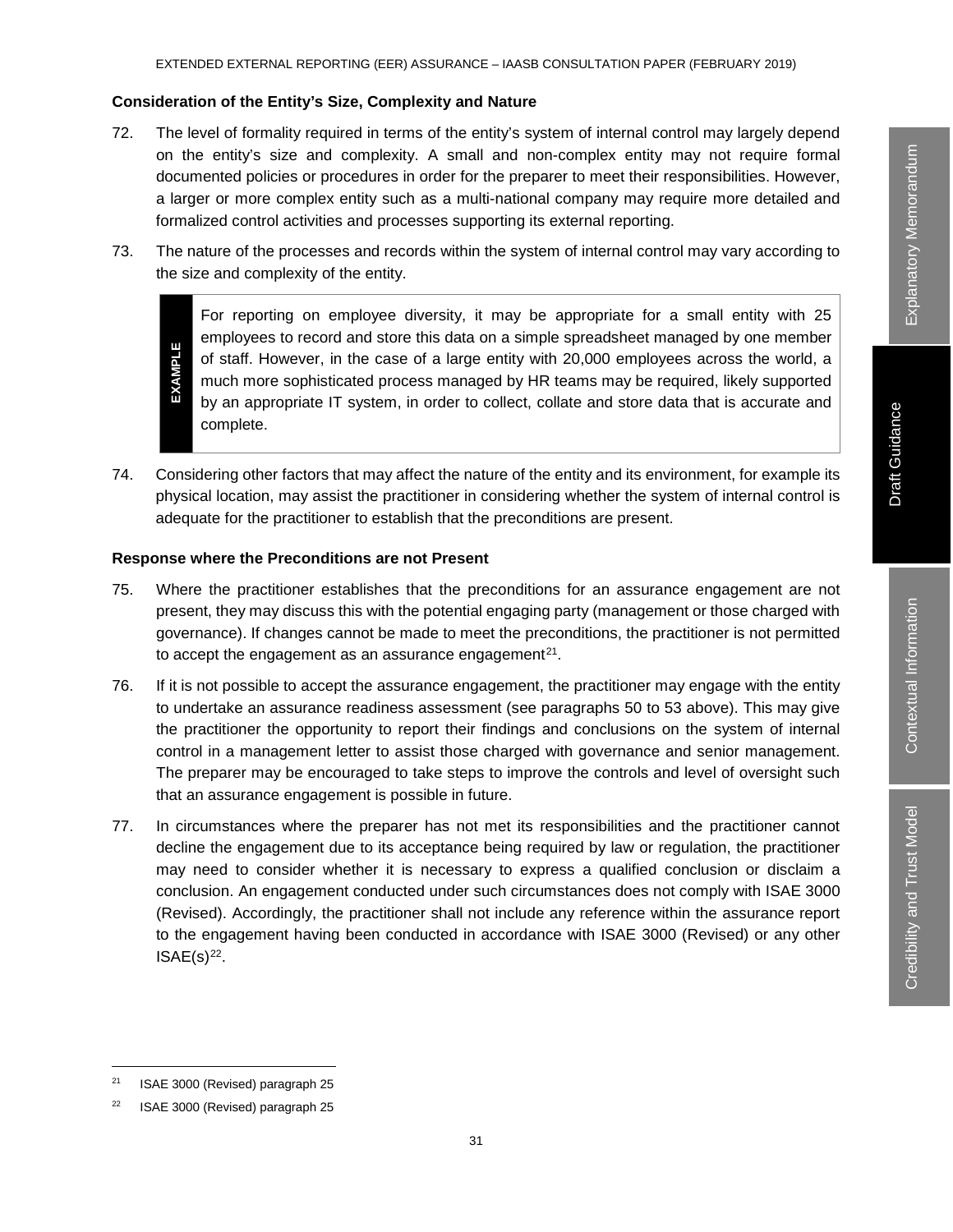### Consideration of the Entity's Size, Complexity and Nature

72. The level of formality required in terms of the entity's system of internal control may largely depend on the entity's size and complexity. A small and non-complex entity may not require formal documented policies or procedures in order for the preparer to meet their responsibilities. However, a larger or more complex entity such as a multi-national company may require more detailed and formalized control activities and processes supporting its external reporting.

73. The nature of the processes and records within the system of internal control may vary according to the size and complexity of the entity.

> **EXAMPLE**
>
> For reporting on employee diversity, it may be appropriate for a small entity with 25 employees to record and store this data on a simple spreadsheet managed by one member of staff. However, in the case of a large entity with 20,000 employees across the world, a much more sophisticated process managed by HR teams may be required, likely supported by an appropriate IT system, in order to collect, collate and store data that is accurate and complete.

74. Considering other factors that may affect the nature of the entity and its environment, for example its physical location, may assist the practitioner in considering whether the system of internal control is adequate for the practitioner to establish that the preconditions are present.

### Response where the Preconditions are not Present

75. Where the practitioner establishes that the preconditions for an assurance engagement are not present, they may discuss this with the potential engaging party (management or those charged with governance). If changes cannot be made to meet the preconditions, the practitioner is not permitted to accept the engagement as an assurance engagement[21].

76. If it is not possible to accept the assurance engagement, the practitioner may engage with the entity to undertake an assurance readiness assessment (see paragraphs 50 to 53 above). This may give the practitioner the opportunity to report their findings and conclusions on the system of internal control in a management letter to assist those charged with governance and senior management. The preparer may be encouraged to take steps to improve the controls and level of oversight such that an assurance engagement is possible in future.

77. In circumstances where the preparer has not met its responsibilities and the practitioner cannot decline the engagement due to its acceptance being required by law or regulation, the practitioner may need to consider whether it is necessary to express a qualified conclusion or disclaim a conclusion. An engagement conducted under such circumstances does not comply with ISAE 3000 (Revised). Accordingly, the practitioner shall not include any reference within the assurance report to the engagement having been conducted in accordance with ISAE 3000 (Revised) or any other ISAE(s)[22].

---

[21] ISAE 3000 (Revised) paragraph 25

[22] ISAE 3000 (Revised) paragraph 25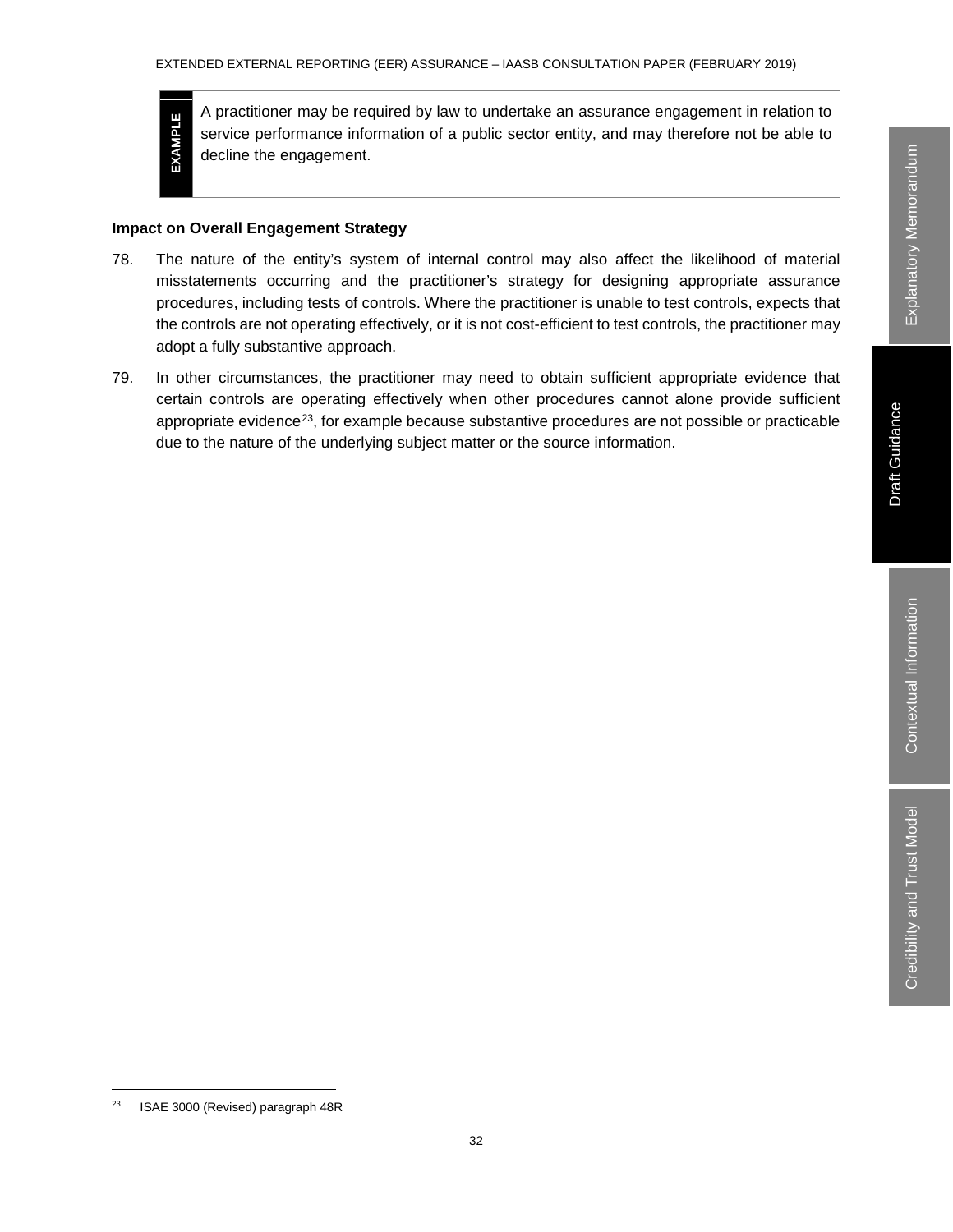> **EXAMPLE**
>
> A practitioner may be required by law to undertake an assurance engagement in relation to service performance information of a public sector entity, and may therefore not be able to decline the engagement.

**Impact on Overall Engagement Strategy**

78. The nature of the entity's system of internal control may also affect the likelihood of material misstatements occurring and the practitioner's strategy for designing appropriate assurance procedures, including tests of controls. Where the practitioner is unable to test controls, expects that the controls are not operating effectively, or it is not cost-efficient to test controls, the practitioner may adopt a fully substantive approach.

79. In other circumstances, the practitioner may need to obtain sufficient appropriate evidence that certain controls are operating effectively when other procedures cannot alone provide sufficient appropriate evidence[23], for example because substantive procedures are not possible or practicable due to the nature of the underlying subject matter or the source information.

---

[23] ISAE 3000 (Revised) paragraph 48R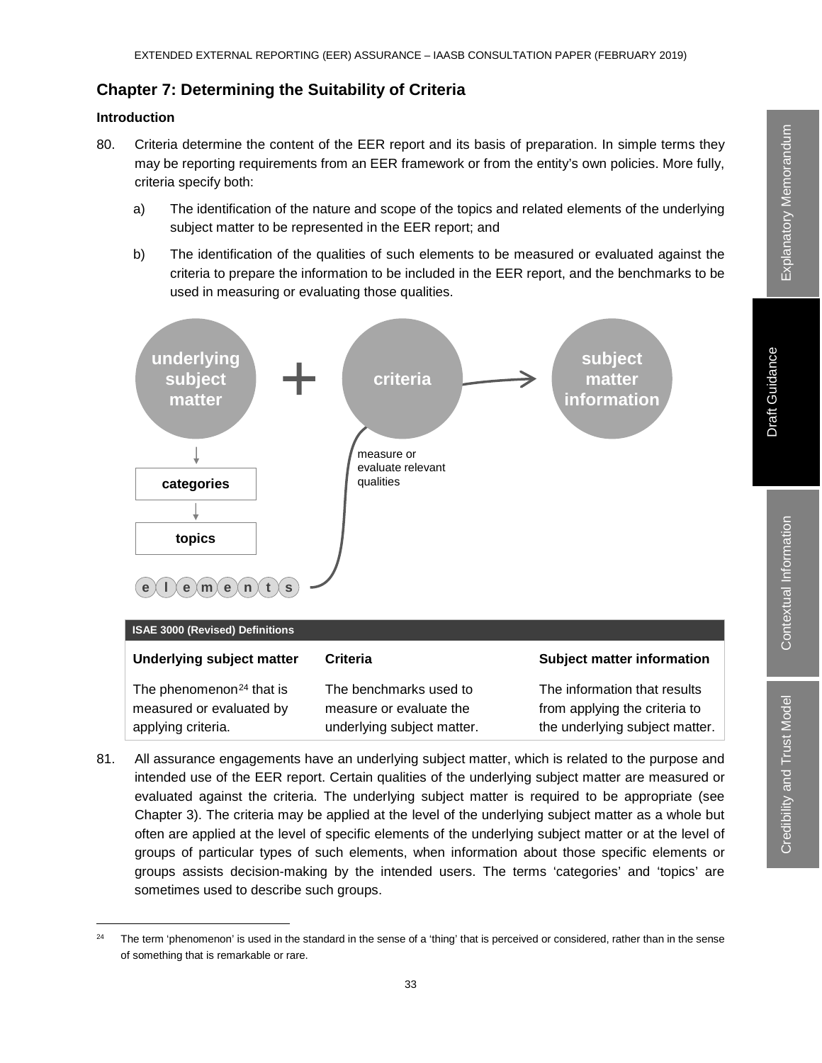## Chapter 7: Determining the Suitability of Criteria

### Introduction

80. Criteria determine the content of the EER report and its basis of preparation. In simple terms they may be reporting requirements from an EER framework or from the entity's own policies. More fully, criteria specify both:

    a) The identification of the nature and scope of the topics and related elements of the underlying subject matter to be represented in the EER report; and

    b) The identification of the qualities of such elements to be measured or evaluated against the criteria to prepare the information to be included in the EER report, and the benchmarks to be used in measuring or evaluating those qualities.

underlying subject matter + criteria → subject matter information

categories → topics → elements — measure or evaluate relevant qualities

| ISAE 3000 (Revised) Definitions | | |
|---|---|---|
| **Underlying subject matter** | **Criteria** | **Subject matter information** |
| The phenomenon[24] that is measured or evaluated by applying criteria. | The benchmarks used to measure or evaluate the underlying subject matter. | The information that results from applying the criteria to the underlying subject matter. |

81. All assurance engagements have an underlying subject matter, which is related to the purpose and intended use of the EER report. Certain qualities of the underlying subject matter are measured or evaluated against the criteria. The underlying subject matter is required to be appropriate (see Chapter 3). The criteria may be applied at the level of the underlying subject matter as a whole but often are applied at the level of specific elements of the underlying subject matter or at the level of groups of particular types of such elements, when information about those specific elements or groups assists decision-making by the intended users. The terms 'categories' and 'topics' are sometimes used to describe such groups.

[24] The term 'phenomenon' is used in the standard in the sense of a 'thing' that is perceived or considered, rather than in the sense of something that is remarkable or rare.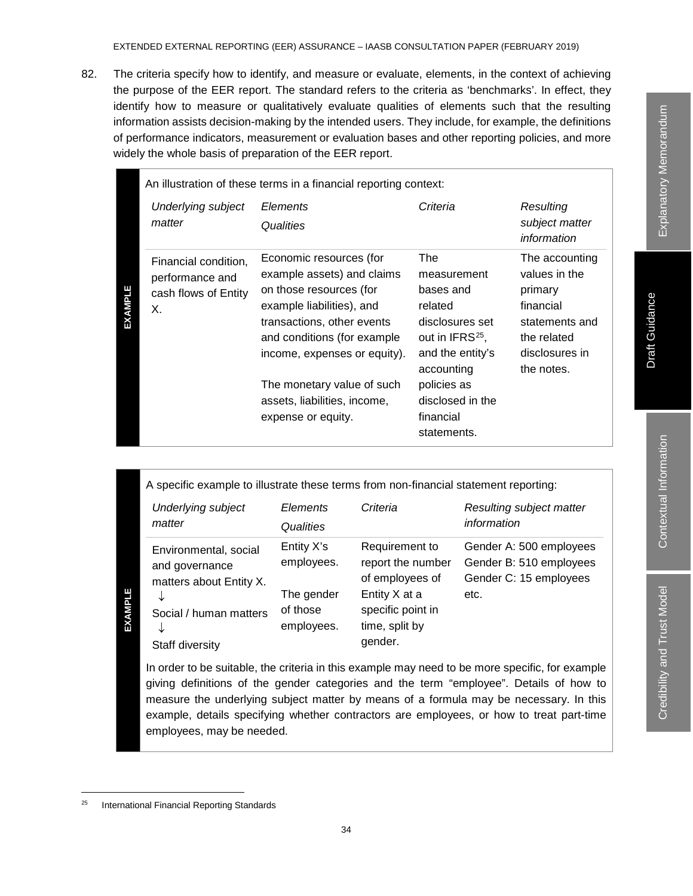82. The criteria specify how to identify, and measure or evaluate, elements, in the context of achieving the purpose of the EER report. The standard refers to the criteria as 'benchmarks'. In effect, they identify how to measure or qualitatively evaluate qualities of elements such that the resulting information assists decision-making by the intended users. They include, for example, the definitions of performance indicators, measurement or evaluation bases and other reporting policies, and more widely the whole basis of preparation of the EER report.

**EXAMPLE**

An illustration of these terms in a financial reporting context:

| *Underlying subject matter* | *Elements* / *Qualities* | *Criteria* | *Resulting subject matter information* |
|---|---|---|---|
| Financial condition, performance and cash flows of Entity X. | Economic resources (for example assets) and claims on those resources (for example liabilities), and transactions, other events and conditions (for example income, expenses or equity).<br><br>The monetary value of such assets, liabilities, income, expense or equity. | The measurement bases and related disclosures set out in IFRS[25], and the entity's accounting policies as disclosed in the financial statements. | The accounting values in the primary financial statements and the related disclosures in the notes. |

**EXAMPLE**

A specific example to illustrate these terms from non-financial statement reporting:

| *Underlying subject matter* | *Elements* / *Qualities* | *Criteria* | *Resulting subject matter information* |
|---|---|---|---|
| Environmental, social and governance matters about Entity X.<br>↓<br>Social / human matters<br>↓<br>Staff diversity | Entity X's employees.<br><br>The gender of those employees. | Requirement to report the number of employees of Entity X at a specific point in time, split by gender. | Gender A: 500 employees<br>Gender B: 510 employees<br>Gender C: 15 employees<br>etc. |

In order to be suitable, the criteria in this example may need to be more specific, for example giving definitions of the gender categories and the term "employee". Details of how to measure the underlying subject matter by means of a formula may be necessary. In this example, details specifying whether contractors are employees, or how to treat part-time employees, may be needed.

---

[25] International Financial Reporting Standards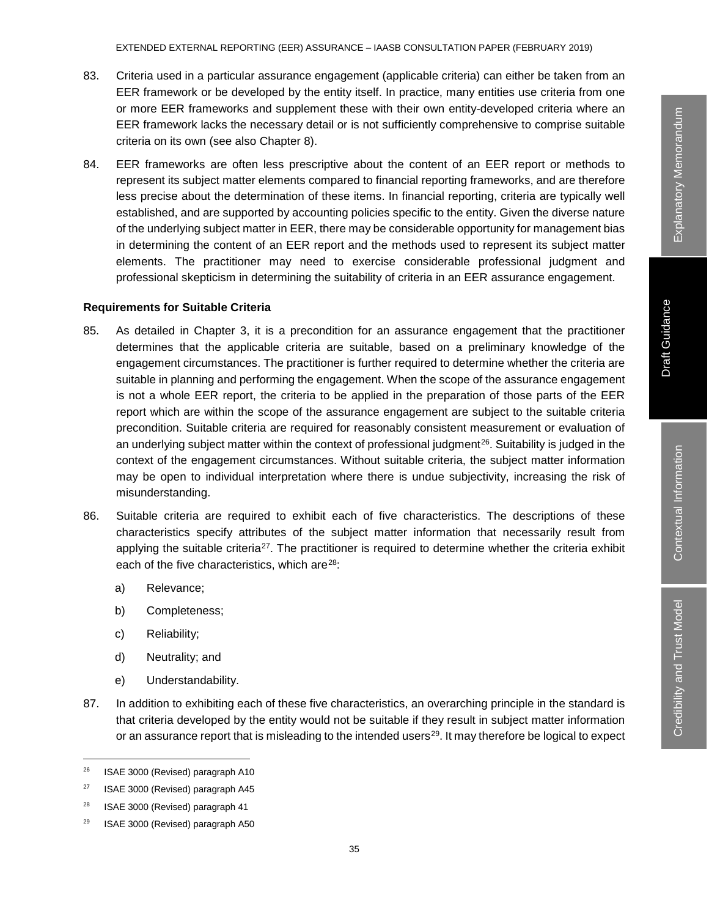83. Criteria used in a particular assurance engagement (applicable criteria) can either be taken from an EER framework or be developed by the entity itself. In practice, many entities use criteria from one or more EER frameworks and supplement these with their own entity-developed criteria where an EER framework lacks the necessary detail or is not sufficiently comprehensive to comprise suitable criteria on its own (see also Chapter 8).

84. EER frameworks are often less prescriptive about the content of an EER report or methods to represent its subject matter elements compared to financial reporting frameworks, and are therefore less precise about the determination of these items. In financial reporting, criteria are typically well established, and are supported by accounting policies specific to the entity. Given the diverse nature of the underlying subject matter in EER, there may be considerable opportunity for management bias in determining the content of an EER report and the methods used to represent its subject matter elements. The practitioner may need to exercise considerable professional judgment and professional skepticism in determining the suitability of criteria in an EER assurance engagement.

**Requirements for Suitable Criteria**

85. As detailed in Chapter 3, it is a precondition for an assurance engagement that the practitioner determines that the applicable criteria are suitable, based on a preliminary knowledge of the engagement circumstances. The practitioner is further required to determine whether the criteria are suitable in planning and performing the engagement. When the scope of the assurance engagement is not a whole EER report, the criteria to be applied in the preparation of those parts of the EER report which are within the scope of the assurance engagement are subject to the suitable criteria precondition. Suitable criteria are required for reasonably consistent measurement or evaluation of an underlying subject matter within the context of professional judgment[26]. Suitability is judged in the context of the engagement circumstances. Without suitable criteria, the subject matter information may be open to individual interpretation where there is undue subjectivity, increasing the risk of misunderstanding.

86. Suitable criteria are required to exhibit each of five characteristics. The descriptions of these characteristics specify attributes of the subject matter information that necessarily result from applying the suitable criteria[27]. The practitioner is required to determine whether the criteria exhibit each of the five characteristics, which are[28]:

    a) Relevance;

    b) Completeness;

    c) Reliability;

    d) Neutrality; and

    e) Understandability.

87. In addition to exhibiting each of these five characteristics, an overarching principle in the standard is that criteria developed by the entity would not be suitable if they result in subject matter information or an assurance report that is misleading to the intended users[29]. It may therefore be logical to expect

---

[26] ISAE 3000 (Revised) paragraph A10

[27] ISAE 3000 (Revised) paragraph A45

[28] ISAE 3000 (Revised) paragraph 41

[29] ISAE 3000 (Revised) paragraph A50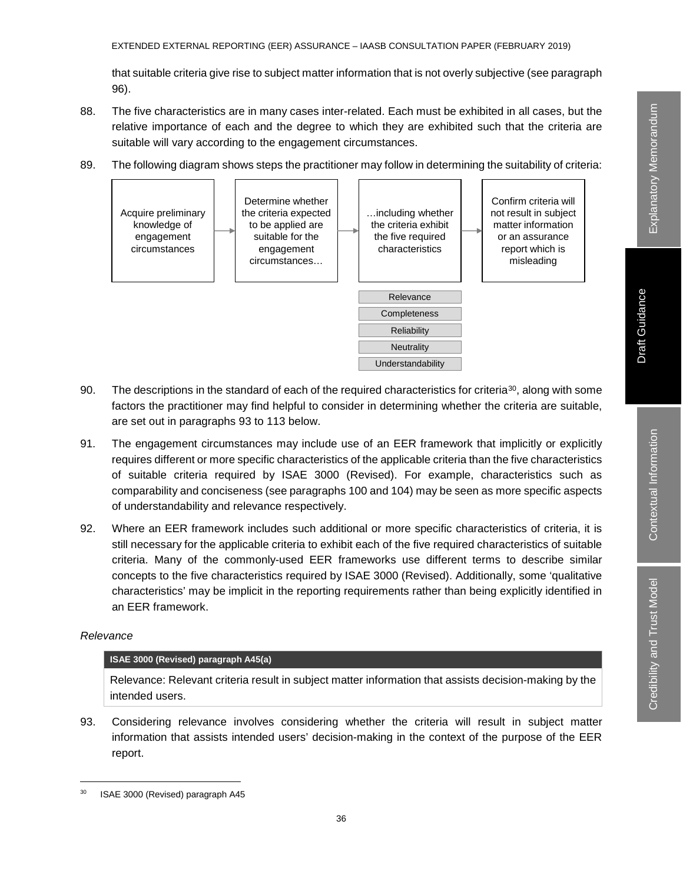that suitable criteria give rise to subject matter information that is not overly subjective (see paragraph 96).

88. The five characteristics are in many cases inter-related. Each must be exhibited in all cases, but the relative importance of each and the degree to which they are exhibited such that the criteria are suitable will vary according to the engagement circumstances.

89. The following diagram shows steps the practitioner may follow in determining the suitability of criteria:

Acquire preliminary knowledge of engagement circumstances → Determine whether the criteria expected to be applied are suitable for the engagement circumstances… → …including whether the criteria exhibit the five required characteristics → Confirm criteria will not result in subject matter information or an assurance report which is misleading

- Relevance
- Completeness
- Reliability
- Neutrality
- Understandability

90. The descriptions in the standard of each of the required characteristics for criteria[30], along with some factors the practitioner may find helpful to consider in determining whether the criteria are suitable, are set out in paragraphs 93 to 113 below.

91. The engagement circumstances may include use of an EER framework that implicitly or explicitly requires different or more specific characteristics of the applicable criteria than the five characteristics of suitable criteria required by ISAE 3000 (Revised). For example, characteristics such as comparability and conciseness (see paragraphs 100 and 104) may be seen as more specific aspects of understandability and relevance respectively.

92. Where an EER framework includes such additional or more specific characteristics of criteria, it is still necessary for the applicable criteria to exhibit each of the five required characteristics of suitable criteria. Many of the commonly-used EER frameworks use different terms to describe similar concepts to the five characteristics required by ISAE 3000 (Revised). Additionally, some 'qualitative characteristics' may be implicit in the reporting requirements rather than being explicitly identified in an EER framework.

*Relevance*

| ISAE 3000 (Revised) paragraph A45(a) |
|---|
| Relevance: Relevant criteria result in subject matter information that assists decision-making by the intended users. |

93. Considering relevance involves considering whether the criteria will result in subject matter information that assists intended users' decision-making in the context of the purpose of the EER report.

[30] ISAE 3000 (Revised) paragraph A45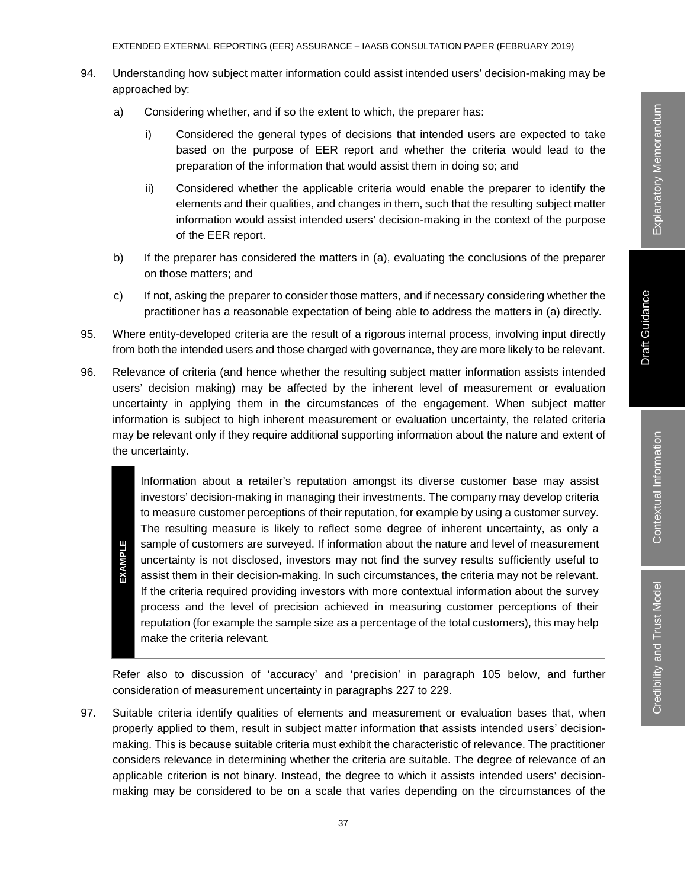94. Understanding how subject matter information could assist intended users' decision-making may be approached by:

   a) Considering whether, and if so the extent to which, the preparer has:

      i) Considered the general types of decisions that intended users are expected to take based on the purpose of EER report and whether the criteria would lead to the preparation of the information that would assist them in doing so; and

      ii) Considered whether the applicable criteria would enable the preparer to identify the elements and their qualities, and changes in them, such that the resulting subject matter information would assist intended users' decision-making in the context of the purpose of the EER report.

   b) If the preparer has considered the matters in (a), evaluating the conclusions of the preparer on those matters; and

   c) If not, asking the preparer to consider those matters, and if necessary considering whether the practitioner has a reasonable expectation of being able to address the matters in (a) directly.

95. Where entity-developed criteria are the result of a rigorous internal process, involving input directly from both the intended users and those charged with governance, they are more likely to be relevant.

96. Relevance of criteria (and hence whether the resulting subject matter information assists intended users' decision making) may be affected by the inherent level of measurement or evaluation uncertainty in applying them in the circumstances of the engagement. When subject matter information is subject to high inherent measurement or evaluation uncertainty, the related criteria may be relevant only if they require additional supporting information about the nature and extent of the uncertainty.

> **EXAMPLE**
>
> Information about a retailer's reputation amongst its diverse customer base may assist investors' decision-making in managing their investments. The company may develop criteria to measure customer perceptions of their reputation, for example by using a customer survey. The resulting measure is likely to reflect some degree of inherent uncertainty, as only a sample of customers are surveyed. If information about the nature and level of measurement uncertainty is not disclosed, investors may not find the survey results sufficiently useful to assist them in their decision-making. In such circumstances, the criteria may not be relevant. If the criteria required providing investors with more contextual information about the survey process and the level of precision achieved in measuring customer perceptions of their reputation (for example the sample size as a percentage of the total customers), this may help make the criteria relevant.

Refer also to discussion of 'accuracy' and 'precision' in paragraph 105 below, and further consideration of measurement uncertainty in paragraphs 227 to 229.

97. Suitable criteria identify qualities of elements and measurement or evaluation bases that, when properly applied to them, result in subject matter information that assists intended users' decision-making. This is because suitable criteria must exhibit the characteristic of relevance. The practitioner considers relevance in determining whether the criteria are suitable. The degree of relevance of an applicable criterion is not binary. Instead, the degree to which it assists intended users' decision-making may be considered to be on a scale that varies depending on the circumstances of the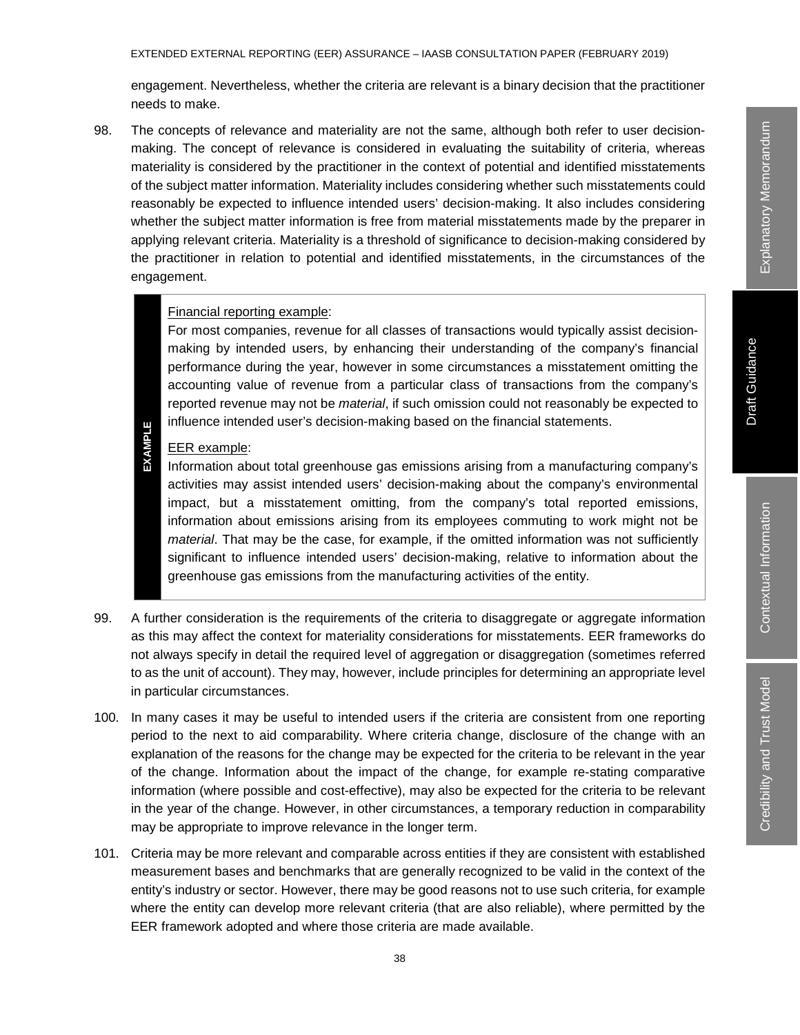engagement. Nevertheless, whether the criteria are relevant is a binary decision that the practitioner needs to make.

98. The concepts of relevance and materiality are not the same, although both refer to user decision-making. The concept of relevance is considered in evaluating the suitability of criteria, whereas materiality is considered by the practitioner in the context of potential and identified misstatements of the subject matter information. Materiality includes considering whether such misstatements could reasonably be expected to influence intended users' decision-making. It also includes considering whether the subject matter information is free from material misstatements made by the preparer in applying relevant criteria. Materiality is a threshold of significance to decision-making considered by the practitioner in relation to potential and identified misstatements, in the circumstances of the engagement.

> **EXAMPLE**
>
> Financial reporting example:
>
> For most companies, revenue for all classes of transactions would typically assist decision-making by intended users, by enhancing their understanding of the company's financial performance during the year, however in some circumstances a misstatement omitting the accounting value of revenue from a particular class of transactions from the company's reported revenue may not be *material*, if such omission could not reasonably be expected to influence intended user's decision-making based on the financial statements.
>
> EER example:
>
> Information about total greenhouse gas emissions arising from a manufacturing company's activities may assist intended users' decision-making about the company's environmental impact, but a misstatement omitting, from the company's total reported emissions, information about emissions arising from its employees commuting to work might not be *material*. That may be the case, for example, if the omitted information was not sufficiently significant to influence intended users' decision-making, relative to information about the greenhouse gas emissions from the manufacturing activities of the entity.

99. A further consideration is the requirements of the criteria to disaggregate or aggregate information as this may affect the context for materiality considerations for misstatements. EER frameworks do not always specify in detail the required level of aggregation or disaggregation (sometimes referred to as the unit of account). They may, however, include principles for determining an appropriate level in particular circumstances.

100. In many cases it may be useful to intended users if the criteria are consistent from one reporting period to the next to aid comparability. Where criteria change, disclosure of the change with an explanation of the reasons for the change may be expected for the criteria to be relevant in the year of the change. Information about the impact of the change, for example re-stating comparative information (where possible and cost-effective), may also be expected for the criteria to be relevant in the year of the change. However, in other circumstances, a temporary reduction in comparability may be appropriate to improve relevance in the longer term.

101. Criteria may be more relevant and comparable across entities if they are consistent with established measurement bases and benchmarks that are generally recognized to be valid in the context of the entity's industry or sector. However, there may be good reasons not to use such criteria, for example where the entity can develop more relevant criteria (that are also reliable), where permitted by the EER framework adopted and where those criteria are made available.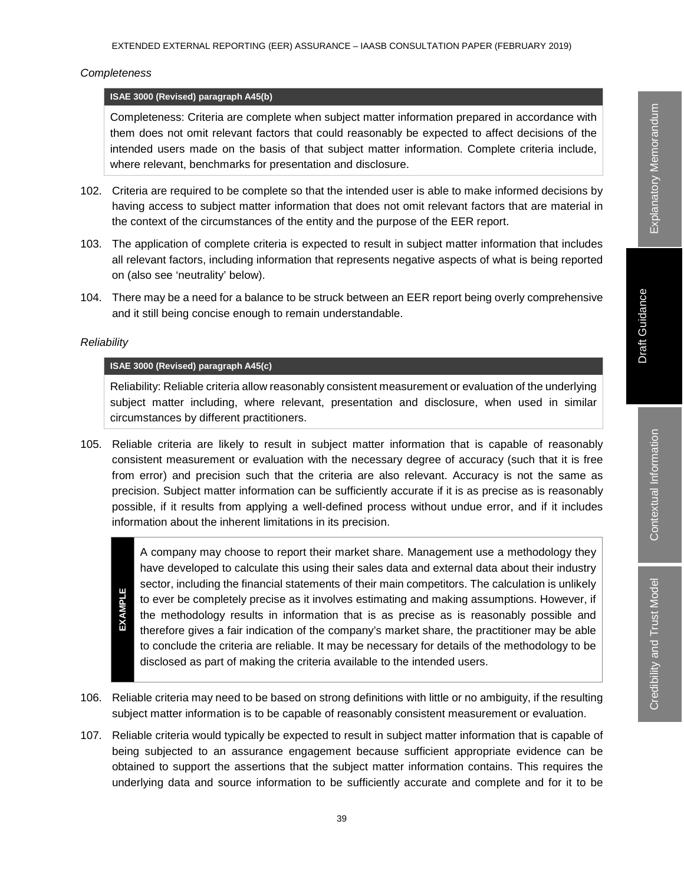*Completeness*

> **ISAE 3000 (Revised) paragraph A45(b)**
>
> Completeness: Criteria are complete when subject matter information prepared in accordance with them does not omit relevant factors that could reasonably be expected to affect decisions of the intended users made on the basis of that subject matter information. Complete criteria include, where relevant, benchmarks for presentation and disclosure.

102. Criteria are required to be complete so that the intended user is able to make informed decisions by having access to subject matter information that does not omit relevant factors that are material in the context of the circumstances of the entity and the purpose of the EER report.

103. The application of complete criteria is expected to result in subject matter information that includes all relevant factors, including information that represents negative aspects of what is being reported on (also see 'neutrality' below).

104. There may be a need for a balance to be struck between an EER report being overly comprehensive and it still being concise enough to remain understandable.

*Reliability*

> **ISAE 3000 (Revised) paragraph A45(c)**
>
> Reliability: Reliable criteria allow reasonably consistent measurement or evaluation of the underlying subject matter including, where relevant, presentation and disclosure, when used in similar circumstances by different practitioners.

105. Reliable criteria are likely to result in subject matter information that is capable of reasonably consistent measurement or evaluation with the necessary degree of accuracy (such that it is free from error) and precision such that the criteria are also relevant. Accuracy is not the same as precision. Subject matter information can be sufficiently accurate if it is as precise as is reasonably possible, if it results from applying a well-defined process without undue error, and if it includes information about the inherent limitations in its precision.

> **EXAMPLE**
>
> A company may choose to report their market share. Management use a methodology they have developed to calculate this using their sales data and external data about their industry sector, including the financial statements of their main competitors. The calculation is unlikely to ever be completely precise as it involves estimating and making assumptions. However, if the methodology results in information that is as precise as is reasonably possible and therefore gives a fair indication of the company's market share, the practitioner may be able to conclude the criteria are reliable. It may be necessary for details of the methodology to be disclosed as part of making the criteria available to the intended users.

106. Reliable criteria may need to be based on strong definitions with little or no ambiguity, if the resulting subject matter information is to be capable of reasonably consistent measurement or evaluation.

107. Reliable criteria would typically be expected to result in subject matter information that is capable of being subjected to an assurance engagement because sufficient appropriate evidence can be obtained to support the assertions that the subject matter information contains. This requires the underlying data and source information to be sufficiently accurate and complete and for it to be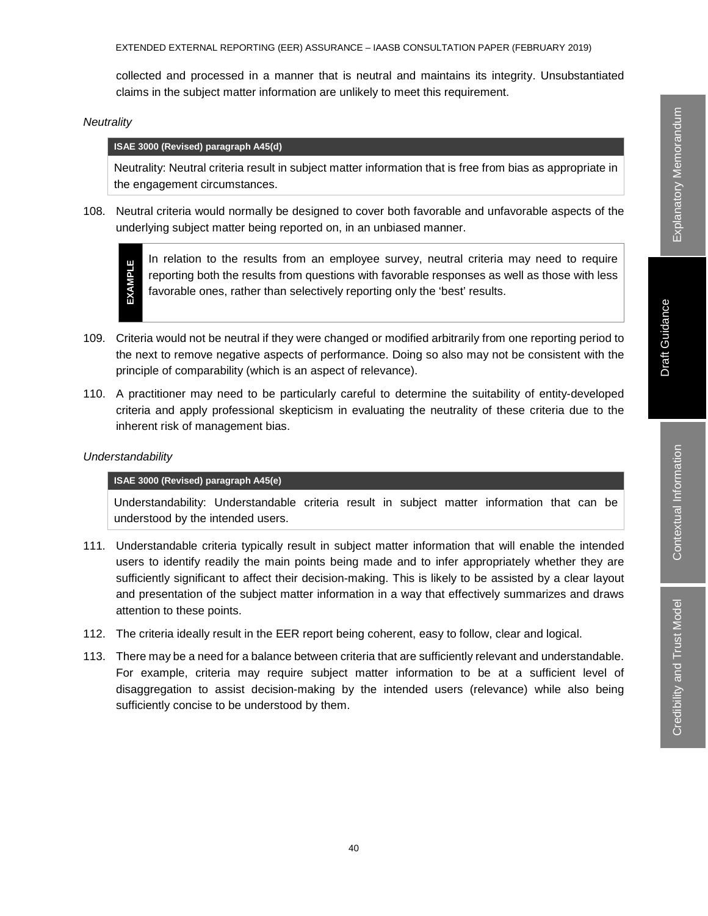collected and processed in a manner that is neutral and maintains its integrity. Unsubstantiated claims in the subject matter information are unlikely to meet this requirement.

*Neutrality*

> **ISAE 3000 (Revised) paragraph A45(d)**
>
> Neutrality: Neutral criteria result in subject matter information that is free from bias as appropriate in the engagement circumstances.

108. Neutral criteria would normally be designed to cover both favorable and unfavorable aspects of the underlying subject matter being reported on, in an unbiased manner.

> **EXAMPLE**
>
> In relation to the results from an employee survey, neutral criteria may need to require reporting both the results from questions with favorable responses as well as those with less favorable ones, rather than selectively reporting only the 'best' results.

109. Criteria would not be neutral if they were changed or modified arbitrarily from one reporting period to the next to remove negative aspects of performance. Doing so also may not be consistent with the principle of comparability (which is an aspect of relevance).

110. A practitioner may need to be particularly careful to determine the suitability of entity-developed criteria and apply professional skepticism in evaluating the neutrality of these criteria due to the inherent risk of management bias.

*Understandability*

> **ISAE 3000 (Revised) paragraph A45(e)**
>
> Understandability: Understandable criteria result in subject matter information that can be understood by the intended users.

111. Understandable criteria typically result in subject matter information that will enable the intended users to identify readily the main points being made and to infer appropriately whether they are sufficiently significant to affect their decision-making. This is likely to be assisted by a clear layout and presentation of the subject matter information in a way that effectively summarizes and draws attention to these points.

112. The criteria ideally result in the EER report being coherent, easy to follow, clear and logical.

113. There may be a need for a balance between criteria that are sufficiently relevant and understandable. For example, criteria may require subject matter information to be at a sufficient level of disaggregation to assist decision-making by the intended users (relevance) while also being sufficiently concise to be understood by them.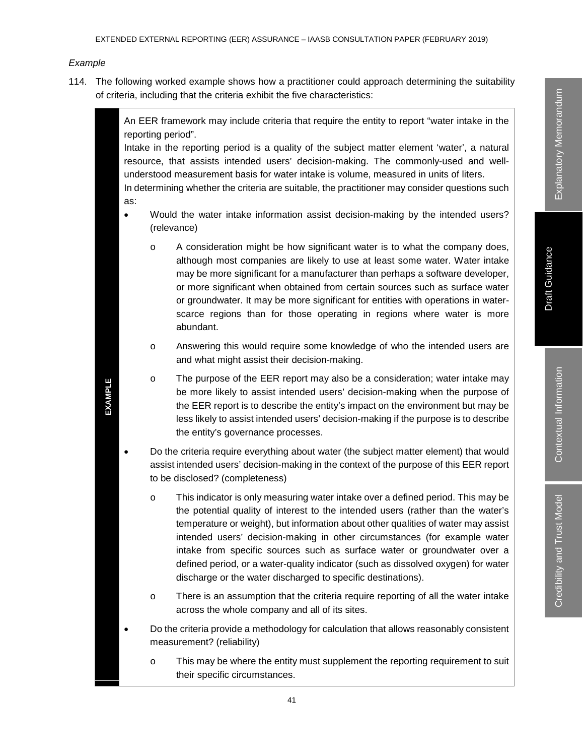*Example*

114. The following worked example shows how a practitioner could approach determining the suitability of criteria, including that the criteria exhibit the five characteristics:

> **EXAMPLE**
>
> An EER framework may include criteria that require the entity to report "water intake in the reporting period".
>
> Intake in the reporting period is a quality of the subject matter element 'water', a natural resource, that assists intended users' decision-making. The commonly-used and well-understood measurement basis for water intake is volume, measured in units of liters.
>
> In determining whether the criteria are suitable, the practitioner may consider questions such as:
>
> - Would the water intake information assist decision-making by the intended users? (relevance)
>     - A consideration might be how significant water is to what the company does, although most companies are likely to use at least some water. Water intake may be more significant for a manufacturer than perhaps a software developer, or more significant when obtained from certain sources such as surface water or groundwater. It may be more significant for entities with operations in water-scarce regions than for those operating in regions where water is more abundant.
>     - Answering this would require some knowledge of who the intended users are and what might assist their decision-making.
>     - The purpose of the EER report may also be a consideration; water intake may be more likely to assist intended users' decision-making when the purpose of the EER report is to describe the entity's impact on the environment but may be less likely to assist intended users' decision-making if the purpose is to describe the entity's governance processes.
> - Do the criteria require everything about water (the subject matter element) that would assist intended users' decision-making in the context of the purpose of this EER report to be disclosed? (completeness)
>     - This indicator is only measuring water intake over a defined period. This may be the potential quality of interest to the intended users (rather than the water's temperature or weight), but information about other qualities of water may assist intended users' decision-making in other circumstances (for example water intake from specific sources such as surface water or groundwater over a defined period, or a water-quality indicator (such as dissolved oxygen) for water discharge or the water discharged to specific destinations).
>     - There is an assumption that the criteria require reporting of all the water intake across the whole company and all of its sites.
> - Do the criteria provide a methodology for calculation that allows reasonably consistent measurement? (reliability)
>     - This may be where the entity must supplement the reporting requirement to suit their specific circumstances.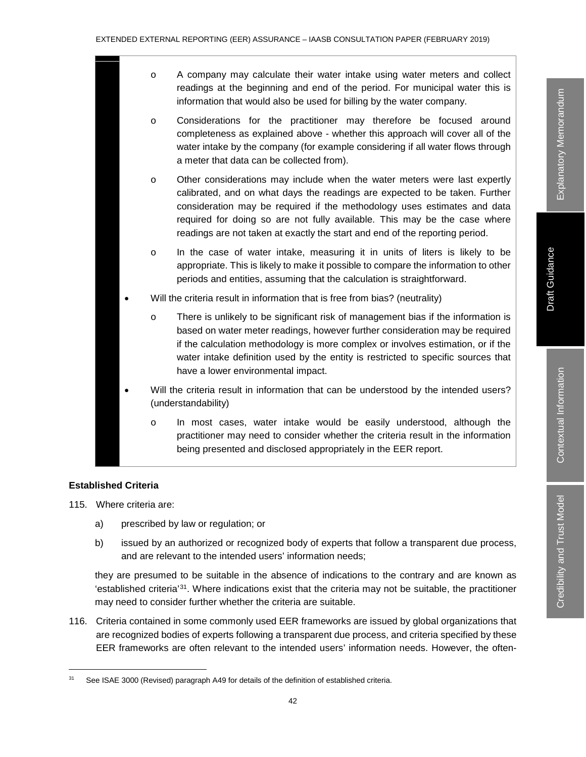- A company may calculate their water intake using water meters and collect readings at the beginning and end of the period. For municipal water this is information that would also be used for billing by the water company.
    - Considerations for the practitioner may therefore be focused around completeness as explained above - whether this approach will cover all of the water intake by the company (for example considering if all water flows through a meter that data can be collected from).
    - Other considerations may include when the water meters were last expertly calibrated, and on what days the readings are expected to be taken. Further consideration may be required if the methodology uses estimates and data required for doing so are not fully available. This may be the case where readings are not taken at exactly the start and end of the reporting period.
    - In the case of water intake, measuring it in units of liters is likely to be appropriate. This is likely to make it possible to compare the information to other periods and entities, assuming that the calculation is straightforward.
- Will the criteria result in information that is free from bias? (neutrality)
    - There is unlikely to be significant risk of management bias if the information is based on water meter readings, however further consideration may be required if the calculation methodology is more complex or involves estimation, or if the water intake definition used by the entity is restricted to specific sources that have a lower environmental impact.
- Will the criteria result in information that can be understood by the intended users? (understandability)
    - In most cases, water intake would be easily understood, although the practitioner may need to consider whether the criteria result in the information being presented and disclosed appropriately in the EER report.

**Established Criteria**

115. Where criteria are:

    a) prescribed by law or regulation; or

    b) issued by an authorized or recognized body of experts that follow a transparent due process, and are relevant to the intended users' information needs;

    they are presumed to be suitable in the absence of indications to the contrary and are known as 'established criteria'[31]. Where indications exist that the criteria may not be suitable, the practitioner may need to consider further whether the criteria are suitable.

116. Criteria contained in some commonly used EER frameworks are issued by global organizations that are recognized bodies of experts following a transparent due process, and criteria specified by these EER frameworks are often relevant to the intended users' information needs. However, the often-

[31] See ISAE 3000 (Revised) paragraph A49 for details of the definition of established criteria.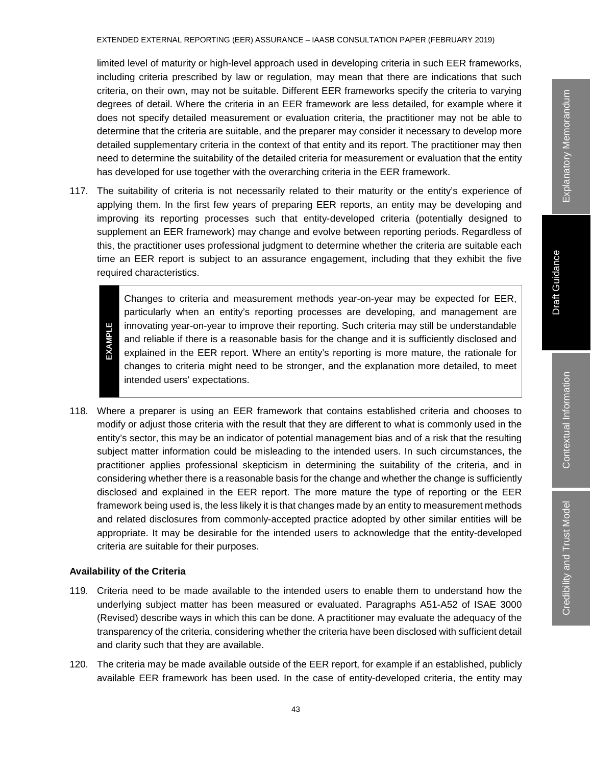limited level of maturity or high-level approach used in developing criteria in such EER frameworks, including criteria prescribed by law or regulation, may mean that there are indications that such criteria, on their own, may not be suitable. Different EER frameworks specify the criteria to varying degrees of detail. Where the criteria in an EER framework are less detailed, for example where it does not specify detailed measurement or evaluation criteria, the practitioner may not be able to determine that the criteria are suitable, and the preparer may consider it necessary to develop more detailed supplementary criteria in the context of that entity and its report. The practitioner may then need to determine the suitability of the detailed criteria for measurement or evaluation that the entity has developed for use together with the overarching criteria in the EER framework.

117. The suitability of criteria is not necessarily related to their maturity or the entity's experience of applying them. In the first few years of preparing EER reports, an entity may be developing and improving its reporting processes such that entity-developed criteria (potentially designed to supplement an EER framework) may change and evolve between reporting periods. Regardless of this, the practitioner uses professional judgment to determine whether the criteria are suitable each time an EER report is subject to an assurance engagement, including that they exhibit the five required characteristics.

> **EXAMPLE**
>
> Changes to criteria and measurement methods year-on-year may be expected for EER, particularly when an entity's reporting processes are developing, and management are innovating year-on-year to improve their reporting. Such criteria may still be understandable and reliable if there is a reasonable basis for the change and it is sufficiently disclosed and explained in the EER report. Where an entity's reporting is more mature, the rationale for changes to criteria might need to be stronger, and the explanation more detailed, to meet intended users' expectations.

118. Where a preparer is using an EER framework that contains established criteria and chooses to modify or adjust those criteria with the result that they are different to what is commonly used in the entity's sector, this may be an indicator of potential management bias and of a risk that the resulting subject matter information could be misleading to the intended users. In such circumstances, the practitioner applies professional skepticism in determining the suitability of the criteria, and in considering whether there is a reasonable basis for the change and whether the change is sufficiently disclosed and explained in the EER report. The more mature the type of reporting or the EER framework being used is, the less likely it is that changes made by an entity to measurement methods and related disclosures from commonly-accepted practice adopted by other similar entities will be appropriate. It may be desirable for the intended users to acknowledge that the entity-developed criteria are suitable for their purposes.

#### Availability of the Criteria

119. Criteria need to be made available to the intended users to enable them to understand how the underlying subject matter has been measured or evaluated. Paragraphs A51-A52 of ISAE 3000 (Revised) describe ways in which this can be done. A practitioner may evaluate the adequacy of the transparency of the criteria, considering whether the criteria have been disclosed with sufficient detail and clarity such that they are available.

120. The criteria may be made available outside of the EER report, for example if an established, publicly available EER framework has been used. In the case of entity-developed criteria, the entity may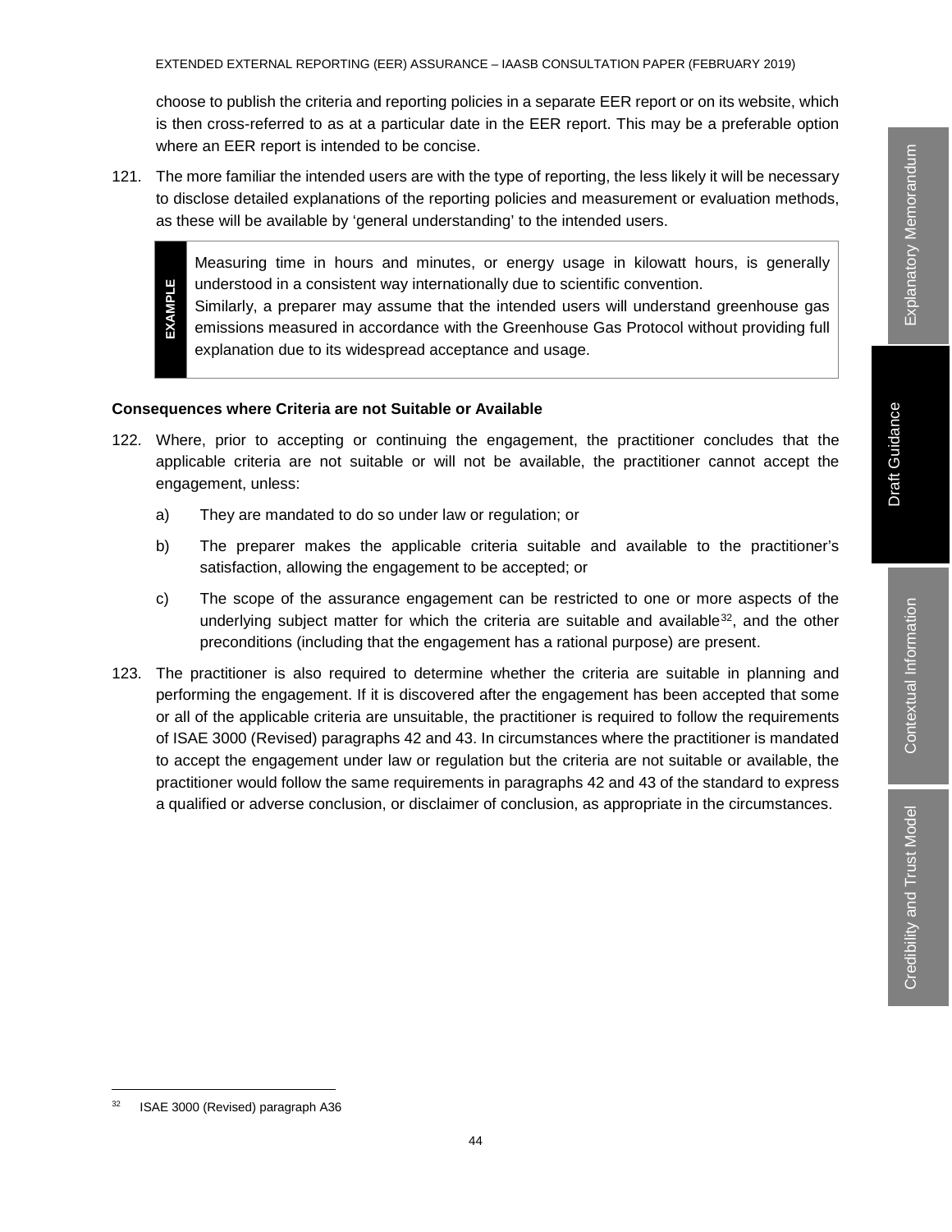choose to publish the criteria and reporting policies in a separate EER report or on its website, which is then cross-referred to as at a particular date in the EER report. This may be a preferable option where an EER report is intended to be concise.

121. The more familiar the intended users are with the type of reporting, the less likely it will be necessary to disclose detailed explanations of the reporting policies and measurement or evaluation methods, as these will be available by ‘general understanding’ to the intended users.

> **EXAMPLE**
>
> Measuring time in hours and minutes, or energy usage in kilowatt hours, is generally understood in a consistent way internationally due to scientific convention.
> Similarly, a preparer may assume that the intended users will understand greenhouse gas emissions measured in accordance with the Greenhouse Gas Protocol without providing full explanation due to its widespread acceptance and usage.

**Consequences where Criteria are not Suitable or Available**

122. Where, prior to accepting or continuing the engagement, the practitioner concludes that the applicable criteria are not suitable or will not be available, the practitioner cannot accept the engagement, unless:

    a) They are mandated to do so under law or regulation; or

    b) The preparer makes the applicable criteria suitable and available to the practitioner’s satisfaction, allowing the engagement to be accepted; or

    c) The scope of the assurance engagement can be restricted to one or more aspects of the underlying subject matter for which the criteria are suitable and available[32], and the other preconditions (including that the engagement has a rational purpose) are present.

123. The practitioner is also required to determine whether the criteria are suitable in planning and performing the engagement. If it is discovered after the engagement has been accepted that some or all of the applicable criteria are unsuitable, the practitioner is required to follow the requirements of ISAE 3000 (Revised) paragraphs 42 and 43. In circumstances where the practitioner is mandated to accept the engagement under law or regulation but the criteria are not suitable or available, the practitioner would follow the same requirements in paragraphs 42 and 43 of the standard to express a qualified or adverse conclusion, or disclaimer of conclusion, as appropriate in the circumstances.

---

[32] ISAE 3000 (Revised) paragraph A36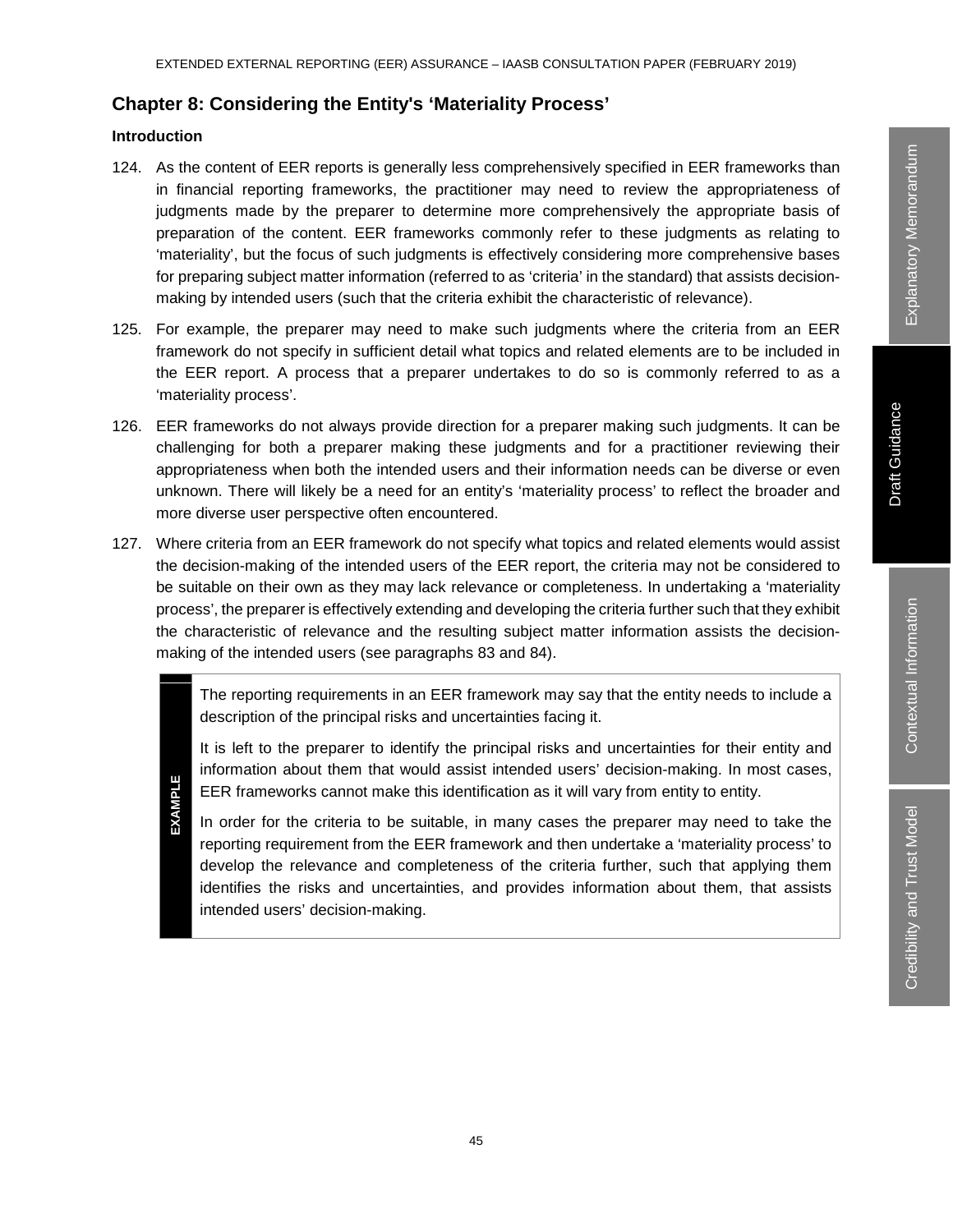## Chapter 8: Considering the Entity's 'Materiality Process'

### Introduction

124. As the content of EER reports is generally less comprehensively specified in EER frameworks than in financial reporting frameworks, the practitioner may need to review the appropriateness of judgments made by the preparer to determine more comprehensively the appropriate basis of preparation of the content. EER frameworks commonly refer to these judgments as relating to 'materiality', but the focus of such judgments is effectively considering more comprehensive bases for preparing subject matter information (referred to as 'criteria' in the standard) that assists decision-making by intended users (such that the criteria exhibit the characteristic of relevance).

125. For example, the preparer may need to make such judgments where the criteria from an EER framework do not specify in sufficient detail what topics and related elements are to be included in the EER report. A process that a preparer undertakes to do so is commonly referred to as a 'materiality process'.

126. EER frameworks do not always provide direction for a preparer making such judgments. It can be challenging for both a preparer making these judgments and for a practitioner reviewing their appropriateness when both the intended users and their information needs can be diverse or even unknown. There will likely be a need for an entity's 'materiality process' to reflect the broader and more diverse user perspective often encountered.

127. Where criteria from an EER framework do not specify what topics and related elements would assist the decision-making of the intended users of the EER report, the criteria may not be considered to be suitable on their own as they may lack relevance or completeness. In undertaking a 'materiality process', the preparer is effectively extending and developing the criteria further such that they exhibit the characteristic of relevance and the resulting subject matter information assists the decision-making of the intended users (see paragraphs 83 and 84).

> **EXAMPLE**
>
> The reporting requirements in an EER framework may say that the entity needs to include a description of the principal risks and uncertainties facing it.
>
> It is left to the preparer to identify the principal risks and uncertainties for their entity and information about them that would assist intended users' decision-making. In most cases, EER frameworks cannot make this identification as it will vary from entity to entity.
>
> In order for the criteria to be suitable, in many cases the preparer may need to take the reporting requirement from the EER framework and then undertake a 'materiality process' to develop the relevance and completeness of the criteria further, such that applying them identifies the risks and uncertainties, and provides information about them, that assists intended users' decision-making.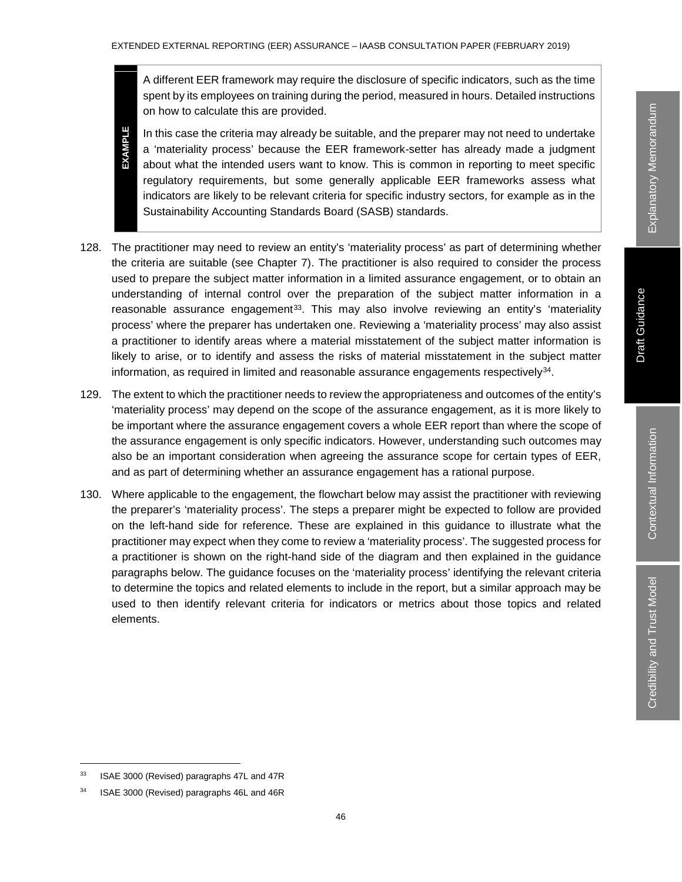> **EXAMPLE**
>
> A different EER framework may require the disclosure of specific indicators, such as the time spent by its employees on training during the period, measured in hours. Detailed instructions on how to calculate this are provided.
>
> In this case the criteria may already be suitable, and the preparer may not need to undertake a 'materiality process' because the EER framework-setter has already made a judgment about what the intended users want to know. This is common in reporting to meet specific regulatory requirements, but some generally applicable EER frameworks assess what indicators are likely to be relevant criteria for specific industry sectors, for example as in the Sustainability Accounting Standards Board (SASB) standards.

128. The practitioner may need to review an entity's 'materiality process' as part of determining whether the criteria are suitable (see Chapter 7). The practitioner is also required to consider the process used to prepare the subject matter information in a limited assurance engagement, or to obtain an understanding of internal control over the preparation of the subject matter information in a reasonable assurance engagement[33]. This may also involve reviewing an entity's 'materiality process' where the preparer has undertaken one. Reviewing a 'materiality process' may also assist a practitioner to identify areas where a material misstatement of the subject matter information is likely to arise, or to identify and assess the risks of material misstatement in the subject matter information, as required in limited and reasonable assurance engagements respectively[34].

129. The extent to which the practitioner needs to review the appropriateness and outcomes of the entity's 'materiality process' may depend on the scope of the assurance engagement, as it is more likely to be important where the assurance engagement covers a whole EER report than where the scope of the assurance engagement is only specific indicators. However, understanding such outcomes may also be an important consideration when agreeing the assurance scope for certain types of EER, and as part of determining whether an assurance engagement has a rational purpose.

130. Where applicable to the engagement, the flowchart below may assist the practitioner with reviewing the preparer's 'materiality process'. The steps a preparer might be expected to follow are provided on the left-hand side for reference. These are explained in this guidance to illustrate what the practitioner may expect when they come to review a 'materiality process'. The suggested process for a practitioner is shown on the right-hand side of the diagram and then explained in the guidance paragraphs below. The guidance focuses on the 'materiality process' identifying the relevant criteria to determine the topics and related elements to include in the report, but a similar approach may be used to then identify relevant criteria for indicators or metrics about those topics and related elements.

[33] ISAE 3000 (Revised) paragraphs 47L and 47R

[34] ISAE 3000 (Revised) paragraphs 46L and 46R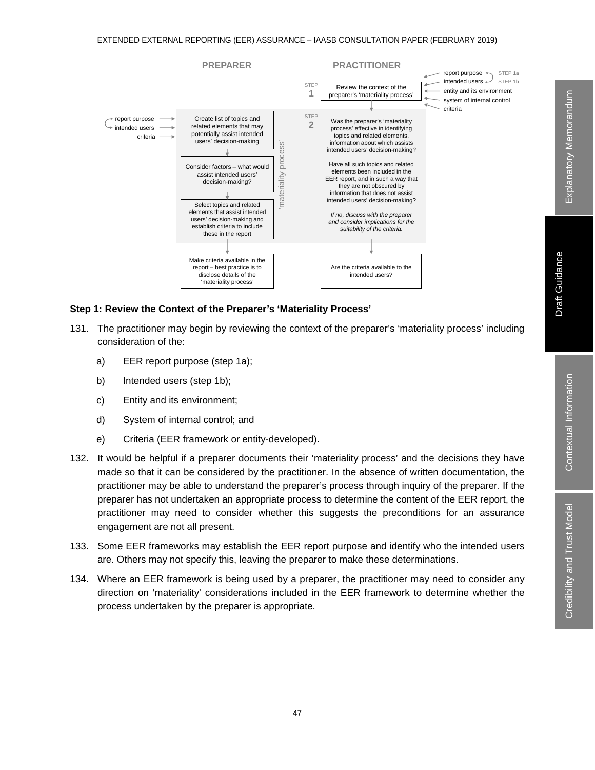**PREPARER** | **PRACTITIONER**

report purpose → STEP 1a
intended users → STEP 1b
entity and its environment
system of internal control
criteria

STEP 1: Review the context of the preparer's 'materiality process'

report purpose, intended users, criteria →

'materiality process':

- Create list of topics and related elements that may potentially assist intended users' decision-making
- Consider factors – what would assist intended users' decision-making?
- Select topics and related elements that assist intended users' decision-making and establish criteria to include these in the report

STEP 2: Was the preparer's 'materiality process' effective in identifying topics and related elements, information about which assists intended users' decision-making?

Have all such topics and related elements been included in the EER report, and in such a way that they are not obscured by information that does not assist intended users' decision-making?

*If no, discuss with the preparer and consider implications for the suitability of the criteria.*

Make criteria available in the report – best practice is to disclose details of the 'materiality process'

Are the criteria available to the intended users?

### Step 1: Review the Context of the Preparer's 'Materiality Process'

131. The practitioner may begin by reviewing the context of the preparer's 'materiality process' including consideration of the:

    a) EER report purpose (step 1a);

    b) Intended users (step 1b);

    c) Entity and its environment;

    d) System of internal control; and

    e) Criteria (EER framework or entity-developed).

132. It would be helpful if a preparer documents their 'materiality process' and the decisions they have made so that it can be considered by the practitioner. In the absence of written documentation, the practitioner may be able to understand the preparer's process through inquiry of the preparer. If the preparer has not undertaken an appropriate process to determine the content of the EER report, the practitioner may need to consider whether this suggests the preconditions for an assurance engagement are not all present.

133. Some EER frameworks may establish the EER report purpose and identify who the intended users are. Others may not specify this, leaving the preparer to make these determinations.

134. Where an EER framework is being used by a preparer, the practitioner may need to consider any direction on 'materiality' considerations included in the EER framework to determine whether the process undertaken by the preparer is appropriate.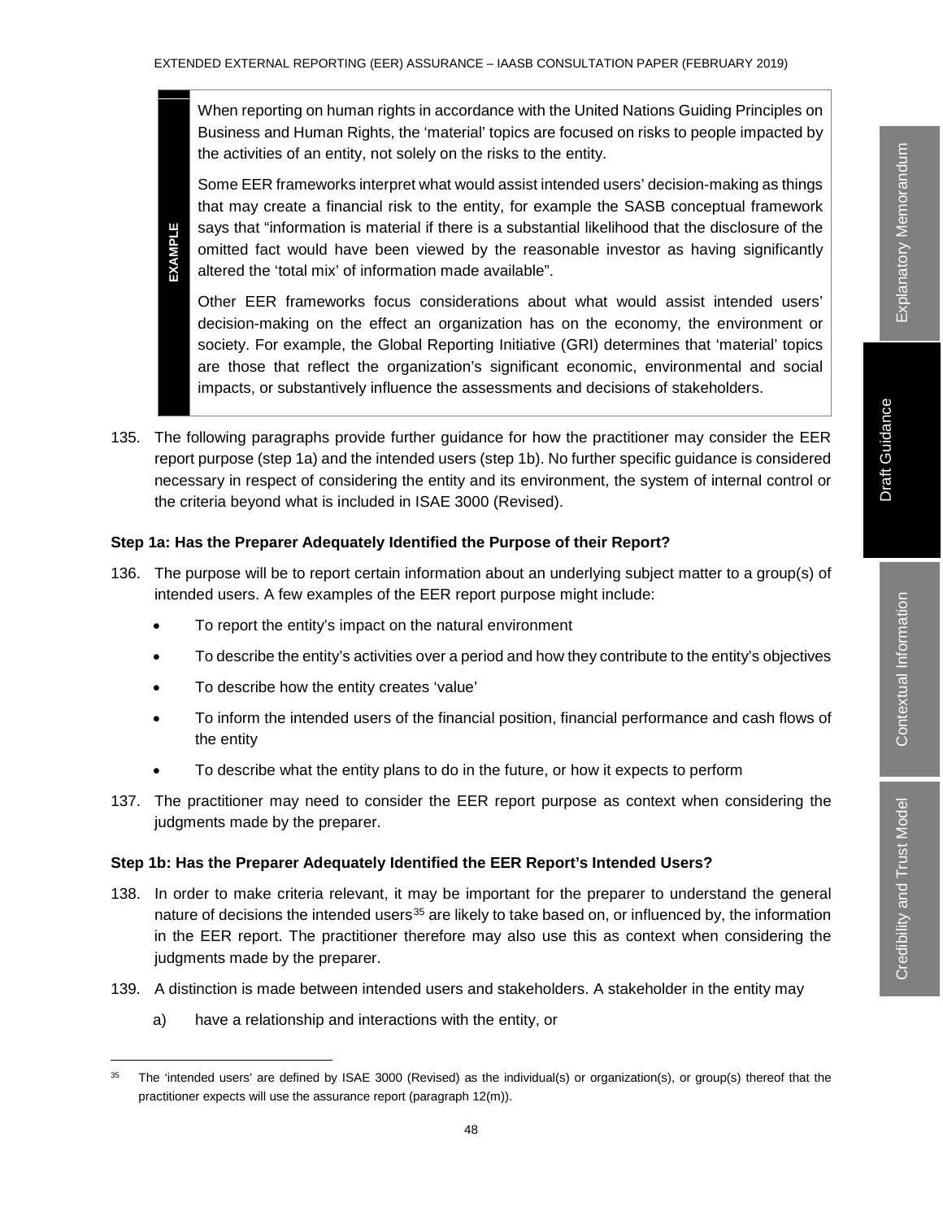> **EXAMPLE**
>
> When reporting on human rights in accordance with the United Nations Guiding Principles on Business and Human Rights, the 'material' topics are focused on risks to people impacted by the activities of an entity, not solely on the risks to the entity.
>
> Some EER frameworks interpret what would assist intended users' decision-making as things that may create a financial risk to the entity, for example the SASB conceptual framework says that "information is material if there is a substantial likelihood that the disclosure of the omitted fact would have been viewed by the reasonable investor as having significantly altered the 'total mix' of information made available".
>
> Other EER frameworks focus considerations about what would assist intended users' decision-making on the effect an organization has on the economy, the environment or society. For example, the Global Reporting Initiative (GRI) determines that 'material' topics are those that reflect the organization's significant economic, environmental and social impacts, or substantively influence the assessments and decisions of stakeholders.

135. The following paragraphs provide further guidance for how the practitioner may consider the EER report purpose (step 1a) and the intended users (step 1b). No further specific guidance is considered necessary in respect of considering the entity and its environment, the system of internal control or the criteria beyond what is included in ISAE 3000 (Revised).

**Step 1a: Has the Preparer Adequately Identified the Purpose of their Report?**

136. The purpose will be to report certain information about an underlying subject matter to a group(s) of intended users. A few examples of the EER report purpose might include:

- To report the entity's impact on the natural environment
- To describe the entity's activities over a period and how they contribute to the entity's objectives
- To describe how the entity creates 'value'
- To inform the intended users of the financial position, financial performance and cash flows of the entity
- To describe what the entity plans to do in the future, or how it expects to perform

137. The practitioner may need to consider the EER report purpose as context when considering the judgments made by the preparer.

**Step 1b: Has the Preparer Adequately Identified the EER Report's Intended Users?**

138. In order to make criteria relevant, it may be important for the preparer to understand the general nature of decisions the intended users[35] are likely to take based on, or influenced by, the information in the EER report. The practitioner therefore may also use this as context when considering the judgments made by the preparer.

139. A distinction is made between intended users and stakeholders. A stakeholder in the entity may

a) have a relationship and interactions with the entity, or

---

[35] The 'intended users' are defined by ISAE 3000 (Revised) as the individual(s) or organization(s), or group(s) thereof that the practitioner expects will use the assurance report (paragraph 12(m)).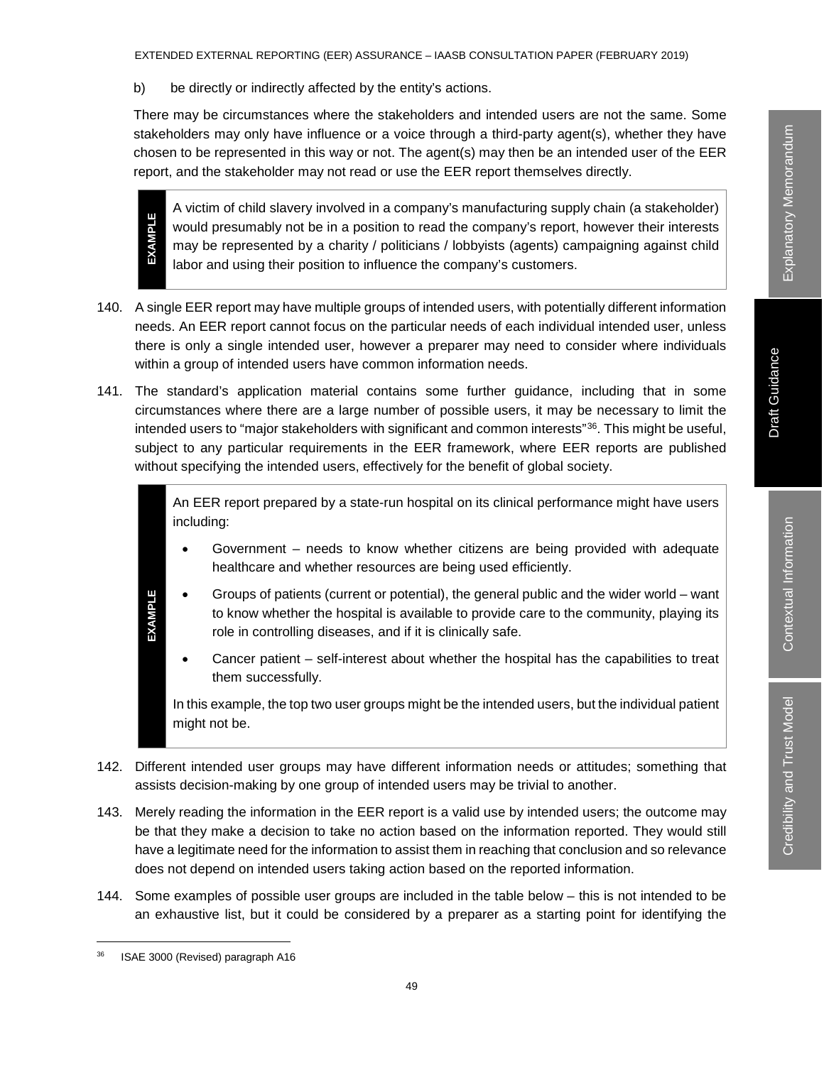b) be directly or indirectly affected by the entity's actions.

There may be circumstances where the stakeholders and intended users are not the same. Some stakeholders may only have influence or a voice through a third-party agent(s), whether they have chosen to be represented in this way or not. The agent(s) may then be an intended user of the EER report, and the stakeholder may not read or use the EER report themselves directly.

> **EXAMPLE**
>
> A victim of child slavery involved in a company's manufacturing supply chain (a stakeholder) would presumably not be in a position to read the company's report, however their interests may be represented by a charity / politicians / lobbyists (agents) campaigning against child labor and using their position to influence the company's customers.

140. A single EER report may have multiple groups of intended users, with potentially different information needs. An EER report cannot focus on the particular needs of each individual intended user, unless there is only a single intended user, however a preparer may need to consider where individuals within a group of intended users have common information needs.

141. The standard's application material contains some further guidance, including that in some circumstances where there are a large number of possible users, it may be necessary to limit the intended users to "major stakeholders with significant and common interests"[36]. This might be useful, subject to any particular requirements in the EER framework, where EER reports are published without specifying the intended users, effectively for the benefit of global society.

> **EXAMPLE**
>
> An EER report prepared by a state-run hospital on its clinical performance might have users including:
>
> - Government – needs to know whether citizens are being provided with adequate healthcare and whether resources are being used efficiently.
> - Groups of patients (current or potential), the general public and the wider world – want to know whether the hospital is available to provide care to the community, playing its role in controlling diseases, and if it is clinically safe.
> - Cancer patient – self-interest about whether the hospital has the capabilities to treat them successfully.
>
> In this example, the top two user groups might be the intended users, but the individual patient might not be.

142. Different intended user groups may have different information needs or attitudes; something that assists decision-making by one group of intended users may be trivial to another.

143. Merely reading the information in the EER report is a valid use by intended users; the outcome may be that they make a decision to take no action based on the information reported. They would still have a legitimate need for the information to assist them in reaching that conclusion and so relevance does not depend on intended users taking action based on the reported information.

144. Some examples of possible user groups are included in the table below – this is not intended to be an exhaustive list, but it could be considered by a preparer as a starting point for identifying the

---

[36] ISAE 3000 (Revised) paragraph A16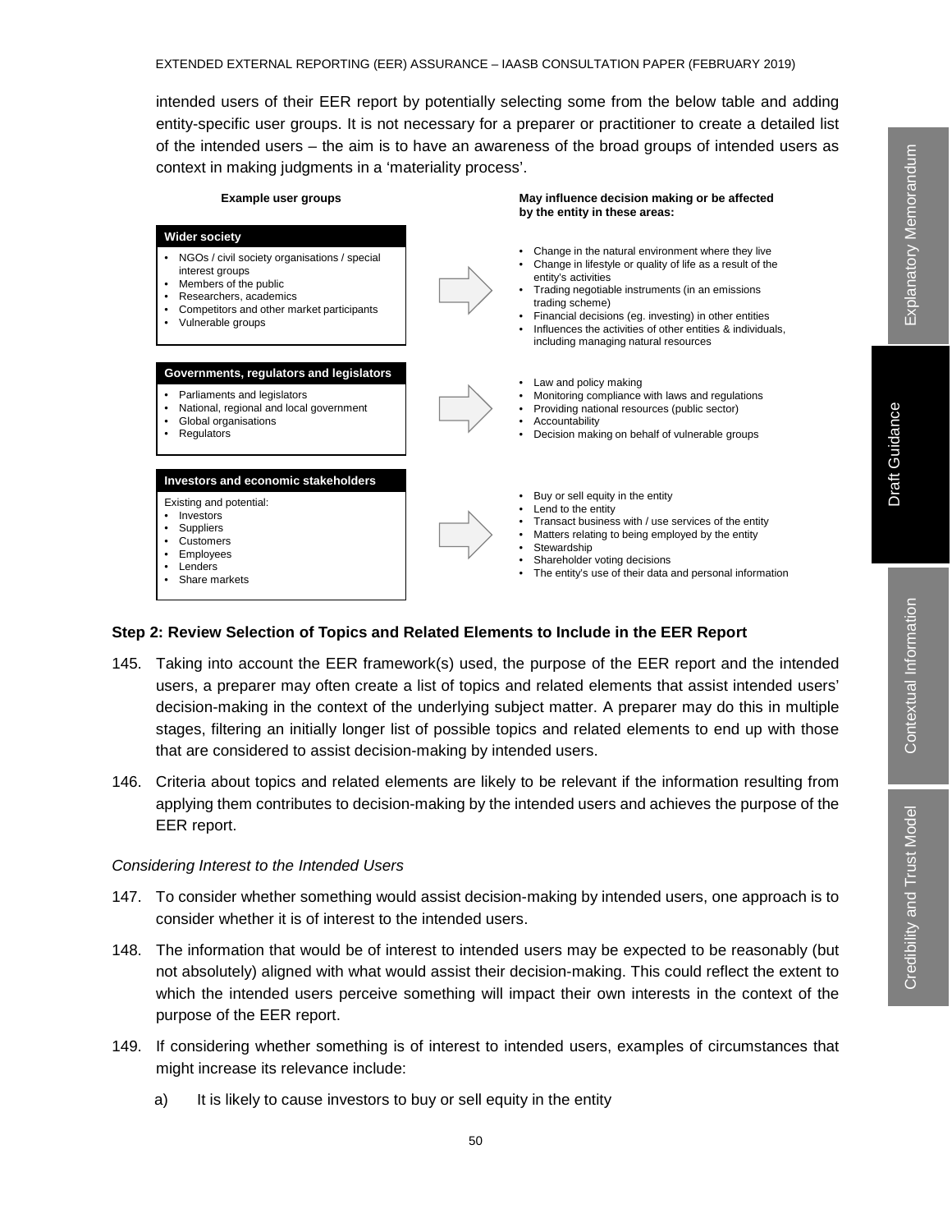intended users of their EER report by potentially selecting some from the below table and adding entity-specific user groups. It is not necessary for a preparer or practitioner to create a detailed list of the intended users – the aim is to have an awareness of the broad groups of intended users as context in making judgments in a 'materiality process'.

| Example user groups | May influence decision making or be affected by the entity in these areas: |
|---|---|
| **Wider society**<br>• NGOs / civil society organisations / special interest groups<br>• Members of the public<br>• Researchers, academics<br>• Competitors and other market participants<br>• Vulnerable groups | • Change in the natural environment where they live<br>• Change in lifestyle or quality of life as a result of the entity's activities<br>• Trading negotiable instruments (in an emissions trading scheme)<br>• Financial decisions (eg. investing) in other entities<br>• Influences the activities of other entities & individuals, including managing natural resources |
| **Governments, regulators and legislators**<br>• Parliaments and legislators<br>• National, regional and local government<br>• Global organisations<br>• Regulators | • Law and policy making<br>• Monitoring compliance with laws and regulations<br>• Providing national resources (public sector)<br>• Accountability<br>• Decision making on behalf of vulnerable groups |
| **Investors and economic stakeholders**<br>Existing and potential:<br>• Investors<br>• Suppliers<br>• Customers<br>• Employees<br>• Lenders<br>• Share markets | • Buy or sell equity in the entity<br>• Lend to the entity<br>• Transact business with / use services of the entity<br>• Matters relating to being employed by the entity<br>• Stewardship<br>• Shareholder voting decisions<br>• The entity's use of their data and personal information |

### Step 2: Review Selection of Topics and Related Elements to Include in the EER Report

145. Taking into account the EER framework(s) used, the purpose of the EER report and the intended users, a preparer may often create a list of topics and related elements that assist intended users' decision-making in the context of the underlying subject matter. A preparer may do this in multiple stages, filtering an initially longer list of possible topics and related elements to end up with those that are considered to assist decision-making by intended users.

146. Criteria about topics and related elements are likely to be relevant if the information resulting from applying them contributes to decision-making by the intended users and achieves the purpose of the EER report.

*Considering Interest to the Intended Users*

147. To consider whether something would assist decision-making by intended users, one approach is to consider whether it is of interest to the intended users.

148. The information that would be of interest to intended users may be expected to be reasonably (but not absolutely) aligned with what would assist their decision-making. This could reflect the extent to which the intended users perceive something will impact their own interests in the context of the purpose of the EER report.

149. If considering whether something is of interest to intended users, examples of circumstances that might increase its relevance include:

   a) It is likely to cause investors to buy or sell equity in the entity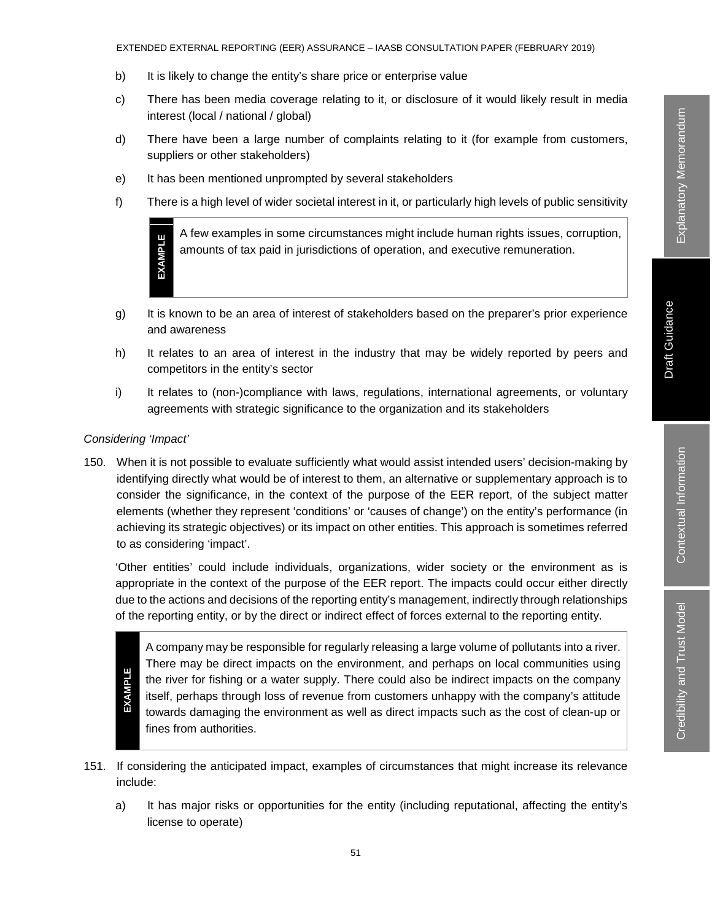b) It is likely to change the entity's share price or enterprise value

c) There has been media coverage relating to it, or disclosure of it would likely result in media interest (local / national / global)

d) There have been a large number of complaints relating to it (for example from customers, suppliers or other stakeholders)

e) It has been mentioned unprompted by several stakeholders

f) There is a high level of wider societal interest in it, or particularly high levels of public sensitivity

> **EXAMPLE**
>
> A few examples in some circumstances might include human rights issues, corruption, amounts of tax paid in jurisdictions of operation, and executive remuneration.

g) It is known to be an area of interest of stakeholders based on the preparer's prior experience and awareness

h) It relates to an area of interest in the industry that may be widely reported by peers and competitors in the entity's sector

i) It relates to (non-)compliance with laws, regulations, international agreements, or voluntary agreements with strategic significance to the organization and its stakeholders

*Considering 'Impact'*

150. When it is not possible to evaluate sufficiently what would assist intended users' decision-making by identifying directly what would be of interest to them, an alternative or supplementary approach is to consider the significance, in the context of the purpose of the EER report, of the subject matter elements (whether they represent 'conditions' or 'causes of change') on the entity's performance (in achieving its strategic objectives) or its impact on other entities. This approach is sometimes referred to as considering 'impact'.

'Other entities' could include individuals, organizations, wider society or the environment as is appropriate in the context of the purpose of the EER report. The impacts could occur either directly due to the actions and decisions of the reporting entity's management, indirectly through relationships of the reporting entity, or by the direct or indirect effect of forces external to the reporting entity.

> **EXAMPLE**
>
> A company may be responsible for regularly releasing a large volume of pollutants into a river. There may be direct impacts on the environment, and perhaps on local communities using the river for fishing or a water supply. There could also be indirect impacts on the company itself, perhaps through loss of revenue from customers unhappy with the company's attitude towards damaging the environment as well as direct impacts such as the cost of clean-up or fines from authorities.

151. If considering the anticipated impact, examples of circumstances that might increase its relevance include:

a) It has major risks or opportunities for the entity (including reputational, affecting the entity's license to operate)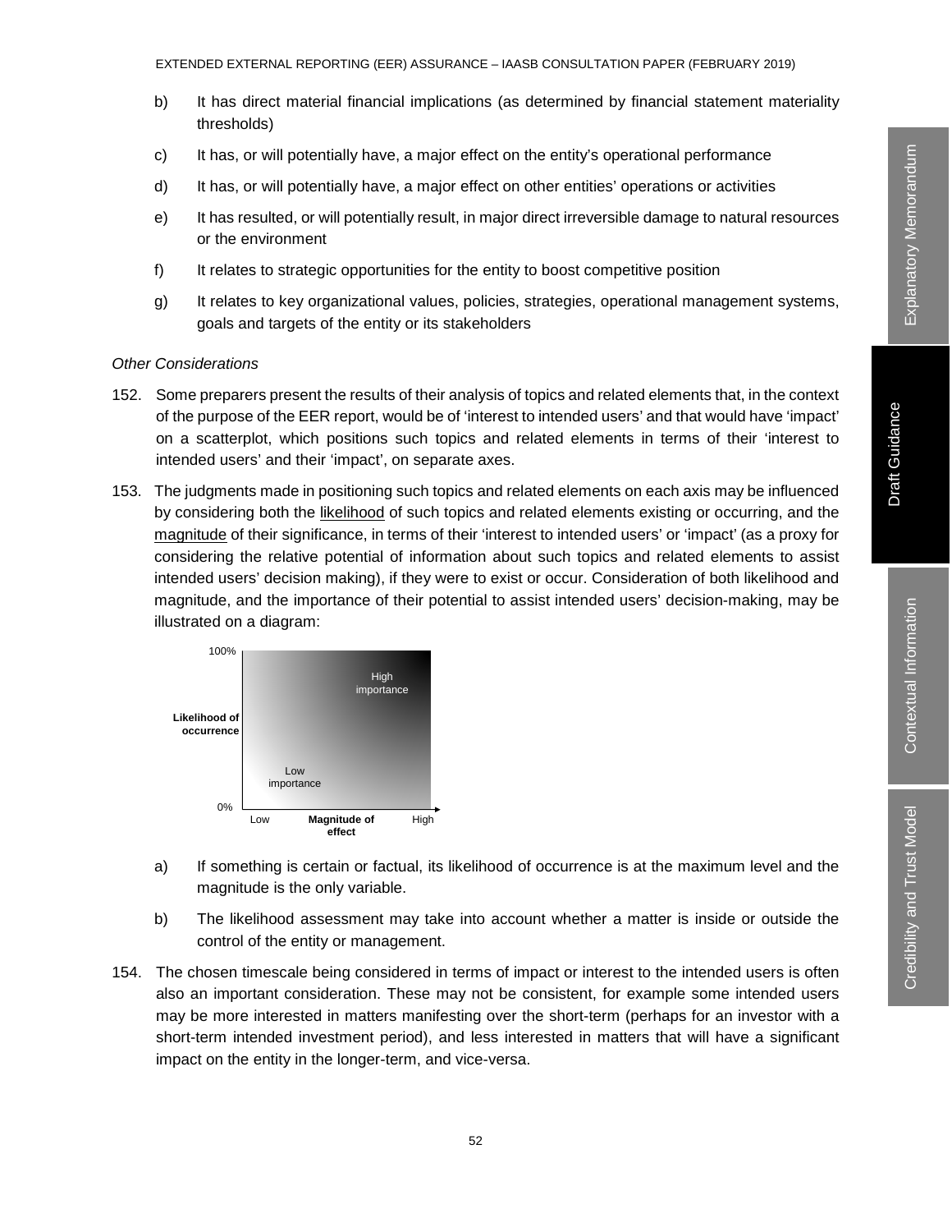b) It has direct material financial implications (as determined by financial statement materiality thresholds)

c) It has, or will potentially have, a major effect on the entity's operational performance

d) It has, or will potentially have, a major effect on other entities' operations or activities

e) It has resulted, or will potentially result, in major direct irreversible damage to natural resources or the environment

f) It relates to strategic opportunities for the entity to boost competitive position

g) It relates to key organizational values, policies, strategies, operational management systems, goals and targets of the entity or its stakeholders

*Other Considerations*

152. Some preparers present the results of their analysis of topics and related elements that, in the context of the purpose of the EER report, would be of 'interest to intended users' and that would have 'impact' on a scatterplot, which positions such topics and related elements in terms of their 'interest to intended users' and their 'impact', on separate axes.

153. The judgments made in positioning such topics and related elements on each axis may be influenced by considering both the likelihood of such topics and related elements existing or occurring, and the magnitude of their significance, in terms of their 'interest to intended users' or 'impact' (as a proxy for considering the relative potential of information about such topics and related elements to assist intended users' decision making), if they were to exist or occur. Consideration of both likelihood and magnitude, and the importance of their potential to assist intended users' decision-making, may be illustrated on a diagram:

100%

Likelihood of occurrence

0%

High importance

Low importance

Low — Magnitude of effect — High

a) If something is certain or factual, its likelihood of occurrence is at the maximum level and the magnitude is the only variable.

b) The likelihood assessment may take into account whether a matter is inside or outside the control of the entity or management.

154. The chosen timescale being considered in terms of impact or interest to the intended users is often also an important consideration. These may not be consistent, for example some intended users may be more interested in matters manifesting over the short-term (perhaps for an investor with a short-term intended investment period), and less interested in matters that will have a significant impact on the entity in the longer-term, and vice-versa.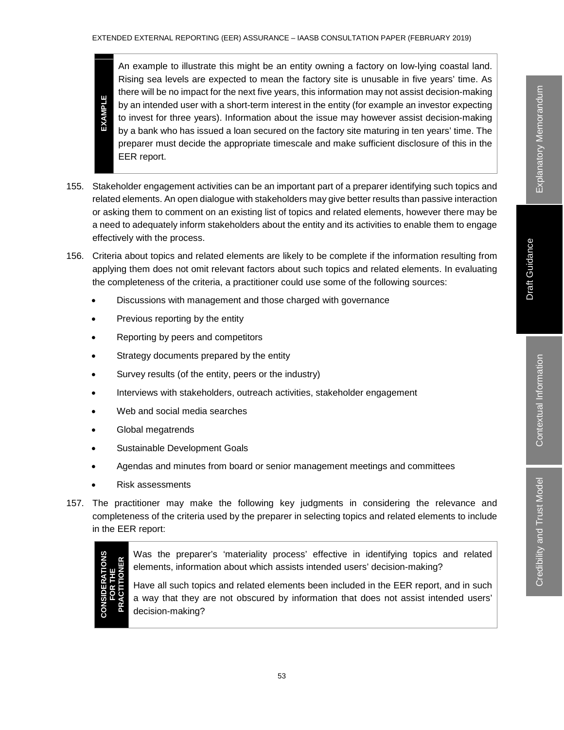> **EXAMPLE**
>
> An example to illustrate this might be an entity owning a factory on low-lying coastal land. Rising sea levels are expected to mean the factory site is unusable in five years' time. As there will be no impact for the next five years, this information may not assist decision-making by an intended user with a short-term interest in the entity (for example an investor expecting to invest for three years). Information about the issue may however assist decision-making by a bank who has issued a loan secured on the factory site maturing in ten years' time. The preparer must decide the appropriate timescale and make sufficient disclosure of this in the EER report.

155. Stakeholder engagement activities can be an important part of a preparer identifying such topics and related elements. An open dialogue with stakeholders may give better results than passive interaction or asking them to comment on an existing list of topics and related elements, however there may be a need to adequately inform stakeholders about the entity and its activities to enable them to engage effectively with the process.

156. Criteria about topics and related elements are likely to be complete if the information resulting from applying them does not omit relevant factors about such topics and related elements. In evaluating the completeness of the criteria, a practitioner could use some of the following sources:

- Discussions with management and those charged with governance
- Previous reporting by the entity
- Reporting by peers and competitors
- Strategy documents prepared by the entity
- Survey results (of the entity, peers or the industry)
- Interviews with stakeholders, outreach activities, stakeholder engagement
- Web and social media searches
- Global megatrends
- Sustainable Development Goals
- Agendas and minutes from board or senior management meetings and committees
- Risk assessments

157. The practitioner may make the following key judgments in considering the relevance and completeness of the criteria used by the preparer in selecting topics and related elements to include in the EER report:

> **CONSIDERATIONS FOR THE PRACTITIONER**
>
> Was the preparer's 'materiality process' effective in identifying topics and related elements, information about which assists intended users' decision-making?
>
> Have all such topics and related elements been included in the EER report, and in such a way that they are not obscured by information that does not assist intended users' decision-making?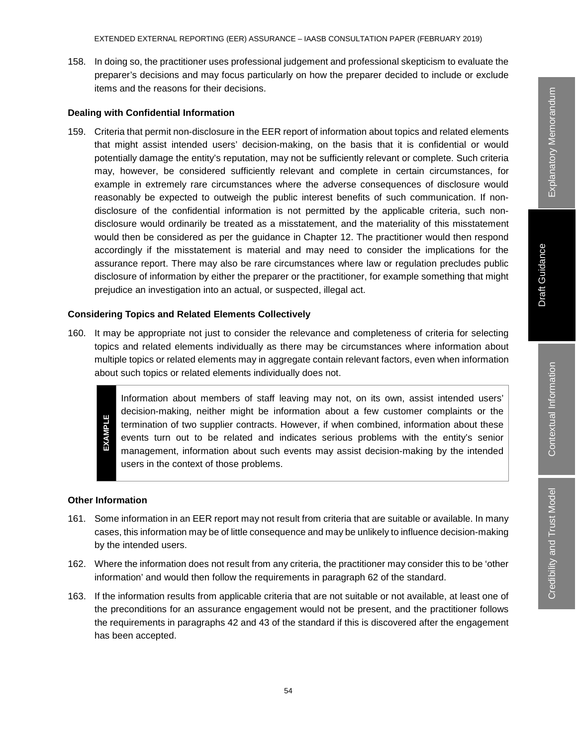158. In doing so, the practitioner uses professional judgement and professional skepticism to evaluate the preparer's decisions and may focus particularly on how the preparer decided to include or exclude items and the reasons for their decisions.

**Dealing with Confidential Information**

159. Criteria that permit non-disclosure in the EER report of information about topics and related elements that might assist intended users' decision-making, on the basis that it is confidential or would potentially damage the entity's reputation, may not be sufficiently relevant or complete. Such criteria may, however, be considered sufficiently relevant and complete in certain circumstances, for example in extremely rare circumstances where the adverse consequences of disclosure would reasonably be expected to outweigh the public interest benefits of such communication. If non-disclosure of the confidential information is not permitted by the applicable criteria, such non-disclosure would ordinarily be treated as a misstatement, and the materiality of this misstatement would then be considered as per the guidance in Chapter 12. The practitioner would then respond accordingly if the misstatement is material and may need to consider the implications for the assurance report. There may also be rare circumstances where law or regulation precludes public disclosure of information by either the preparer or the practitioner, for example something that might prejudice an investigation into an actual, or suspected, illegal act.

**Considering Topics and Related Elements Collectively**

160. It may be appropriate not just to consider the relevance and completeness of criteria for selecting topics and related elements individually as there may be circumstances where information about multiple topics or related elements may in aggregate contain relevant factors, even when information about such topics or related elements individually does not.

> **EXAMPLE**
>
> Information about members of staff leaving may not, on its own, assist intended users' decision-making, neither might be information about a few customer complaints or the termination of two supplier contracts. However, if when combined, information about these events turn out to be related and indicates serious problems with the entity's senior management, information about such events may assist decision-making by the intended users in the context of those problems.

**Other Information**

161. Some information in an EER report may not result from criteria that are suitable or available. In many cases, this information may be of little consequence and may be unlikely to influence decision-making by the intended users.

162. Where the information does not result from any criteria, the practitioner may consider this to be 'other information' and would then follow the requirements in paragraph 62 of the standard.

163. If the information results from applicable criteria that are not suitable or not available, at least one of the preconditions for an assurance engagement would not be present, and the practitioner follows the requirements in paragraphs 42 and 43 of the standard if this is discovered after the engagement has been accepted.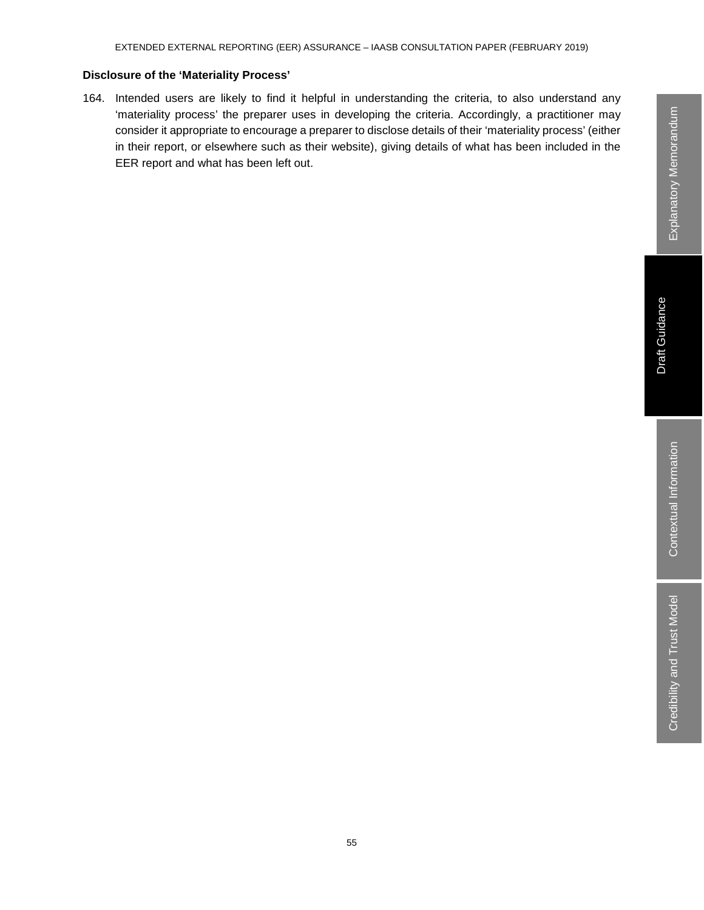**Disclosure of the 'Materiality Process'**

164. Intended users are likely to find it helpful in understanding the criteria, to also understand any 'materiality process' the preparer uses in developing the criteria. Accordingly, a practitioner may consider it appropriate to encourage a preparer to disclose details of their 'materiality process' (either in their report, or elsewhere such as their website), giving details of what has been included in the EER report and what has been left out.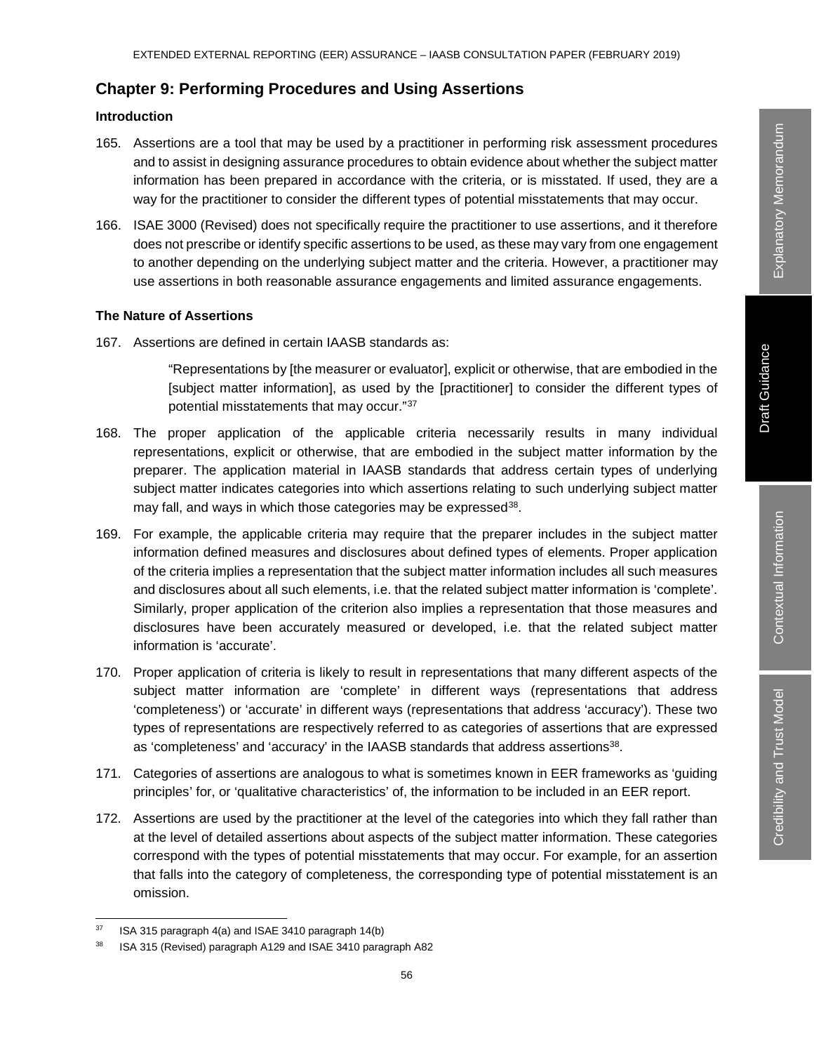## Chapter 9: Performing Procedures and Using Assertions

### Introduction

165. Assertions are a tool that may be used by a practitioner in performing risk assessment procedures and to assist in designing assurance procedures to obtain evidence about whether the subject matter information has been prepared in accordance with the criteria, or is misstated. If used, they are a way for the practitioner to consider the different types of potential misstatements that may occur.

166. ISAE 3000 (Revised) does not specifically require the practitioner to use assertions, and it therefore does not prescribe or identify specific assertions to be used, as these may vary from one engagement to another depending on the underlying subject matter and the criteria. However, a practitioner may use assertions in both reasonable assurance engagements and limited assurance engagements.

### The Nature of Assertions

167. Assertions are defined in certain IAASB standards as:

> "Representations by [the measurer or evaluator], explicit or otherwise, that are embodied in the [subject matter information], as used by the [practitioner] to consider the different types of potential misstatements that may occur."[37]

168. The proper application of the applicable criteria necessarily results in many individual representations, explicit or otherwise, that are embodied in the subject matter information by the preparer. The application material in IAASB standards that address certain types of underlying subject matter indicates categories into which assertions relating to such underlying subject matter may fall, and ways in which those categories may be expressed[38].

169. For example, the applicable criteria may require that the preparer includes in the subject matter information defined measures and disclosures about defined types of elements. Proper application of the criteria implies a representation that the subject matter information includes all such measures and disclosures about all such elements, i.e. that the related subject matter information is 'complete'. Similarly, proper application of the criterion also implies a representation that those measures and disclosures have been accurately measured or developed, i.e. that the related subject matter information is 'accurate'.

170. Proper application of criteria is likely to result in representations that many different aspects of the subject matter information are 'complete' in different ways (representations that address 'completeness') or 'accurate' in different ways (representations that address 'accuracy'). These two types of representations are respectively referred to as categories of assertions that are expressed as 'completeness' and 'accuracy' in the IAASB standards that address assertions[38].

171. Categories of assertions are analogous to what is sometimes known in EER frameworks as 'guiding principles' for, or 'qualitative characteristics' of, the information to be included in an EER report.

172. Assertions are used by the practitioner at the level of the categories into which they fall rather than at the level of detailed assertions about aspects of the subject matter information. These categories correspond with the types of potential misstatements that may occur. For example, for an assertion that falls into the category of completeness, the corresponding type of potential misstatement is an omission.

---

[37] ISA 315 paragraph 4(a) and ISAE 3410 paragraph 14(b)

[38] ISA 315 (Revised) paragraph A129 and ISAE 3410 paragraph A82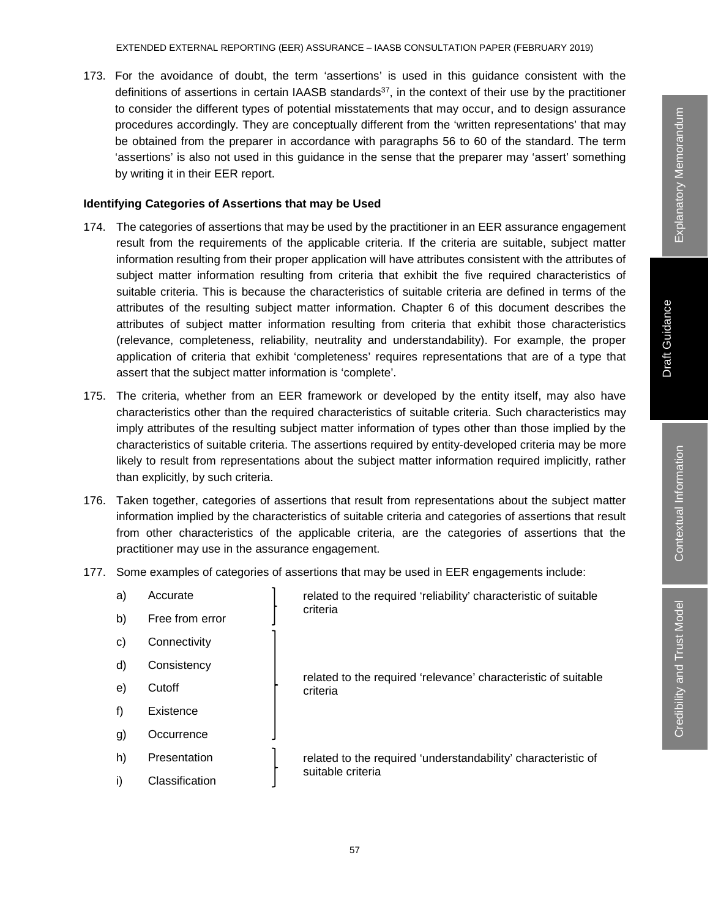173. For the avoidance of doubt, the term 'assertions' is used in this guidance consistent with the definitions of assertions in certain IAASB standards[37], in the context of their use by the practitioner to consider the different types of potential misstatements that may occur, and to design assurance procedures accordingly. They are conceptually different from the 'written representations' that may be obtained from the preparer in accordance with paragraphs 56 to 60 of the standard. The term 'assertions' is also not used in this guidance in the sense that the preparer may 'assert' something by writing it in their EER report.

**Identifying Categories of Assertions that may be Used**

174. The categories of assertions that may be used by the practitioner in an EER assurance engagement result from the requirements of the applicable criteria. If the criteria are suitable, subject matter information resulting from their proper application will have attributes consistent with the attributes of subject matter information resulting from criteria that exhibit the five required characteristics of suitable criteria. This is because the characteristics of suitable criteria are defined in terms of the attributes of the resulting subject matter information. Chapter 6 of this document describes the attributes of subject matter information resulting from criteria that exhibit those characteristics (relevance, completeness, reliability, neutrality and understandability). For example, the proper application of criteria that exhibit 'completeness' requires representations that are of a type that assert that the subject matter information is 'complete'.

175. The criteria, whether from an EER framework or developed by the entity itself, may also have characteristics other than the required characteristics of suitable criteria. Such characteristics may imply attributes of the resulting subject matter information of types other than those implied by the characteristics of suitable criteria. The assertions required by entity-developed criteria may be more likely to result from representations about the subject matter information required implicitly, rather than explicitly, by such criteria.

176. Taken together, categories of assertions that result from representations about the subject matter information implied by the characteristics of suitable criteria and categories of assertions that result from other characteristics of the applicable criteria, are the categories of assertions that the practitioner may use in the assurance engagement.

177. Some examples of categories of assertions that may be used in EER engagements include:

| | Assertion | Related characteristic |
|---|---|---|
| a) | Accurate | related to the required 'reliability' characteristic of suitable criteria |
| b) | Free from error | |
| c) | Connectivity | related to the required 'relevance' characteristic of suitable criteria |
| d) | Consistency | |
| e) | Cutoff | |
| f) | Existence | |
| g) | Occurrence | |
| h) | Presentation | related to the required 'understandability' characteristic of suitable criteria |
| i) | Classification | |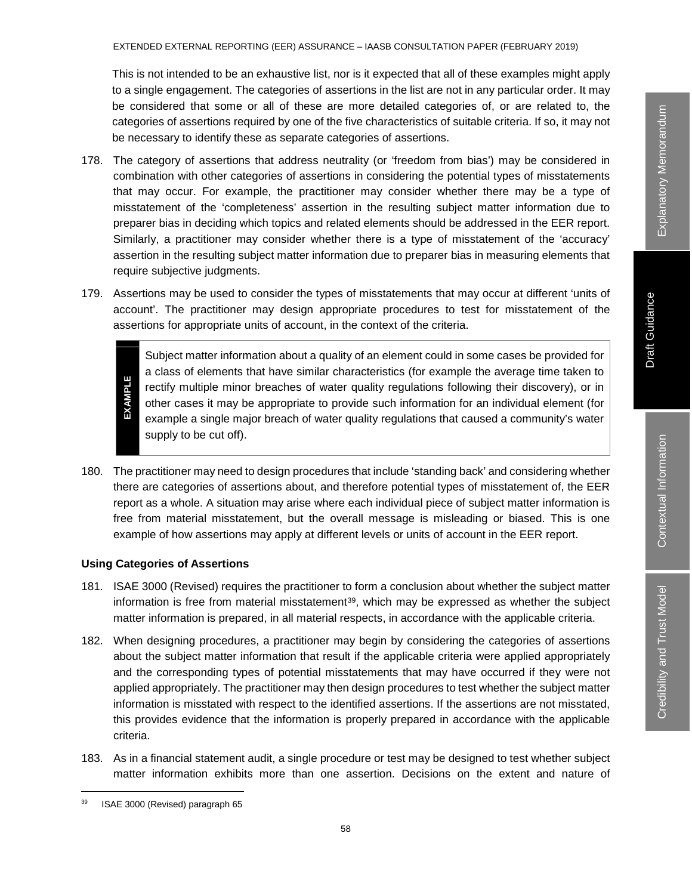This is not intended to be an exhaustive list, nor is it expected that all of these examples might apply to a single engagement. The categories of assertions in the list are not in any particular order. It may be considered that some or all of these are more detailed categories of, or are related to, the categories of assertions required by one of the five characteristics of suitable criteria. If so, it may not be necessary to identify these as separate categories of assertions.

178. The category of assertions that address neutrality (or 'freedom from bias') may be considered in combination with other categories of assertions in considering the potential types of misstatements that may occur. For example, the practitioner may consider whether there may be a type of misstatement of the 'completeness' assertion in the resulting subject matter information due to preparer bias in deciding which topics and related elements should be addressed in the EER report. Similarly, a practitioner may consider whether there is a type of misstatement of the 'accuracy' assertion in the resulting subject matter information due to preparer bias in measuring elements that require subjective judgments.

179. Assertions may be used to consider the types of misstatements that may occur at different 'units of account'. The practitioner may design appropriate procedures to test for misstatement of the assertions for appropriate units of account, in the context of the criteria.

> **EXAMPLE**
>
> Subject matter information about a quality of an element could in some cases be provided for a class of elements that have similar characteristics (for example the average time taken to rectify multiple minor breaches of water quality regulations following their discovery), or in other cases it may be appropriate to provide such information for an individual element (for example a single major breach of water quality regulations that caused a community's water supply to be cut off).

180. The practitioner may need to design procedures that include 'standing back' and considering whether there are categories of assertions about, and therefore potential types of misstatement of, the EER report as a whole. A situation may arise where each individual piece of subject matter information is free from material misstatement, but the overall message is misleading or biased. This is one example of how assertions may apply at different levels or units of account in the EER report.

**Using Categories of Assertions**

181. ISAE 3000 (Revised) requires the practitioner to form a conclusion about whether the subject matter information is free from material misstatement[39], which may be expressed as whether the subject matter information is prepared, in all material respects, in accordance with the applicable criteria.

182. When designing procedures, a practitioner may begin by considering the categories of assertions about the subject matter information that result if the applicable criteria were applied appropriately and the corresponding types of potential misstatements that may have occurred if they were not applied appropriately. The practitioner may then design procedures to test whether the subject matter information is misstated with respect to the identified assertions. If the assertions are not misstated, this provides evidence that the information is properly prepared in accordance with the applicable criteria.

183. As in a financial statement audit, a single procedure or test may be designed to test whether subject matter information exhibits more than one assertion. Decisions on the extent and nature of

---

[39] ISAE 3000 (Revised) paragraph 65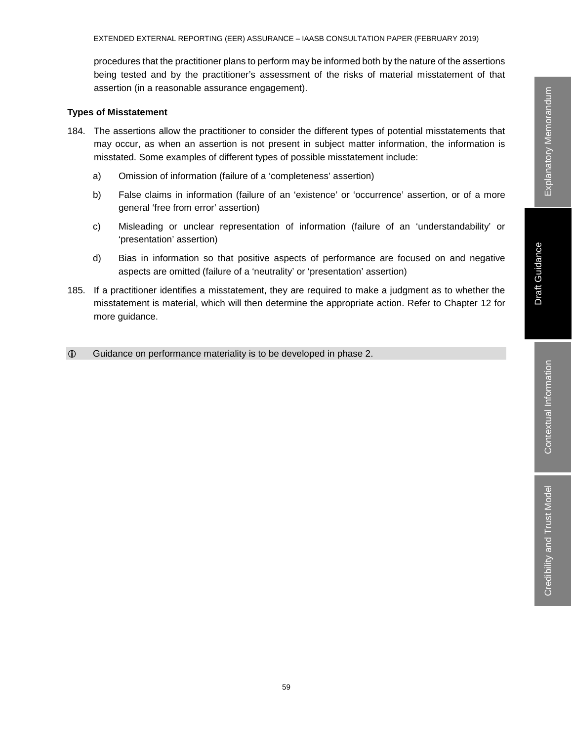procedures that the practitioner plans to perform may be informed both by the nature of the assertions being tested and by the practitioner's assessment of the risks of material misstatement of that assertion (in a reasonable assurance engagement).

**Types of Misstatement**

184. The assertions allow the practitioner to consider the different types of potential misstatements that may occur, as when an assertion is not present in subject matter information, the information is misstated. Some examples of different types of possible misstatement include:

   a) Omission of information (failure of a 'completeness' assertion)

   b) False claims in information (failure of an 'existence' or 'occurrence' assertion, or of a more general 'free from error' assertion)

   c) Misleading or unclear representation of information (failure of an 'understandability' or 'presentation' assertion)

   d) Bias in information so that positive aspects of performance are focused on and negative aspects are omitted (failure of a 'neutrality' or 'presentation' assertion)

185. If a practitioner identifies a misstatement, they are required to make a judgment as to whether the misstatement is material, which will then determine the appropriate action. Refer to Chapter 12 for more guidance.

ⓘ Guidance on performance materiality is to be developed in phase 2.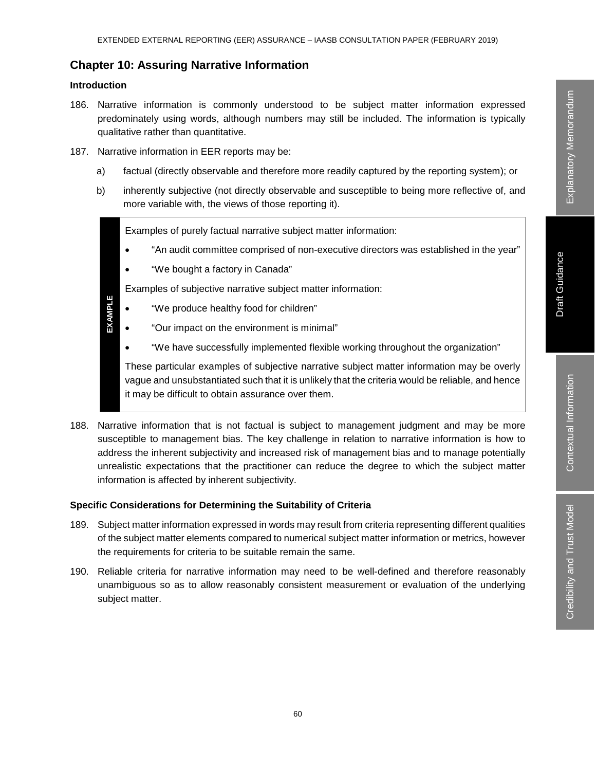## Chapter 10: Assuring Narrative Information

### Introduction

186. Narrative information is commonly understood to be subject matter information expressed predominately using words, although numbers may still be included. The information is typically qualitative rather than quantitative.

187. Narrative information in EER reports may be:

    a) factual (directly observable and therefore more readily captured by the reporting system); or

    b) inherently subjective (not directly observable and susceptible to being more reflective of, and more variable with, the views of those reporting it).

> **EXAMPLE**
>
> Examples of purely factual narrative subject matter information:
>
> - "An audit committee comprised of non-executive directors was established in the year"
> - "We bought a factory in Canada"
>
> Examples of subjective narrative subject matter information:
>
> - "We produce healthy food for children"
> - "Our impact on the environment is minimal"
> - "We have successfully implemented flexible working throughout the organization"
>
> These particular examples of subjective narrative subject matter information may be overly vague and unsubstantiated such that it is unlikely that the criteria would be reliable, and hence it may be difficult to obtain assurance over them.

188. Narrative information that is not factual is subject to management judgment and may be more susceptible to management bias. The key challenge in relation to narrative information is how to address the inherent subjectivity and increased risk of management bias and to manage potentially unrealistic expectations that the practitioner can reduce the degree to which the subject matter information is affected by inherent subjectivity.

### Specific Considerations for Determining the Suitability of Criteria

189. Subject matter information expressed in words may result from criteria representing different qualities of the subject matter elements compared to numerical subject matter information or metrics, however the requirements for criteria to be suitable remain the same.

190. Reliable criteria for narrative information may need to be well-defined and therefore reasonably unambiguous so as to allow reasonably consistent measurement or evaluation of the underlying subject matter.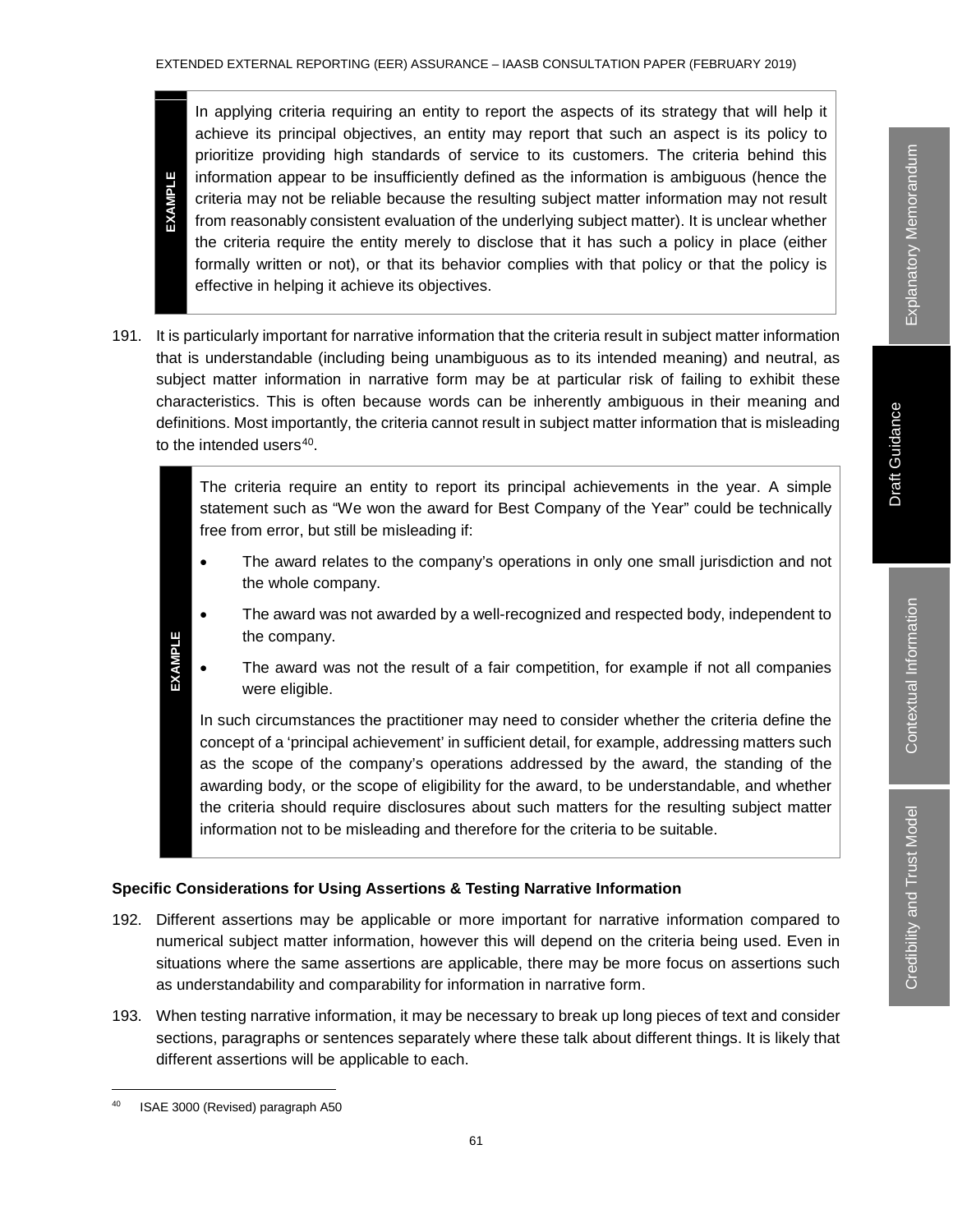> **EXAMPLE**
>
> In applying criteria requiring an entity to report the aspects of its strategy that will help it achieve its principal objectives, an entity may report that such an aspect is its policy to prioritize providing high standards of service to its customers. The criteria behind this information appear to be insufficiently defined as the information is ambiguous (hence the criteria may not be reliable because the resulting subject matter information may not result from reasonably consistent evaluation of the underlying subject matter). It is unclear whether the criteria require the entity merely to disclose that it has such a policy in place (either formally written or not), or that its behavior complies with that policy or that the policy is effective in helping it achieve its objectives.

191. It is particularly important for narrative information that the criteria result in subject matter information that is understandable (including being unambiguous as to its intended meaning) and neutral, as subject matter information in narrative form may be at particular risk of failing to exhibit these characteristics. This is often because words can be inherently ambiguous in their meaning and definitions. Most importantly, the criteria cannot result in subject matter information that is misleading to the intended users[40].

> **EXAMPLE**
>
> The criteria require an entity to report its principal achievements in the year. A simple statement such as "We won the award for Best Company of the Year" could be technically free from error, but still be misleading if:
>
> - The award relates to the company's operations in only one small jurisdiction and not the whole company.
> - The award was not awarded by a well-recognized and respected body, independent to the company.
> - The award was not the result of a fair competition, for example if not all companies were eligible.
>
> In such circumstances the practitioner may need to consider whether the criteria define the concept of a 'principal achievement' in sufficient detail, for example, addressing matters such as the scope of the company's operations addressed by the award, the standing of the awarding body, or the scope of eligibility for the award, to be understandable, and whether the criteria should require disclosures about such matters for the resulting subject matter information not to be misleading and therefore for the criteria to be suitable.

**Specific Considerations for Using Assertions & Testing Narrative Information**

192. Different assertions may be applicable or more important for narrative information compared to numerical subject matter information, however this will depend on the criteria being used. Even in situations where the same assertions are applicable, there may be more focus on assertions such as understandability and comparability for information in narrative form.

193. When testing narrative information, it may be necessary to break up long pieces of text and consider sections, paragraphs or sentences separately where these talk about different things. It is likely that different assertions will be applicable to each.

---

[40] ISAE 3000 (Revised) paragraph A50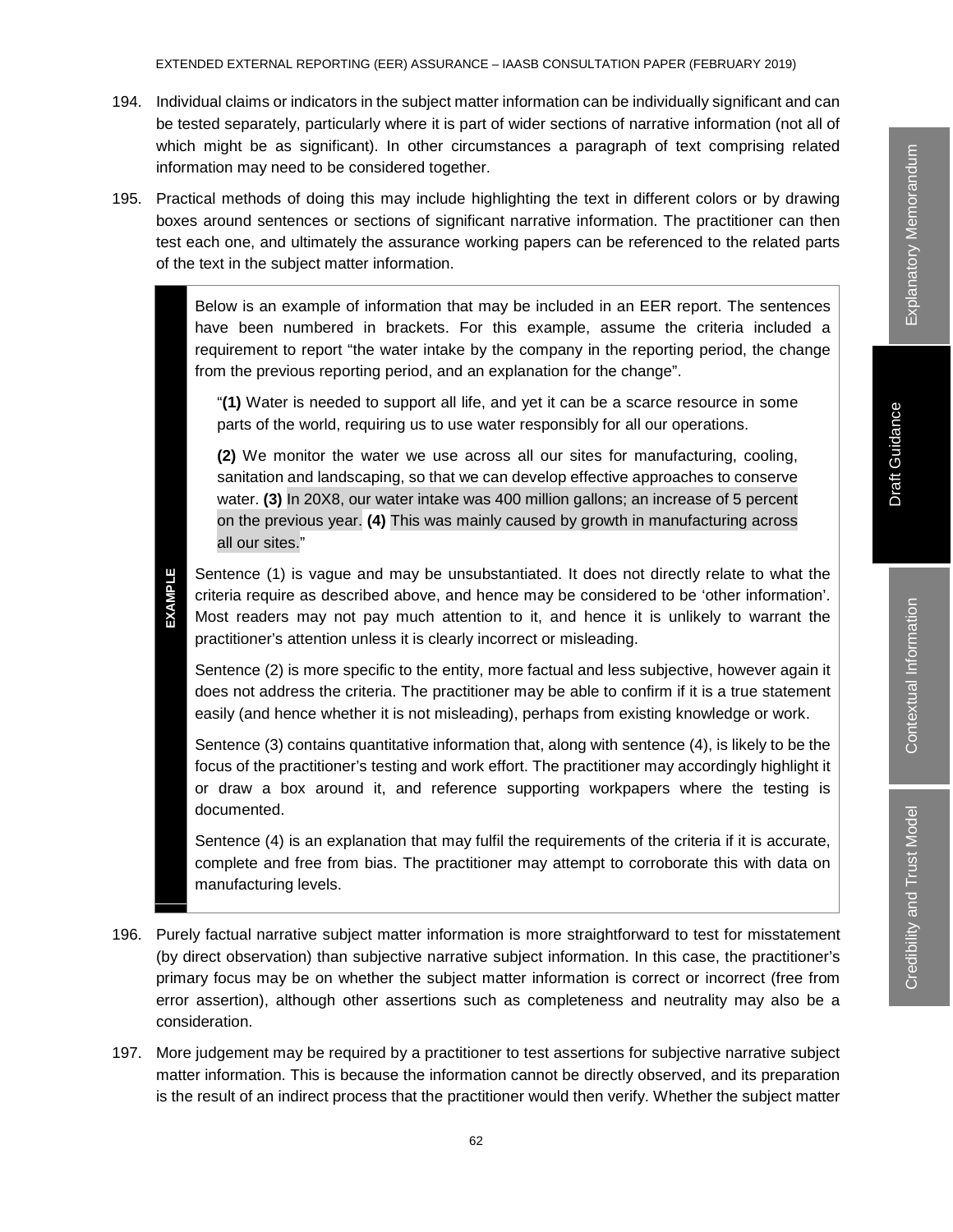194. Individual claims or indicators in the subject matter information can be individually significant and can be tested separately, particularly where it is part of wider sections of narrative information (not all of which might be as significant). In other circumstances a paragraph of text comprising related information may need to be considered together.

195. Practical methods of doing this may include highlighting the text in different colors or by drawing boxes around sentences or sections of significant narrative information. The practitioner can then test each one, and ultimately the assurance working papers can be referenced to the related parts of the text in the subject matter information.

> **EXAMPLE**
>
> Below is an example of information that may be included in an EER report. The sentences have been numbered in brackets. For this example, assume the criteria included a requirement to report "the water intake by the company in the reporting period, the change from the previous reporting period, and an explanation for the change".
>
> "**(1)** Water is needed to support all life, and yet it can be a scarce resource in some parts of the world, requiring us to use water responsibly for all our operations.
>
> **(2)** We monitor the water we use across all our sites for manufacturing, cooling, sanitation and landscaping, so that we can develop effective approaches to conserve water. **(3)** In 20X8, our water intake was 400 million gallons; an increase of 5 percent on the previous year. **(4)** This was mainly caused by growth in manufacturing across all our sites."
>
> Sentence (1) is vague and may be unsubstantiated. It does not directly relate to what the criteria require as described above, and hence may be considered to be 'other information'. Most readers may not pay much attention to it, and hence it is unlikely to warrant the practitioner's attention unless it is clearly incorrect or misleading.
>
> Sentence (2) is more specific to the entity, more factual and less subjective, however again it does not address the criteria. The practitioner may be able to confirm if it is a true statement easily (and hence whether it is not misleading), perhaps from existing knowledge or work.
>
> Sentence (3) contains quantitative information that, along with sentence (4), is likely to be the focus of the practitioner's testing and work effort. The practitioner may accordingly highlight it or draw a box around it, and reference supporting workpapers where the testing is documented.
>
> Sentence (4) is an explanation that may fulfil the requirements of the criteria if it is accurate, complete and free from bias. The practitioner may attempt to corroborate this with data on manufacturing levels.

196. Purely factual narrative subject matter information is more straightforward to test for misstatement (by direct observation) than subjective narrative subject information. In this case, the practitioner's primary focus may be on whether the subject matter information is correct or incorrect (free from error assertion), although other assertions such as completeness and neutrality may also be a consideration.

197. More judgement may be required by a practitioner to test assertions for subjective narrative subject matter information. This is because the information cannot be directly observed, and its preparation is the result of an indirect process that the practitioner would then verify. Whether the subject matter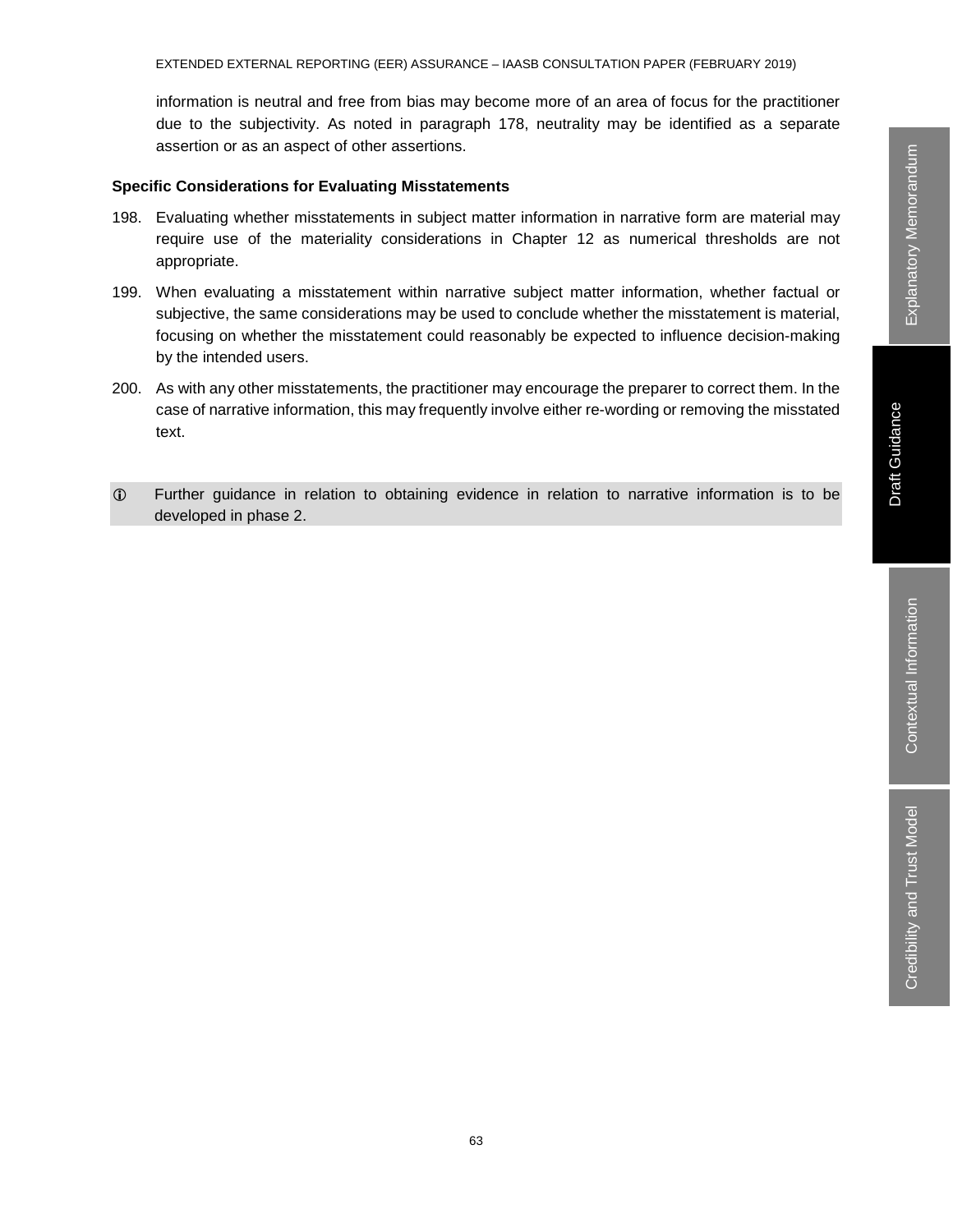information is neutral and free from bias may become more of an area of focus for the practitioner due to the subjectivity. As noted in paragraph 178, neutrality may be identified as a separate assertion or as an aspect of other assertions.

**Specific Considerations for Evaluating Misstatements**

198. Evaluating whether misstatements in subject matter information in narrative form are material may require use of the materiality considerations in Chapter 12 as numerical thresholds are not appropriate.

199. When evaluating a misstatement within narrative subject matter information, whether factual or subjective, the same considerations may be used to conclude whether the misstatement is material, focusing on whether the misstatement could reasonably be expected to influence decision-making by the intended users.

200. As with any other misstatements, the practitioner may encourage the preparer to correct them. In the case of narrative information, this may frequently involve either re-wording or removing the misstated text.

> ⓘ Further guidance in relation to obtaining evidence in relation to narrative information is to be developed in phase 2.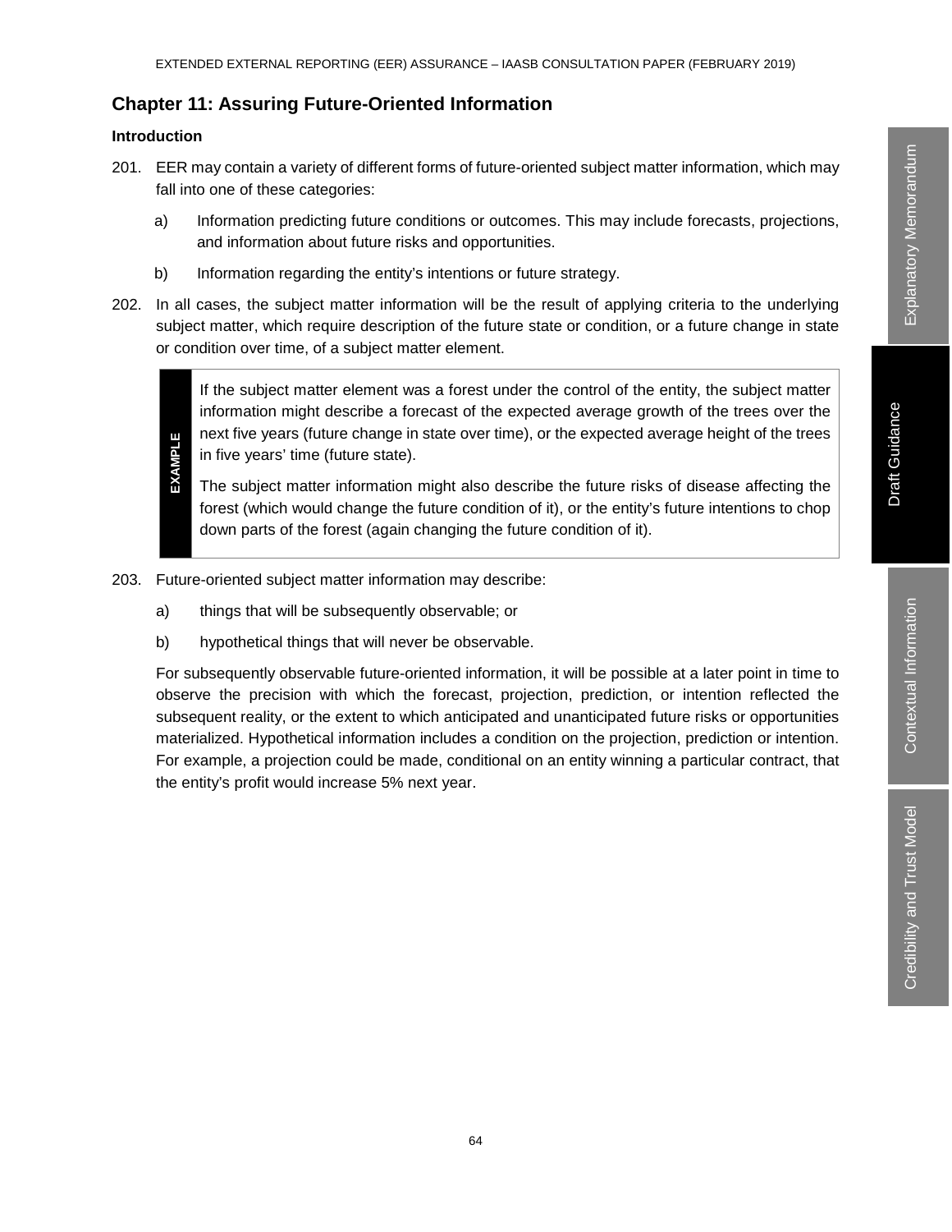## Chapter 11: Assuring Future-Oriented Information

### Introduction

201. EER may contain a variety of different forms of future-oriented subject matter information, which may fall into one of these categories:

    a) Information predicting future conditions or outcomes. This may include forecasts, projections, and information about future risks and opportunities.

    b) Information regarding the entity's intentions or future strategy.

202. In all cases, the subject matter information will be the result of applying criteria to the underlying subject matter, which require description of the future state or condition, or a future change in state or condition over time, of a subject matter element.

> **EXAMPLE**
>
> If the subject matter element was a forest under the control of the entity, the subject matter information might describe a forecast of the expected average growth of the trees over the next five years (future change in state over time), or the expected average height of the trees in five years' time (future state).
>
> The subject matter information might also describe the future risks of disease affecting the forest (which would change the future condition of it), or the entity's future intentions to chop down parts of the forest (again changing the future condition of it).

203. Future-oriented subject matter information may describe:

    a) things that will be subsequently observable; or

    b) hypothetical things that will never be observable.

    For subsequently observable future-oriented information, it will be possible at a later point in time to observe the precision with which the forecast, projection, prediction, or intention reflected the subsequent reality, or the extent to which anticipated and unanticipated future risks or opportunities materialized. Hypothetical information includes a condition on the projection, prediction or intention. For example, a projection could be made, conditional on an entity winning a particular contract, that the entity's profit would increase 5% next year.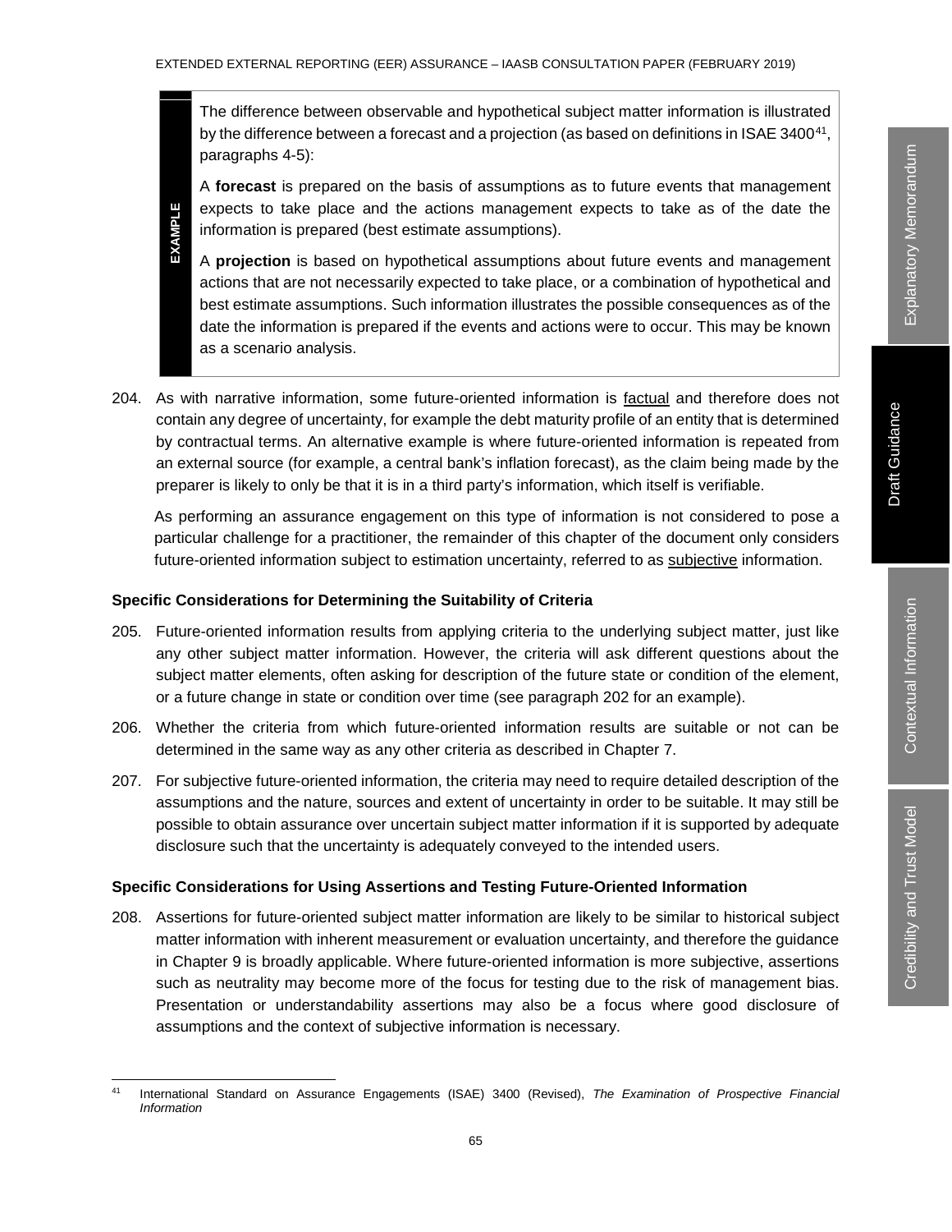**EXAMPLE**

The difference between observable and hypothetical subject matter information is illustrated by the difference between a forecast and a projection (as based on definitions in ISAE 3400[41], paragraphs 4-5):

A **forecast** is prepared on the basis of assumptions as to future events that management expects to take place and the actions management expects to take as of the date the information is prepared (best estimate assumptions).

A **projection** is based on hypothetical assumptions about future events and management actions that are not necessarily expected to take place, or a combination of hypothetical and best estimate assumptions. Such information illustrates the possible consequences as of the date the information is prepared if the events and actions were to occur. This may be known as a scenario analysis.

204. As with narrative information, some future-oriented information is factual and therefore does not contain any degree of uncertainty, for example the debt maturity profile of an entity that is determined by contractual terms. An alternative example is where future-oriented information is repeated from an external source (for example, a central bank's inflation forecast), as the claim being made by the preparer is likely to only be that it is in a third party's information, which itself is verifiable.

As performing an assurance engagement on this type of information is not considered to pose a particular challenge for a practitioner, the remainder of this chapter of the document only considers future-oriented information subject to estimation uncertainty, referred to as subjective information.

**Specific Considerations for Determining the Suitability of Criteria**

205. Future-oriented information results from applying criteria to the underlying subject matter, just like any other subject matter information. However, the criteria will ask different questions about the subject matter elements, often asking for description of the future state or condition of the element, or a future change in state or condition over time (see paragraph 202 for an example).

206. Whether the criteria from which future-oriented information results are suitable or not can be determined in the same way as any other criteria as described in Chapter 7.

207. For subjective future-oriented information, the criteria may need to require detailed description of the assumptions and the nature, sources and extent of uncertainty in order to be suitable. It may still be possible to obtain assurance over uncertain subject matter information if it is supported by adequate disclosure such that the uncertainty is adequately conveyed to the intended users.

**Specific Considerations for Using Assertions and Testing Future-Oriented Information**

208. Assertions for future-oriented subject matter information are likely to be similar to historical subject matter information with inherent measurement or evaluation uncertainty, and therefore the guidance in Chapter 9 is broadly applicable. Where future-oriented information is more subjective, assertions such as neutrality may become more of the focus for testing due to the risk of management bias. Presentation or understandability assertions may also be a focus where good disclosure of assumptions and the context of subjective information is necessary.

---

[41] International Standard on Assurance Engagements (ISAE) 3400 (Revised), *The Examination of Prospective Financial Information*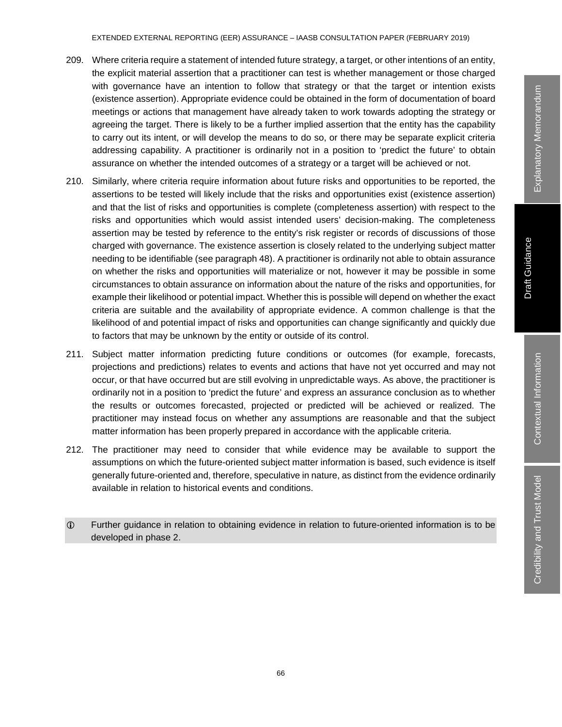209. Where criteria require a statement of intended future strategy, a target, or other intentions of an entity, the explicit material assertion that a practitioner can test is whether management or those charged with governance have an intention to follow that strategy or that the target or intention exists (existence assertion). Appropriate evidence could be obtained in the form of documentation of board meetings or actions that management have already taken to work towards adopting the strategy or agreeing the target. There is likely to be a further implied assertion that the entity has the capability to carry out its intent, or will develop the means to do so, or there may be separate explicit criteria addressing capability. A practitioner is ordinarily not in a position to 'predict the future' to obtain assurance on whether the intended outcomes of a strategy or a target will be achieved or not.

210. Similarly, where criteria require information about future risks and opportunities to be reported, the assertions to be tested will likely include that the risks and opportunities exist (existence assertion) and that the list of risks and opportunities is complete (completeness assertion) with respect to the risks and opportunities which would assist intended users' decision-making. The completeness assertion may be tested by reference to the entity's risk register or records of discussions of those charged with governance. The existence assertion is closely related to the underlying subject matter needing to be identifiable (see paragraph 48). A practitioner is ordinarily not able to obtain assurance on whether the risks and opportunities will materialize or not, however it may be possible in some circumstances to obtain assurance on information about the nature of the risks and opportunities, for example their likelihood or potential impact. Whether this is possible will depend on whether the exact criteria are suitable and the availability of appropriate evidence. A common challenge is that the likelihood of and potential impact of risks and opportunities can change significantly and quickly due to factors that may be unknown by the entity or outside of its control.

211. Subject matter information predicting future conditions or outcomes (for example, forecasts, projections and predictions) relates to events and actions that have not yet occurred and may not occur, or that have occurred but are still evolving in unpredictable ways. As above, the practitioner is ordinarily not in a position to 'predict the future' and express an assurance conclusion as to whether the results or outcomes forecasted, projected or predicted will be achieved or realized. The practitioner may instead focus on whether any assumptions are reasonable and that the subject matter information has been properly prepared in accordance with the applicable criteria.

212. The practitioner may need to consider that while evidence may be available to support the assumptions on which the future-oriented subject matter information is based, such evidence is itself generally future-oriented and, therefore, speculative in nature, as distinct from the evidence ordinarily available in relation to historical events and conditions.

ⓘ Further guidance in relation to obtaining evidence in relation to future-oriented information is to be developed in phase 2.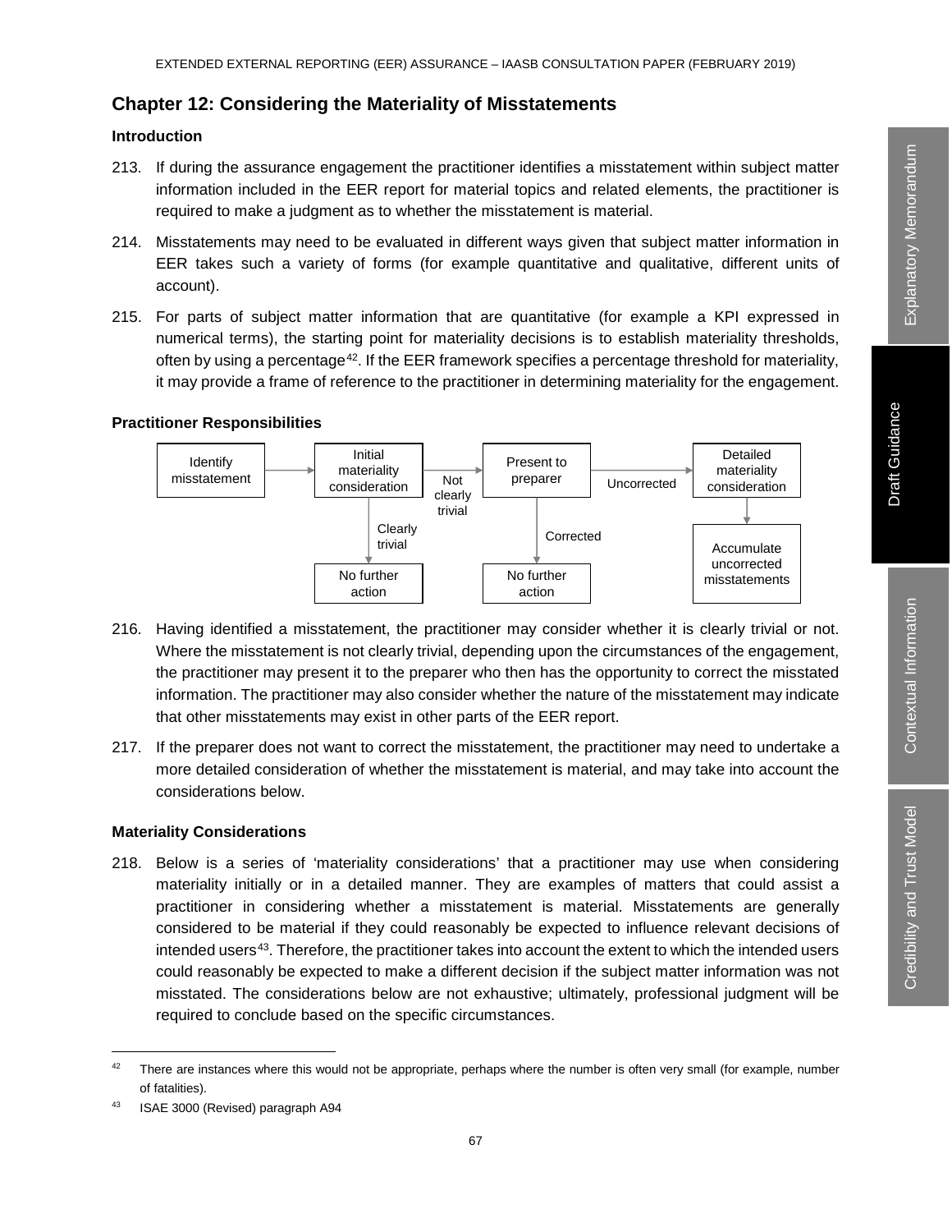## Chapter 12: Considering the Materiality of Misstatements

### Introduction

213. If during the assurance engagement the practitioner identifies a misstatement within subject matter information included in the EER report for material topics and related elements, the practitioner is required to make a judgment as to whether the misstatement is material.

214. Misstatements may need to be evaluated in different ways given that subject matter information in EER takes such a variety of forms (for example quantitative and qualitative, different units of account).

215. For parts of subject matter information that are quantitative (for example a KPI expressed in numerical terms), the starting point for materiality decisions is to establish materiality thresholds, often by using a percentage[42]. If the EER framework specifies a percentage threshold for materiality, it may provide a frame of reference to the practitioner in determining materiality for the engagement.

### Practitioner Responsibilities

Identify misstatement → Initial materiality consideration → (Clearly trivial) → No further action

Initial materiality consideration → (Not clearly trivial) → Present to preparer → (Corrected) → No further action

Present to preparer → (Uncorrected) → Detailed materiality consideration → Accumulate uncorrected misstatements

216. Having identified a misstatement, the practitioner may consider whether it is clearly trivial or not. Where the misstatement is not clearly trivial, depending upon the circumstances of the engagement, the practitioner may present it to the preparer who then has the opportunity to correct the misstated information. The practitioner may also consider whether the nature of the misstatement may indicate that other misstatements may exist in other parts of the EER report.

217. If the preparer does not want to correct the misstatement, the practitioner may need to undertake a more detailed consideration of whether the misstatement is material, and may take into account the considerations below.

### Materiality Considerations

218. Below is a series of 'materiality considerations' that a practitioner may use when considering materiality initially or in a detailed manner. They are examples of matters that could assist a practitioner in considering whether a misstatement is material. Misstatements are generally considered to be material if they could reasonably be expected to influence relevant decisions of intended users[43]. Therefore, the practitioner takes into account the extent to which the intended users could reasonably be expected to make a different decision if the subject matter information was not misstated. The considerations below are not exhaustive; ultimately, professional judgment will be required to conclude based on the specific circumstances.

---

[42] There are instances where this would not be appropriate, perhaps where the number is often very small (for example, number of fatalities).

[43] ISAE 3000 (Revised) paragraph A94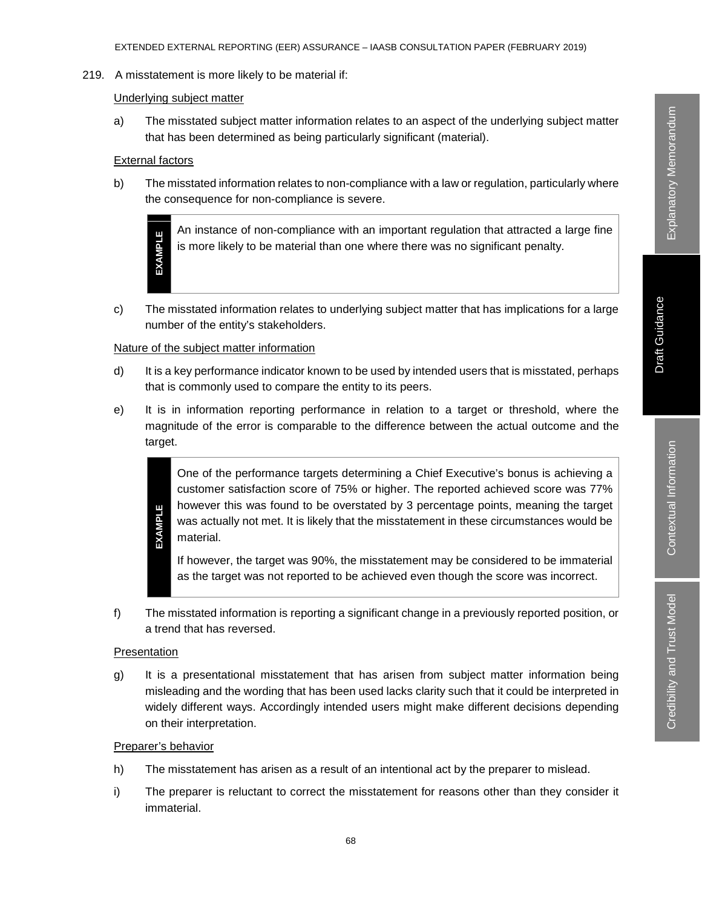219. A misstatement is more likely to be material if:

<u>Underlying subject matter</u>

a) The misstated subject matter information relates to an aspect of the underlying subject matter that has been determined as being particularly significant (material).

<u>External factors</u>

b) The misstated information relates to non-compliance with a law or regulation, particularly where the consequence for non-compliance is severe.

> **EXAMPLE**
>
> An instance of non-compliance with an important regulation that attracted a large fine is more likely to be material than one where there was no significant penalty.

c) The misstated information relates to underlying subject matter that has implications for a large number of the entity's stakeholders.

<u>Nature of the subject matter information</u>

d) It is a key performance indicator known to be used by intended users that is misstated, perhaps that is commonly used to compare the entity to its peers.

e) It is in information reporting performance in relation to a target or threshold, where the magnitude of the error is comparable to the difference between the actual outcome and the target.

> **EXAMPLE**
>
> One of the performance targets determining a Chief Executive's bonus is achieving a customer satisfaction score of 75% or higher. The reported achieved score was 77% however this was found to be overstated by 3 percentage points, meaning the target was actually not met. It is likely that the misstatement in these circumstances would be material.
>
> If however, the target was 90%, the misstatement may be considered to be immaterial as the target was not reported to be achieved even though the score was incorrect.

f) The misstated information is reporting a significant change in a previously reported position, or a trend that has reversed.

<u>Presentation</u>

g) It is a presentational misstatement that has arisen from subject matter information being misleading and the wording that has been used lacks clarity such that it could be interpreted in widely different ways. Accordingly intended users might make different decisions depending on their interpretation.

<u>Preparer's behavior</u>

h) The misstatement has arisen as a result of an intentional act by the preparer to mislead.

i) The preparer is reluctant to correct the misstatement for reasons other than they consider it immaterial.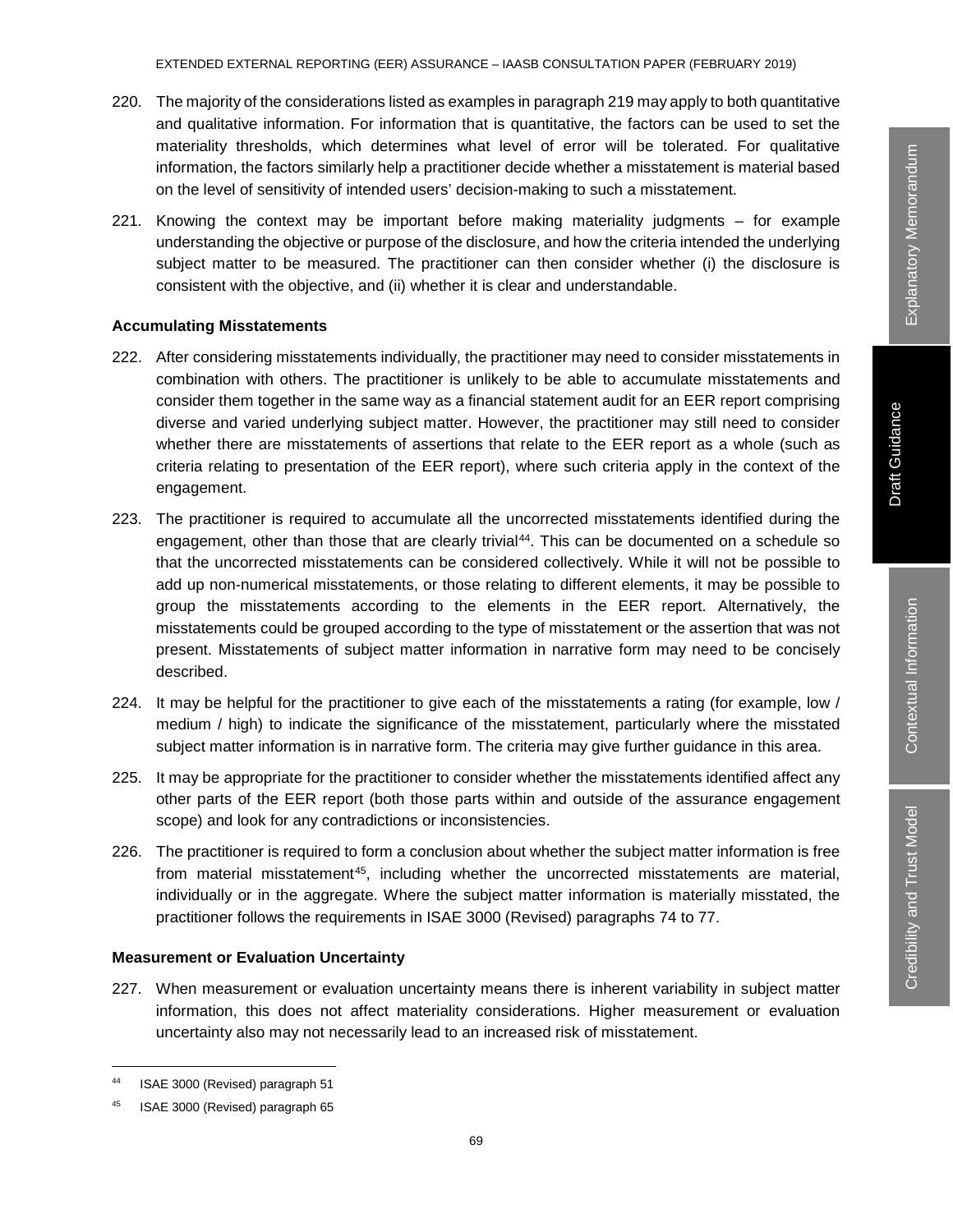220. The majority of the considerations listed as examples in paragraph 219 may apply to both quantitative and qualitative information. For information that is quantitative, the factors can be used to set the materiality thresholds, which determines what level of error will be tolerated. For qualitative information, the factors similarly help a practitioner decide whether a misstatement is material based on the level of sensitivity of intended users' decision-making to such a misstatement.

221. Knowing the context may be important before making materiality judgments – for example understanding the objective or purpose of the disclosure, and how the criteria intended the underlying subject matter to be measured. The practitioner can then consider whether (i) the disclosure is consistent with the objective, and (ii) whether it is clear and understandable.

**Accumulating Misstatements**

222. After considering misstatements individually, the practitioner may need to consider misstatements in combination with others. The practitioner is unlikely to be able to accumulate misstatements and consider them together in the same way as a financial statement audit for an EER report comprising diverse and varied underlying subject matter. However, the practitioner may still need to consider whether there are misstatements of assertions that relate to the EER report as a whole (such as criteria relating to presentation of the EER report), where such criteria apply in the context of the engagement.

223. The practitioner is required to accumulate all the uncorrected misstatements identified during the engagement, other than those that are clearly trivial[44]. This can be documented on a schedule so that the uncorrected misstatements can be considered collectively. While it will not be possible to add up non-numerical misstatements, or those relating to different elements, it may be possible to group the misstatements according to the elements in the EER report. Alternatively, the misstatements could be grouped according to the type of misstatement or the assertion that was not present. Misstatements of subject matter information in narrative form may need to be concisely described.

224. It may be helpful for the practitioner to give each of the misstatements a rating (for example, low / medium / high) to indicate the significance of the misstatement, particularly where the misstated subject matter information is in narrative form. The criteria may give further guidance in this area.

225. It may be appropriate for the practitioner to consider whether the misstatements identified affect any other parts of the EER report (both those parts within and outside of the assurance engagement scope) and look for any contradictions or inconsistencies.

226. The practitioner is required to form a conclusion about whether the subject matter information is free from material misstatement[45], including whether the uncorrected misstatements are material, individually or in the aggregate. Where the subject matter information is materially misstated, the practitioner follows the requirements in ISAE 3000 (Revised) paragraphs 74 to 77.

**Measurement or Evaluation Uncertainty**

227. When measurement or evaluation uncertainty means there is inherent variability in subject matter information, this does not affect materiality considerations. Higher measurement or evaluation uncertainty also may not necessarily lead to an increased risk of misstatement.

---

[44] ISAE 3000 (Revised) paragraph 51

[45] ISAE 3000 (Revised) paragraph 65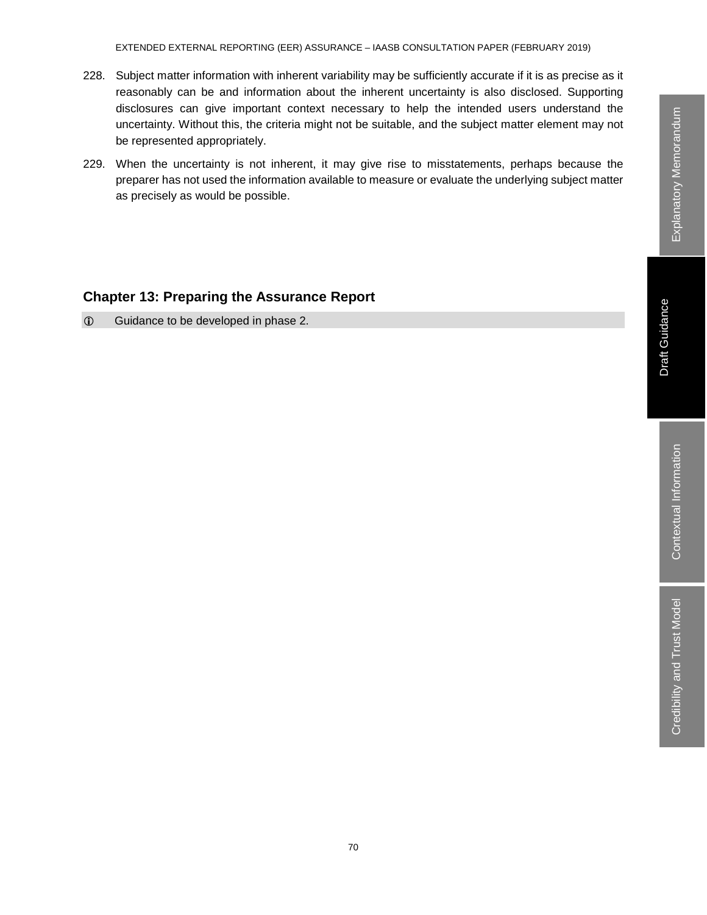228. Subject matter information with inherent variability may be sufficiently accurate if it is as precise as it reasonably can be and information about the inherent uncertainty is also disclosed. Supporting disclosures can give important context necessary to help the intended users understand the uncertainty. Without this, the criteria might not be suitable, and the subject matter element may not be represented appropriately.

229. When the uncertainty is not inherent, it may give rise to misstatements, perhaps because the preparer has not used the information available to measure or evaluate the underlying subject matter as precisely as would be possible.

## Chapter 13: Preparing the Assurance Report

ⓘ Guidance to be developed in phase 2.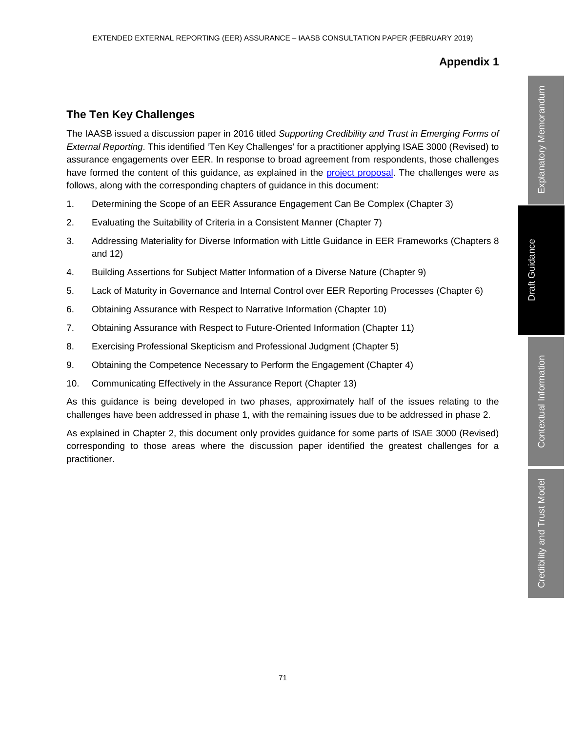# Appendix 1

## The Ten Key Challenges

The IAASB issued a discussion paper in 2016 titled *Supporting Credibility and Trust in Emerging Forms of External Reporting*. This identified 'Ten Key Challenges' for a practitioner applying ISAE 3000 (Revised) to assurance engagements over EER. In response to broad agreement from respondents, those challenges have formed the content of this guidance, as explained in the [project proposal](). The challenges were as follows, along with the corresponding chapters of guidance in this document:

1. Determining the Scope of an EER Assurance Engagement Can Be Complex (Chapter 3)
2. Evaluating the Suitability of Criteria in a Consistent Manner (Chapter 7)
3. Addressing Materiality for Diverse Information with Little Guidance in EER Frameworks (Chapters 8 and 12)
4. Building Assertions for Subject Matter Information of a Diverse Nature (Chapter 9)
5. Lack of Maturity in Governance and Internal Control over EER Reporting Processes (Chapter 6)
6. Obtaining Assurance with Respect to Narrative Information (Chapter 10)
7. Obtaining Assurance with Respect to Future-Oriented Information (Chapter 11)
8. Exercising Professional Skepticism and Professional Judgment (Chapter 5)
9. Obtaining the Competence Necessary to Perform the Engagement (Chapter 4)
10. Communicating Effectively in the Assurance Report (Chapter 13)

As this guidance is being developed in two phases, approximately half of the issues relating to the challenges have been addressed in phase 1, with the remaining issues due to be addressed in phase 2.

As explained in Chapter 2, this document only provides guidance for some parts of ISAE 3000 (Revised) corresponding to those areas where the discussion paper identified the greatest challenges for a practitioner.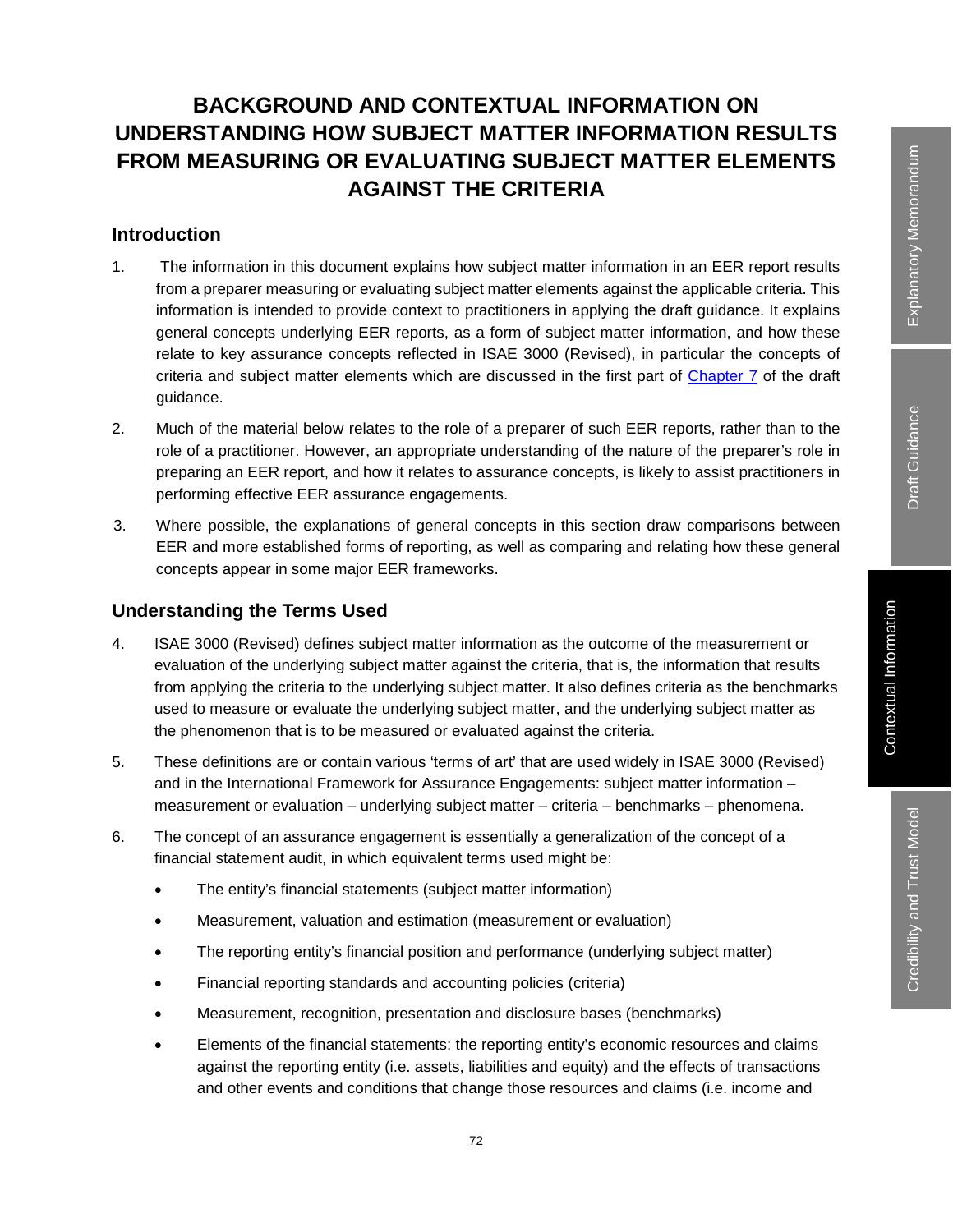# BACKGROUND AND CONTEXTUAL INFORMATION ON UNDERSTANDING HOW SUBJECT MATTER INFORMATION RESULTS FROM MEASURING OR EVALUATING SUBJECT MATTER ELEMENTS AGAINST THE CRITERIA

## Introduction

1. The information in this document explains how subject matter information in an EER report results from a preparer measuring or evaluating subject matter elements against the applicable criteria. This information is intended to provide context to practitioners in applying the draft guidance. It explains general concepts underlying EER reports, as a form of subject matter information, and how these relate to key assurance concepts reflected in ISAE 3000 (Revised), in particular the concepts of criteria and subject matter elements which are discussed in the first part of Chapter 7 of the draft guidance.

2. Much of the material below relates to the role of a preparer of such EER reports, rather than to the role of a practitioner. However, an appropriate understanding of the nature of the preparer's role in preparing an EER report, and how it relates to assurance concepts, is likely to assist practitioners in performing effective EER assurance engagements.

3. Where possible, the explanations of general concepts in this section draw comparisons between EER and more established forms of reporting, as well as comparing and relating how these general concepts appear in some major EER frameworks.

## Understanding the Terms Used

4. ISAE 3000 (Revised) defines subject matter information as the outcome of the measurement or evaluation of the underlying subject matter against the criteria, that is, the information that results from applying the criteria to the underlying subject matter. It also defines criteria as the benchmarks used to measure or evaluate the underlying subject matter, and the underlying subject matter as the phenomenon that is to be measured or evaluated against the criteria.

5. These definitions are or contain various 'terms of art' that are used widely in ISAE 3000 (Revised) and in the International Framework for Assurance Engagements: subject matter information – measurement or evaluation – underlying subject matter – criteria – benchmarks – phenomena.

6. The concept of an assurance engagement is essentially a generalization of the concept of a financial statement audit, in which equivalent terms used might be:

   - The entity's financial statements (subject matter information)
   - Measurement, valuation and estimation (measurement or evaluation)
   - The reporting entity's financial position and performance (underlying subject matter)
   - Financial reporting standards and accounting policies (criteria)
   - Measurement, recognition, presentation and disclosure bases (benchmarks)
   - Elements of the financial statements: the reporting entity's economic resources and claims against the reporting entity (i.e. assets, liabilities and equity) and the effects of transactions and other events and conditions that change those resources and claims (i.e. income and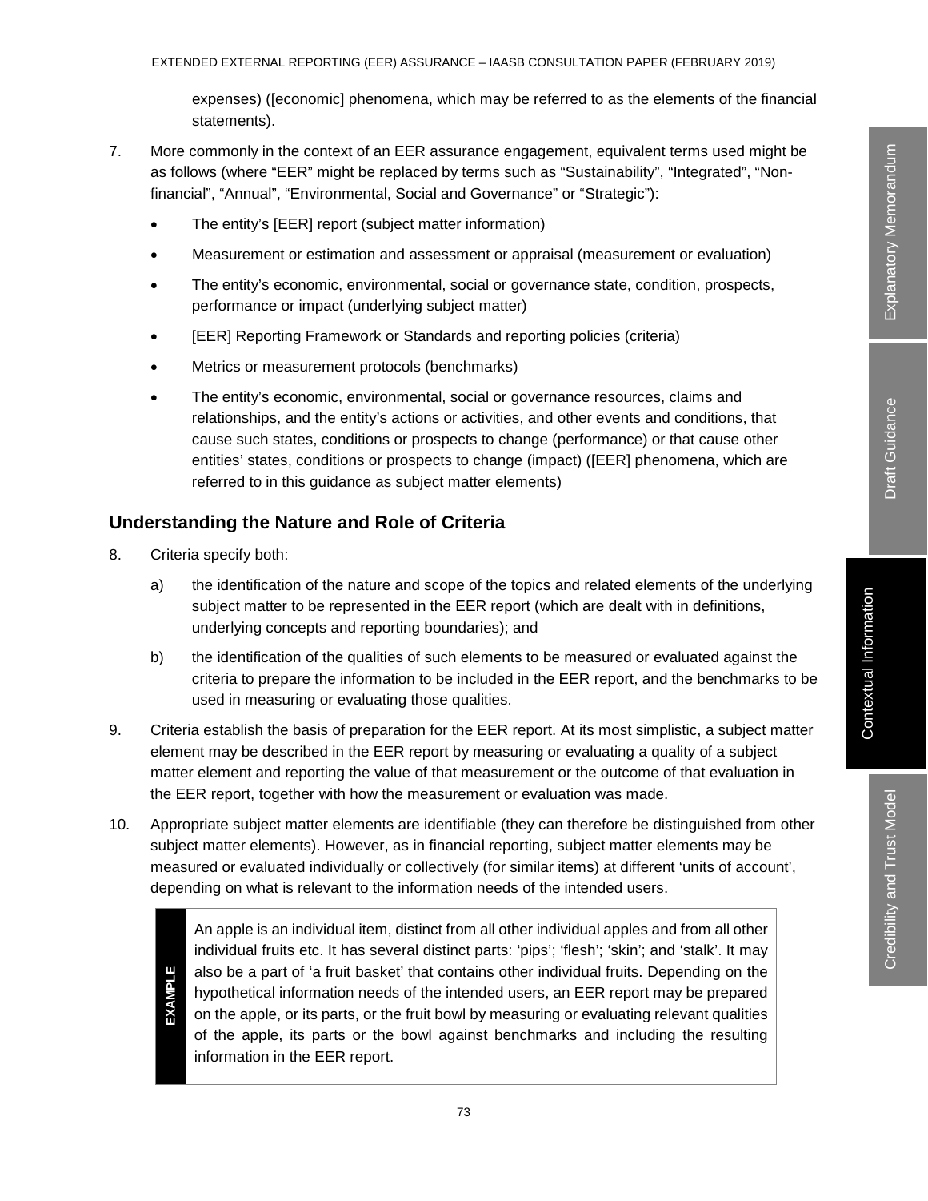expenses) ([economic] phenomena, which may be referred to as the elements of the financial statements).

7. More commonly in the context of an EER assurance engagement, equivalent terms used might be as follows (where "EER" might be replaced by terms such as "Sustainability", "Integrated", "Non-financial", "Annual", "Environmental, Social and Governance" or "Strategic"):

   - The entity's [EER] report (subject matter information)
   - Measurement or estimation and assessment or appraisal (measurement or evaluation)
   - The entity's economic, environmental, social or governance state, condition, prospects, performance or impact (underlying subject matter)
   - [EER] Reporting Framework or Standards and reporting policies (criteria)
   - Metrics or measurement protocols (benchmarks)
   - The entity's economic, environmental, social or governance resources, claims and relationships, and the entity's actions or activities, and other events and conditions, that cause such states, conditions or prospects to change (performance) or that cause other entities' states, conditions or prospects to change (impact) ([EER] phenomena, which are referred to in this guidance as subject matter elements)

## Understanding the Nature and Role of Criteria

8. Criteria specify both:

   a) the identification of the nature and scope of the topics and related elements of the underlying subject matter to be represented in the EER report (which are dealt with in definitions, underlying concepts and reporting boundaries); and

   b) the identification of the qualities of such elements to be measured or evaluated against the criteria to prepare the information to be included in the EER report, and the benchmarks to be used in measuring or evaluating those qualities.

9. Criteria establish the basis of preparation for the EER report. At its most simplistic, a subject matter element may be described in the EER report by measuring or evaluating a quality of a subject matter element and reporting the value of that measurement or the outcome of that evaluation in the EER report, together with how the measurement or evaluation was made.

10. Appropriate subject matter elements are identifiable (they can therefore be distinguished from other subject matter elements). However, as in financial reporting, subject matter elements may be measured or evaluated individually or collectively (for similar items) at different 'units of account', depending on what is relevant to the information needs of the intended users.

> **EXAMPLE**
>
> An apple is an individual item, distinct from all other individual apples and from all other individual fruits etc. It has several distinct parts: 'pips'; 'flesh'; 'skin'; and 'stalk'. It may also be a part of 'a fruit basket' that contains other individual fruits. Depending on the hypothetical information needs of the intended users, an EER report may be prepared on the apple, or its parts, or the fruit bowl by measuring or evaluating relevant qualities of the apple, its parts or the bowl against benchmarks and including the resulting information in the EER report.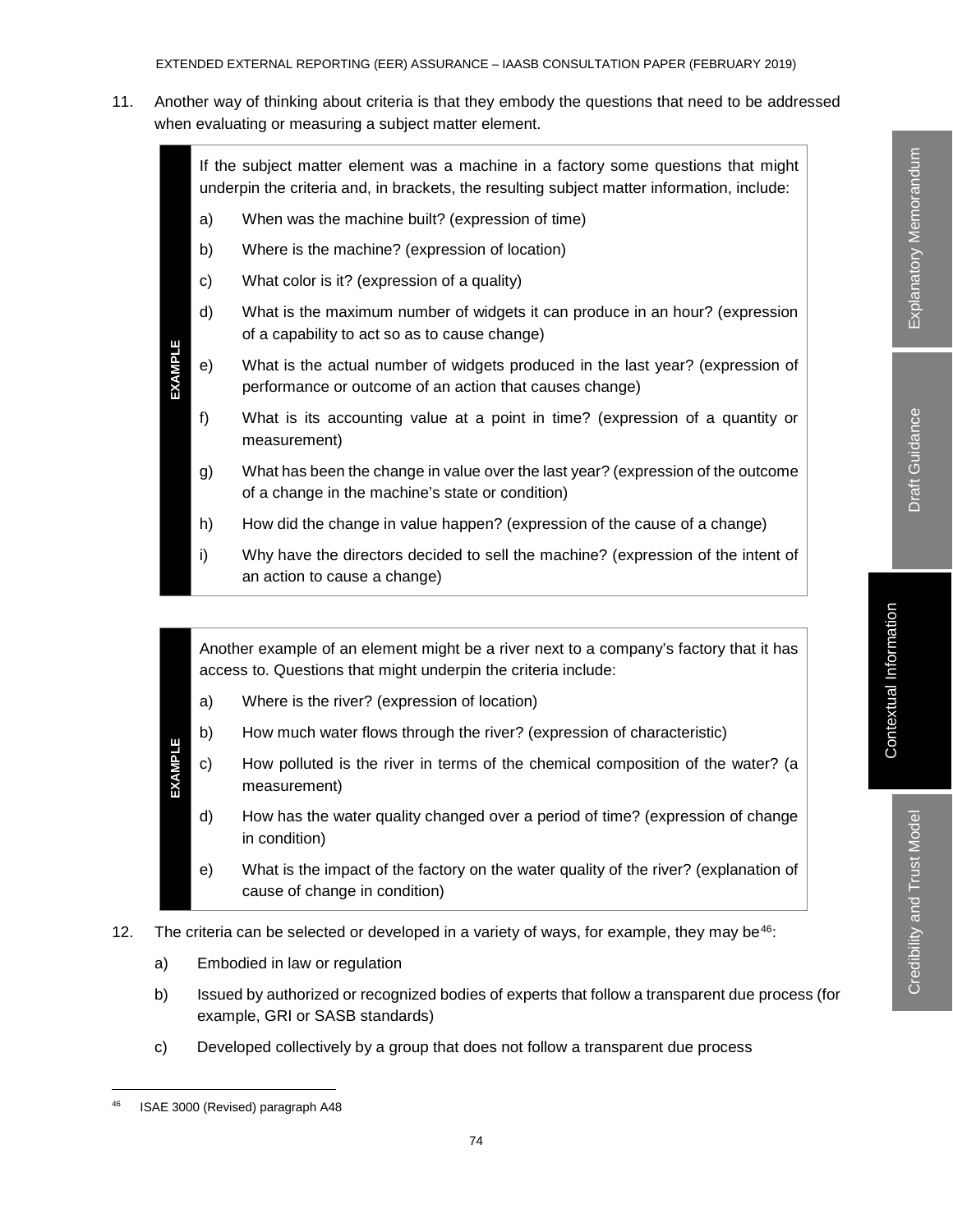11. Another way of thinking about criteria is that they embody the questions that need to be addressed when evaluating or measuring a subject matter element.

> **EXAMPLE**
>
> If the subject matter element was a machine in a factory some questions that might underpin the criteria and, in brackets, the resulting subject matter information, include:
>
> a) When was the machine built? (expression of time)
>
> b) Where is the machine? (expression of location)
>
> c) What color is it? (expression of a quality)
>
> d) What is the maximum number of widgets it can produce in an hour? (expression of a capability to act so as to cause change)
>
> e) What is the actual number of widgets produced in the last year? (expression of performance or outcome of an action that causes change)
>
> f) What is its accounting value at a point in time? (expression of a quantity or measurement)
>
> g) What has been the change in value over the last year? (expression of the outcome of a change in the machine's state or condition)
>
> h) How did the change in value happen? (expression of the cause of a change)
>
> i) Why have the directors decided to sell the machine? (expression of the intent of an action to cause a change)

> **EXAMPLE**
>
> Another example of an element might be a river next to a company's factory that it has access to. Questions that might underpin the criteria include:
>
> a) Where is the river? (expression of location)
>
> b) How much water flows through the river? (expression of characteristic)
>
> c) How polluted is the river in terms of the chemical composition of the water? (a measurement)
>
> d) How has the water quality changed over a period of time? (expression of change in condition)
>
> e) What is the impact of the factory on the water quality of the river? (explanation of cause of change in condition)

12. The criteria can be selected or developed in a variety of ways, for example, they may be[46]:

    a) Embodied in law or regulation

    b) Issued by authorized or recognized bodies of experts that follow a transparent due process (for example, GRI or SASB standards)

    c) Developed collectively by a group that does not follow a transparent due process

---

[46] ISAE 3000 (Revised) paragraph A48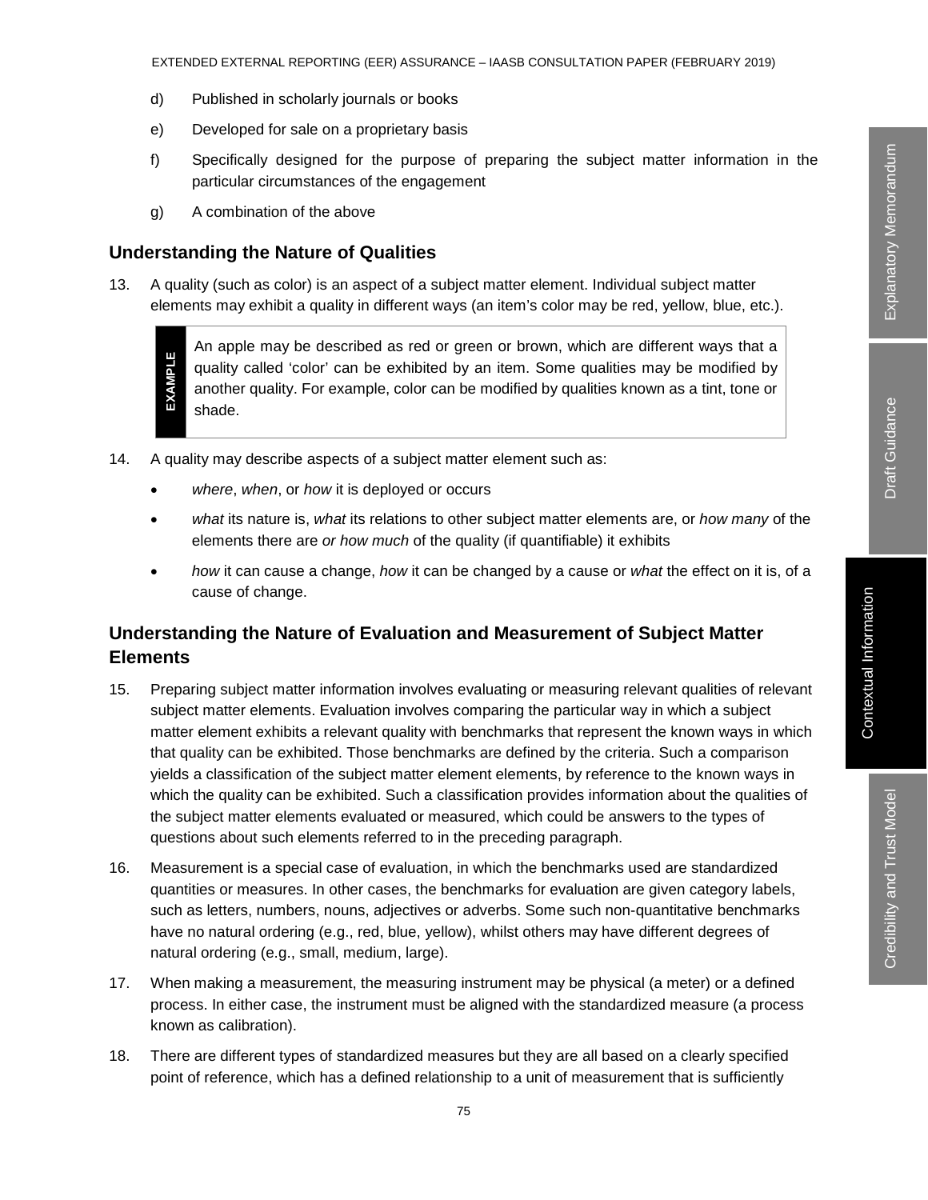d) Published in scholarly journals or books

e) Developed for sale on a proprietary basis

f) Specifically designed for the purpose of preparing the subject matter information in the particular circumstances of the engagement

g) A combination of the above

## Understanding the Nature of Qualities

13. A quality (such as color) is an aspect of a subject matter element. Individual subject matter elements may exhibit a quality in different ways (an item's color may be red, yellow, blue, etc.).

> **EXAMPLE**
>
> An apple may be described as red or green or brown, which are different ways that a quality called 'color' can be exhibited by an item. Some qualities may be modified by another quality. For example, color can be modified by qualities known as a tint, tone or shade.

14. A quality may describe aspects of a subject matter element such as:

- *where*, *when*, or *how* it is deployed or occurs
- *what* its nature is, *what* its relations to other subject matter elements are, or *how many* of the elements there are *or how much* of the quality (if quantifiable) it exhibits
- *how* it can cause a change, *how* it can be changed by a cause or *what* the effect on it is, of a cause of change.

## Understanding the Nature of Evaluation and Measurement of Subject Matter Elements

15. Preparing subject matter information involves evaluating or measuring relevant qualities of relevant subject matter elements. Evaluation involves comparing the particular way in which a subject matter element exhibits a relevant quality with benchmarks that represent the known ways in which that quality can be exhibited. Those benchmarks are defined by the criteria. Such a comparison yields a classification of the subject matter element elements, by reference to the known ways in which the quality can be exhibited. Such a classification provides information about the qualities of the subject matter elements evaluated or measured, which could be answers to the types of questions about such elements referred to in the preceding paragraph.

16. Measurement is a special case of evaluation, in which the benchmarks used are standardized quantities or measures. In other cases, the benchmarks for evaluation are given category labels, such as letters, numbers, nouns, adjectives or adverbs. Some such non-quantitative benchmarks have no natural ordering (e.g., red, blue, yellow), whilst others may have different degrees of natural ordering (e.g., small, medium, large).

17. When making a measurement, the measuring instrument may be physical (a meter) or a defined process. In either case, the instrument must be aligned with the standardized measure (a process known as calibration).

18. There are different types of standardized measures but they are all based on a clearly specified point of reference, which has a defined relationship to a unit of measurement that is sufficiently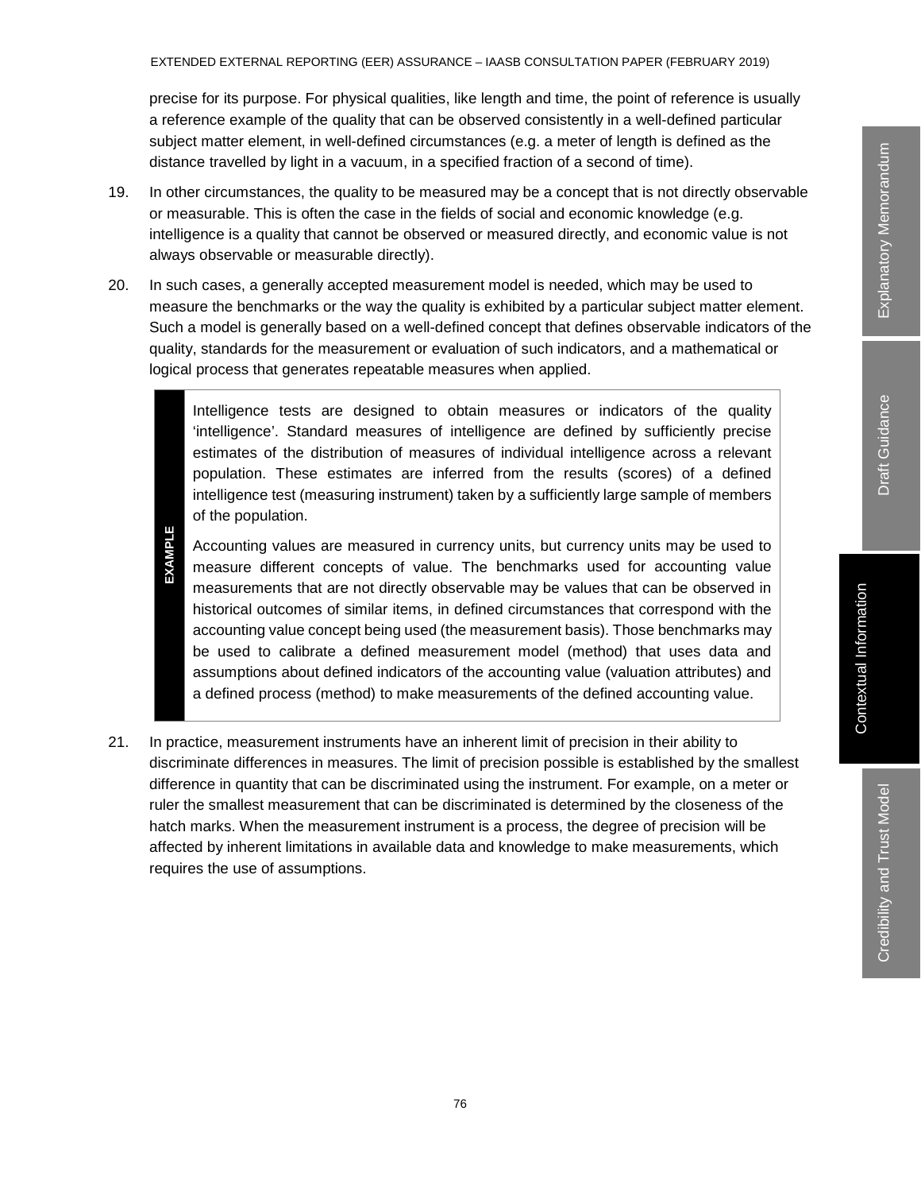precise for its purpose. For physical qualities, like length and time, the point of reference is usually a reference example of the quality that can be observed consistently in a well-defined particular subject matter element, in well-defined circumstances (e.g. a meter of length is defined as the distance travelled by light in a vacuum, in a specified fraction of a second of time).

19. In other circumstances, the quality to be measured may be a concept that is not directly observable or measurable. This is often the case in the fields of social and economic knowledge (e.g. intelligence is a quality that cannot be observed or measured directly, and economic value is not always observable or measurable directly).

20. In such cases, a generally accepted measurement model is needed, which may be used to measure the benchmarks or the way the quality is exhibited by a particular subject matter element. Such a model is generally based on a well-defined concept that defines observable indicators of the quality, standards for the measurement or evaluation of such indicators, and a mathematical or logical process that generates repeatable measures when applied.

> **EXAMPLE**
>
> Intelligence tests are designed to obtain measures or indicators of the quality 'intelligence'. Standard measures of intelligence are defined by sufficiently precise estimates of the distribution of measures of individual intelligence across a relevant population. These estimates are inferred from the results (scores) of a defined intelligence test (measuring instrument) taken by a sufficiently large sample of members of the population.
>
> Accounting values are measured in currency units, but currency units may be used to measure different concepts of value. The benchmarks used for accounting value measurements that are not directly observable may be values that can be observed in historical outcomes of similar items, in defined circumstances that correspond with the accounting value concept being used (the measurement basis). Those benchmarks may be used to calibrate a defined measurement model (method) that uses data and assumptions about defined indicators of the accounting value (valuation attributes) and a defined process (method) to make measurements of the defined accounting value.

21. In practice, measurement instruments have an inherent limit of precision in their ability to discriminate differences in measures. The limit of precision possible is established by the smallest difference in quantity that can be discriminated using the instrument. For example, on a meter or ruler the smallest measurement that can be discriminated is determined by the closeness of the hatch marks. When the measurement instrument is a process, the degree of precision will be affected by inherent limitations in available data and knowledge to make measurements, which requires the use of assumptions.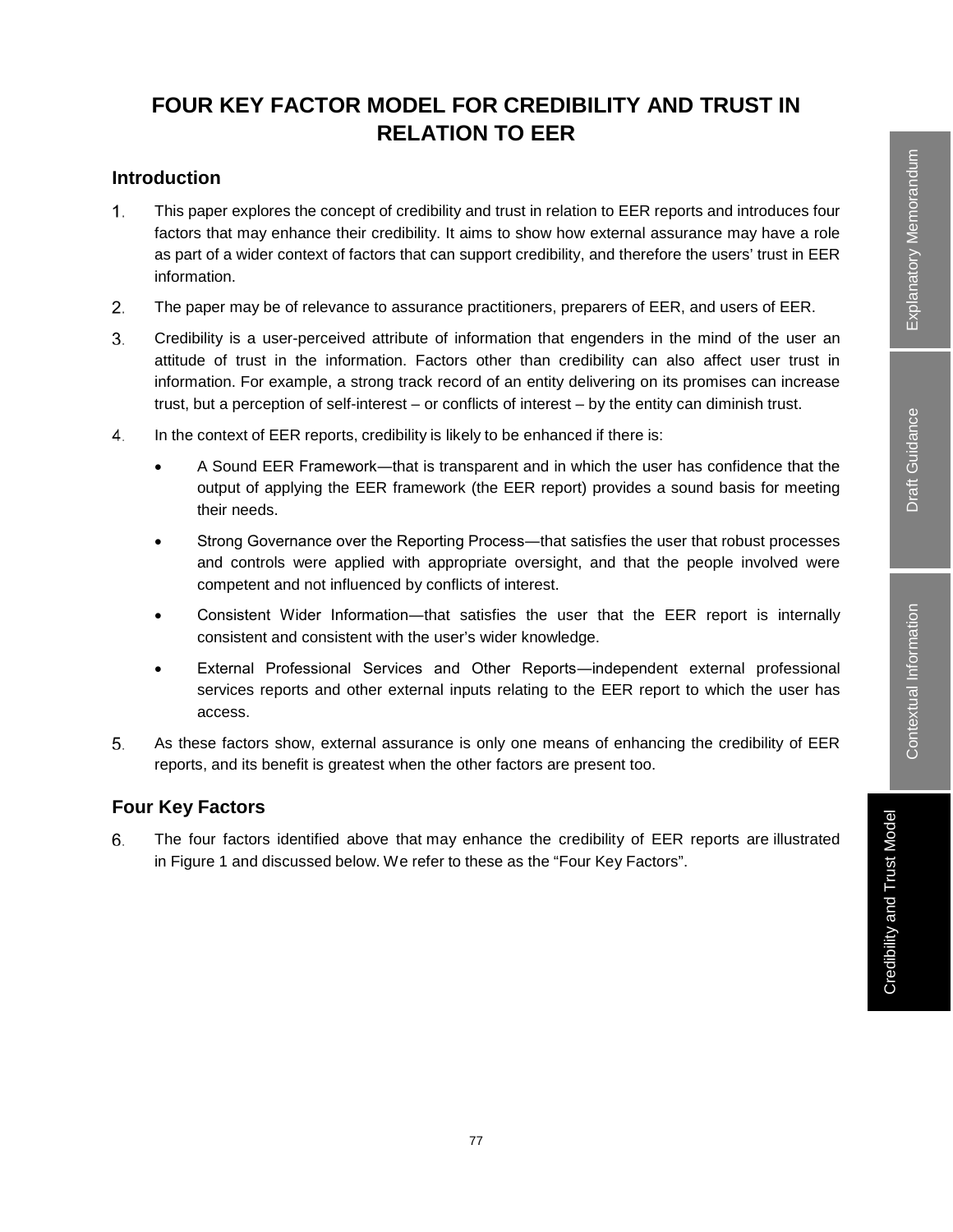# FOUR KEY FACTOR MODEL FOR CREDIBILITY AND TRUST IN RELATION TO EER

## Introduction

1. This paper explores the concept of credibility and trust in relation to EER reports and introduces four factors that may enhance their credibility. It aims to show how external assurance may have a role as part of a wider context of factors that can support credibility, and therefore the users' trust in EER information.

2. The paper may be of relevance to assurance practitioners, preparers of EER, and users of EER.

3. Credibility is a user-perceived attribute of information that engenders in the mind of the user an attitude of trust in the information. Factors other than credibility can also affect user trust in information. For example, a strong track record of an entity delivering on its promises can increase trust, but a perception of self-interest – or conflicts of interest – by the entity can diminish trust.

4. In the context of EER reports, credibility is likely to be enhanced if there is:

   - A Sound EER Framework—that is transparent and in which the user has confidence that the output of applying the EER framework (the EER report) provides a sound basis for meeting their needs.
   - Strong Governance over the Reporting Process—that satisfies the user that robust processes and controls were applied with appropriate oversight, and that the people involved were competent and not influenced by conflicts of interest.
   - Consistent Wider Information—that satisfies the user that the EER report is internally consistent and consistent with the user's wider knowledge.
   - External Professional Services and Other Reports—independent external professional services reports and other external inputs relating to the EER report to which the user has access.

5. As these factors show, external assurance is only one means of enhancing the credibility of EER reports, and its benefit is greatest when the other factors are present too.

## Four Key Factors

6. The four factors identified above that may enhance the credibility of EER reports are illustrated in Figure 1 and discussed below. We refer to these as the "Four Key Factors".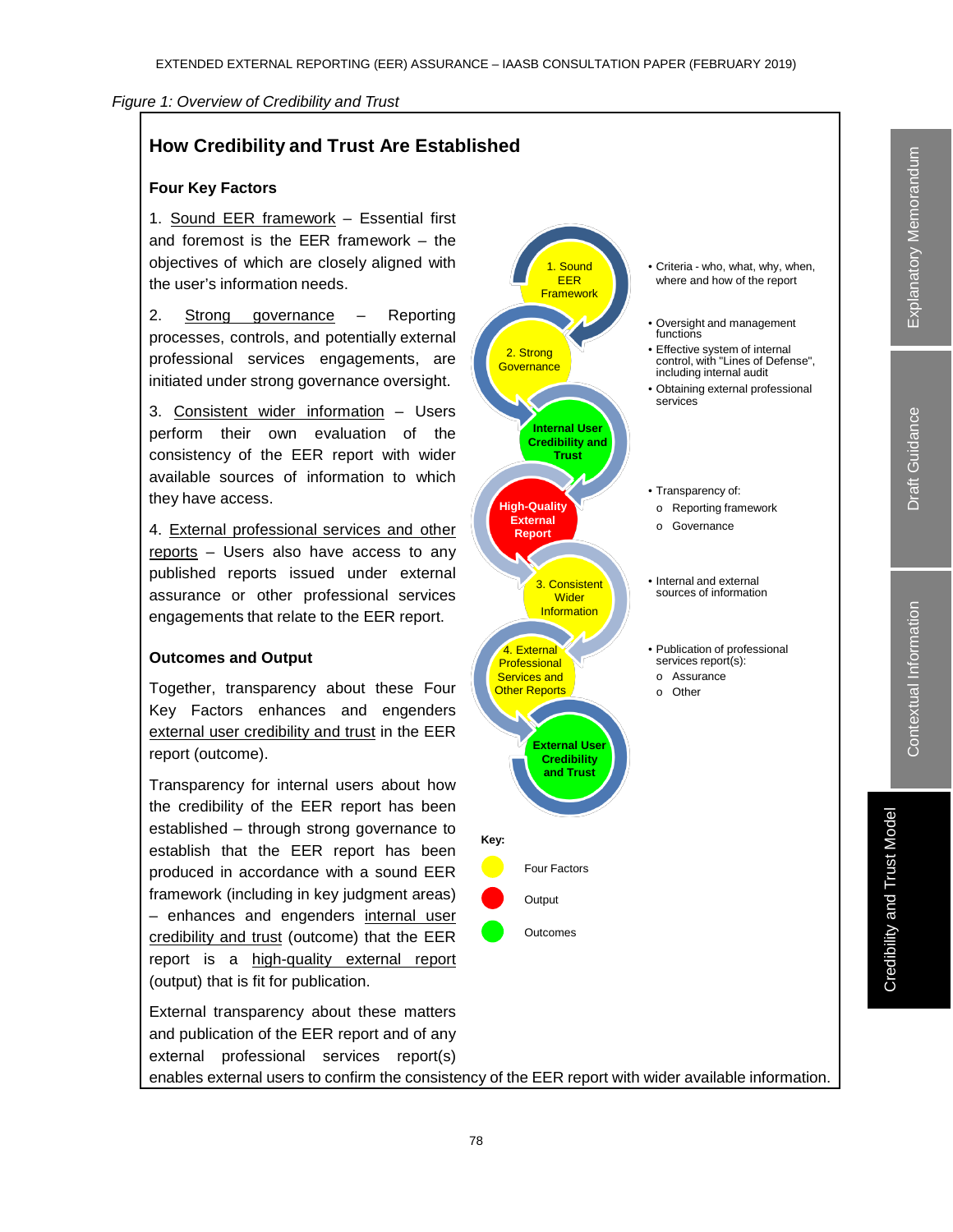*Figure 1: Overview of Credibility and Trust*

## How Credibility and Trust Are Established

### Four Key Factors

1. Sound EER framework – Essential first and foremost is the EER framework – the objectives of which are closely aligned with the user's information needs.

2. Strong governance – Reporting processes, controls, and potentially external professional services engagements, are initiated under strong governance oversight.

3. Consistent wider information – Users perform their own evaluation of the consistency of the EER report with wider available sources of information to which they have access.

4. External professional services and other reports – Users also have access to any published reports issued under external assurance or other professional services engagements that relate to the EER report.

### Outcomes and Output

Together, transparency about these Four Key Factors enhances and engenders external user credibility and trust in the EER report (outcome).

Transparency for internal users about how the credibility of the EER report has been established – through strong governance to establish that the EER report has been produced in accordance with a sound EER framework (including in key judgment areas) – enhances and engenders internal user credibility and trust (outcome) that the EER report is a high-quality external report (output) that is fit for publication.

External transparency about these matters and publication of the EER report and of any external professional services report(s) enables external users to confirm the consistency of the EER report with wider available information.

1. Sound EER Framework
- Criteria - who, what, why, when, where and how of the report

2. Strong Governance
- Oversight and management functions
- Effective system of internal control, with "Lines of Defense", including internal audit
- Obtaining external professional services

Internal User Credibility and Trust

High-Quality External Report
- Transparency of:
  - Reporting framework
  - Governance

3. Consistent Wider Information
- Internal and external sources of information

4. External Professional Services and Other Reports
- Publication of professional services report(s):
  - Assurance
  - Other

External User Credibility and Trust

**Key:**
- Four Factors (yellow)
- Output (red)
- Outcomes (green)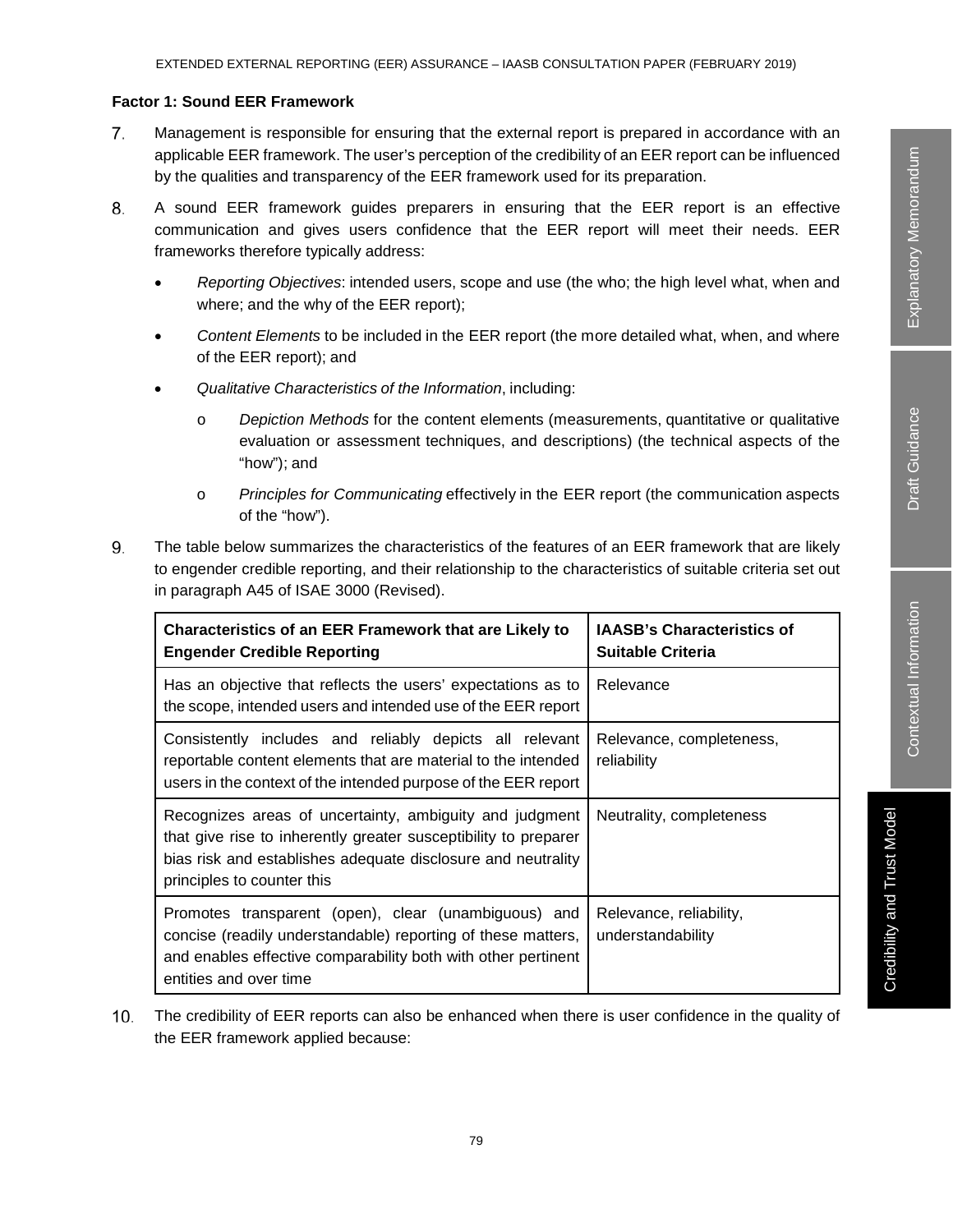**Factor 1: Sound EER Framework**

7. Management is responsible for ensuring that the external report is prepared in accordance with an applicable EER framework. The user's perception of the credibility of an EER report can be influenced by the qualities and transparency of the EER framework used for its preparation.

8. A sound EER framework guides preparers in ensuring that the EER report is an effective communication and gives users confidence that the EER report will meet their needs. EER frameworks therefore typically address:

   - *Reporting Objectives*: intended users, scope and use (the who; the high level what, when and where; and the why of the EER report);
   - *Content Elements* to be included in the EER report (the more detailed what, when, and where of the EER report); and
   - *Qualitative Characteristics of the Information*, including:
     - *Depiction Methods* for the content elements (measurements, quantitative or qualitative evaluation or assessment techniques, and descriptions) (the technical aspects of the "how"); and
     - *Principles for Communicating* effectively in the EER report (the communication aspects of the "how").

9. The table below summarizes the characteristics of the features of an EER framework that are likely to engender credible reporting, and their relationship to the characteristics of suitable criteria set out in paragraph A45 of ISAE 3000 (Revised).

| Characteristics of an EER Framework that are Likely to Engender Credible Reporting | IAASB's Characteristics of Suitable Criteria |
|---|---|
| Has an objective that reflects the users' expectations as to the scope, intended users and intended use of the EER report | Relevance |
| Consistently includes and reliably depicts all relevant reportable content elements that are material to the intended users in the context of the intended purpose of the EER report | Relevance, completeness, reliability |
| Recognizes areas of uncertainty, ambiguity and judgment that give rise to inherently greater susceptibility to preparer bias risk and establishes adequate disclosure and neutrality principles to counter this | Neutrality, completeness |
| Promotes transparent (open), clear (unambiguous) and concise (readily understandable) reporting of these matters, and enables effective comparability both with other pertinent entities and over time | Relevance, reliability, understandability |

10. The credibility of EER reports can also be enhanced when there is user confidence in the quality of the EER framework applied because: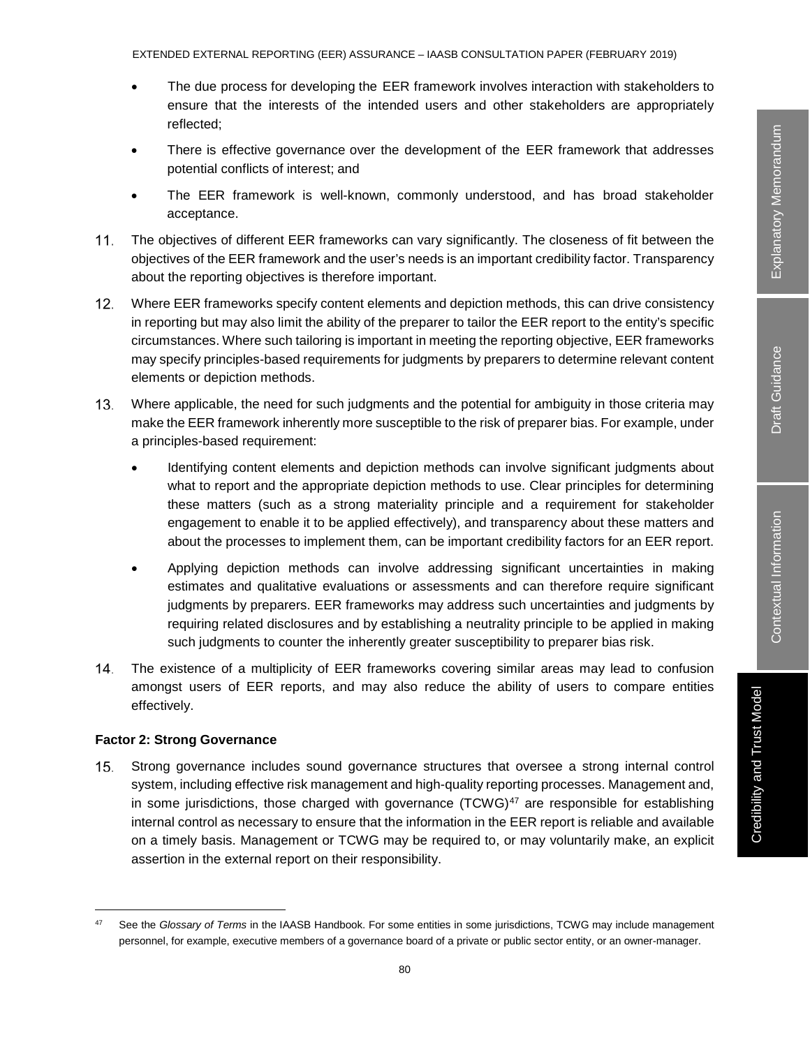- The due process for developing the EER framework involves interaction with stakeholders to ensure that the interests of the intended users and other stakeholders are appropriately reflected;
- There is effective governance over the development of the EER framework that addresses potential conflicts of interest; and
- The EER framework is well-known, commonly understood, and has broad stakeholder acceptance.

11. The objectives of different EER frameworks can vary significantly. The closeness of fit between the objectives of the EER framework and the user's needs is an important credibility factor. Transparency about the reporting objectives is therefore important.

12. Where EER frameworks specify content elements and depiction methods, this can drive consistency in reporting but may also limit the ability of the preparer to tailor the EER report to the entity's specific circumstances. Where such tailoring is important in meeting the reporting objective, EER frameworks may specify principles-based requirements for judgments by preparers to determine relevant content elements or depiction methods.

13. Where applicable, the need for such judgments and the potential for ambiguity in those criteria may make the EER framework inherently more susceptible to the risk of preparer bias. For example, under a principles-based requirement:

    - Identifying content elements and depiction methods can involve significant judgments about what to report and the appropriate depiction methods to use. Clear principles for determining these matters (such as a strong materiality principle and a requirement for stakeholder engagement to enable it to be applied effectively), and transparency about these matters and about the processes to implement them, can be important credibility factors for an EER report.
    - Applying depiction methods can involve addressing significant uncertainties in making estimates and qualitative evaluations or assessments and can therefore require significant judgments by preparers. EER frameworks may address such uncertainties and judgments by requiring related disclosures and by establishing a neutrality principle to be applied in making such judgments to counter the inherently greater susceptibility to preparer bias risk.

14. The existence of a multiplicity of EER frameworks covering similar areas may lead to confusion amongst users of EER reports, and may also reduce the ability of users to compare entities effectively.

**Factor 2: Strong Governance**

15. Strong governance includes sound governance structures that oversee a strong internal control system, including effective risk management and high-quality reporting processes. Management and, in some jurisdictions, those charged with governance (TCWG)[47] are responsible for establishing internal control as necessary to ensure that the information in the EER report is reliable and available on a timely basis. Management or TCWG may be required to, or may voluntarily make, an explicit assertion in the external report on their responsibility.

---

[47] See the *Glossary of Terms* in the IAASB Handbook. For some entities in some jurisdictions, TCWG may include management personnel, for example, executive members of a governance board of a private or public sector entity, or an owner-manager.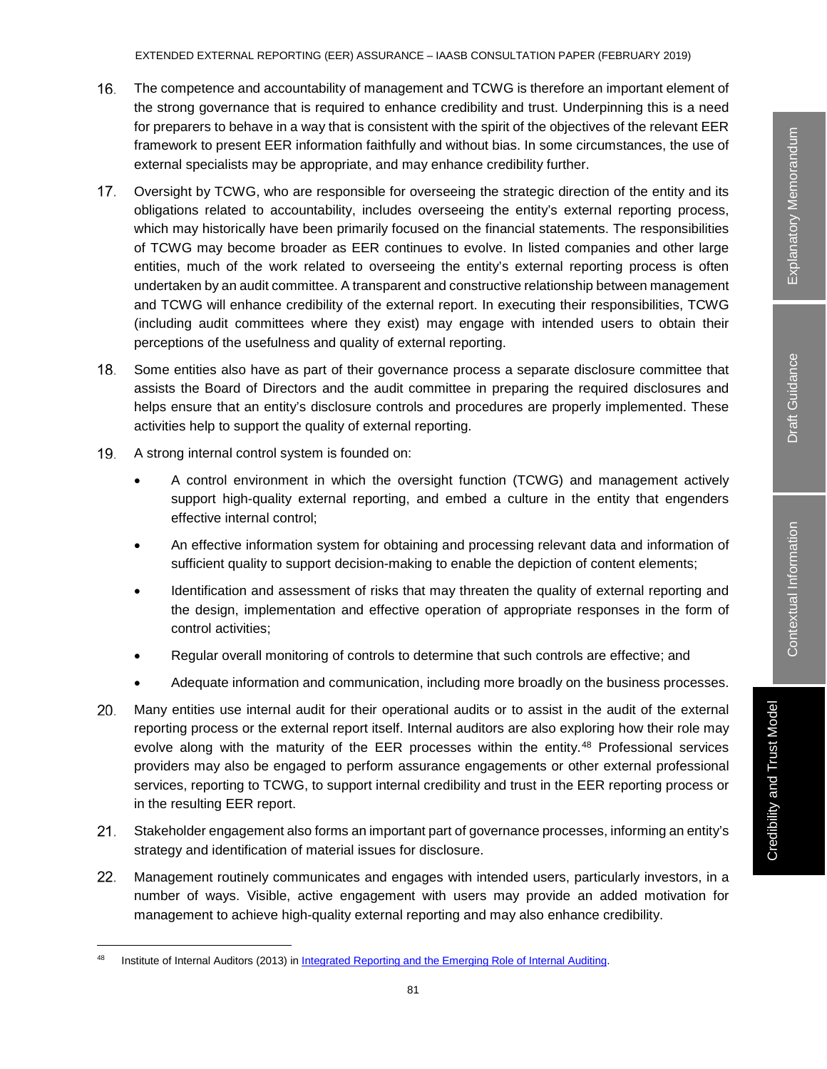16. The competence and accountability of management and TCWG is therefore an important element of the strong governance that is required to enhance credibility and trust. Underpinning this is a need for preparers to behave in a way that is consistent with the spirit of the objectives of the relevant EER framework to present EER information faithfully and without bias. In some circumstances, the use of external specialists may be appropriate, and may enhance credibility further.

17. Oversight by TCWG, who are responsible for overseeing the strategic direction of the entity and its obligations related to accountability, includes overseeing the entity's external reporting process, which may historically have been primarily focused on the financial statements. The responsibilities of TCWG may become broader as EER continues to evolve. In listed companies and other large entities, much of the work related to overseeing the entity's external reporting process is often undertaken by an audit committee. A transparent and constructive relationship between management and TCWG will enhance credibility of the external report. In executing their responsibilities, TCWG (including audit committees where they exist) may engage with intended users to obtain their perceptions of the usefulness and quality of external reporting.

18. Some entities also have as part of their governance process a separate disclosure committee that assists the Board of Directors and the audit committee in preparing the required disclosures and helps ensure that an entity's disclosure controls and procedures are properly implemented. These activities help to support the quality of external reporting.

19. A strong internal control system is founded on:

    - A control environment in which the oversight function (TCWG) and management actively support high-quality external reporting, and embed a culture in the entity that engenders effective internal control;
    - An effective information system for obtaining and processing relevant data and information of sufficient quality to support decision-making to enable the depiction of content elements;
    - Identification and assessment of risks that may threaten the quality of external reporting and the design, implementation and effective operation of appropriate responses in the form of control activities;
    - Regular overall monitoring of controls to determine that such controls are effective; and
    - Adequate information and communication, including more broadly on the business processes.

20. Many entities use internal audit for their operational audits or to assist in the audit of the external reporting process or the external report itself. Internal auditors are also exploring how their role may evolve along with the maturity of the EER processes within the entity.[48] Professional services providers may also be engaged to perform assurance engagements or other external professional services, reporting to TCWG, to support internal credibility and trust in the EER reporting process or in the resulting EER report.

21. Stakeholder engagement also forms an important part of governance processes, informing an entity's strategy and identification of material issues for disclosure.

22. Management routinely communicates and engages with intended users, particularly investors, in a number of ways. Visible, active engagement with users may provide an added motivation for management to achieve high-quality external reporting and may also enhance credibility.

---

[48] Institute of Internal Auditors (2013) in Integrated Reporting and the Emerging Role of Internal Auditing.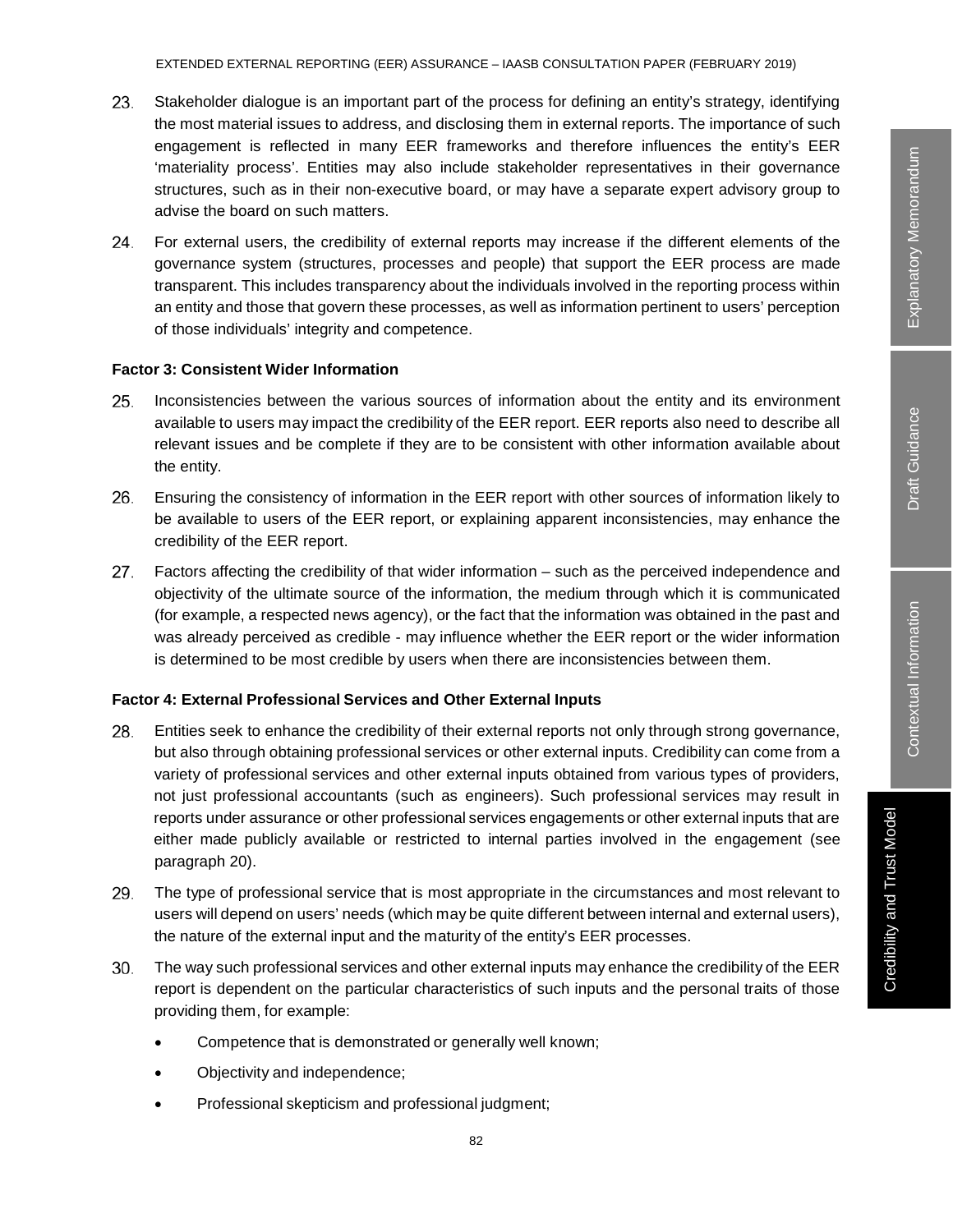23. Stakeholder dialogue is an important part of the process for defining an entity's strategy, identifying the most material issues to address, and disclosing them in external reports. The importance of such engagement is reflected in many EER frameworks and therefore influences the entity's EER 'materiality process'. Entities may also include stakeholder representatives in their governance structures, such as in their non-executive board, or may have a separate expert advisory group to advise the board on such matters.

24. For external users, the credibility of external reports may increase if the different elements of the governance system (structures, processes and people) that support the EER process are made transparent. This includes transparency about the individuals involved in the reporting process within an entity and those that govern these processes, as well as information pertinent to users' perception of those individuals' integrity and competence.

**Factor 3: Consistent Wider Information**

25. Inconsistencies between the various sources of information about the entity and its environment available to users may impact the credibility of the EER report. EER reports also need to describe all relevant issues and be complete if they are to be consistent with other information available about the entity.

26. Ensuring the consistency of information in the EER report with other sources of information likely to be available to users of the EER report, or explaining apparent inconsistencies, may enhance the credibility of the EER report.

27. Factors affecting the credibility of that wider information – such as the perceived independence and objectivity of the ultimate source of the information, the medium through which it is communicated (for example, a respected news agency), or the fact that the information was obtained in the past and was already perceived as credible - may influence whether the EER report or the wider information is determined to be most credible by users when there are inconsistencies between them.

**Factor 4: External Professional Services and Other External Inputs**

28. Entities seek to enhance the credibility of their external reports not only through strong governance, but also through obtaining professional services or other external inputs. Credibility can come from a variety of professional services and other external inputs obtained from various types of providers, not just professional accountants (such as engineers). Such professional services may result in reports under assurance or other professional services engagements or other external inputs that are either made publicly available or restricted to internal parties involved in the engagement (see paragraph 20).

29. The type of professional service that is most appropriate in the circumstances and most relevant to users will depend on users' needs (which may be quite different between internal and external users), the nature of the external input and the maturity of the entity's EER processes.

30. The way such professional services and other external inputs may enhance the credibility of the EER report is dependent on the particular characteristics of such inputs and the personal traits of those providing them, for example:

- Competence that is demonstrated or generally well known;
- Objectivity and independence;
- Professional skepticism and professional judgment;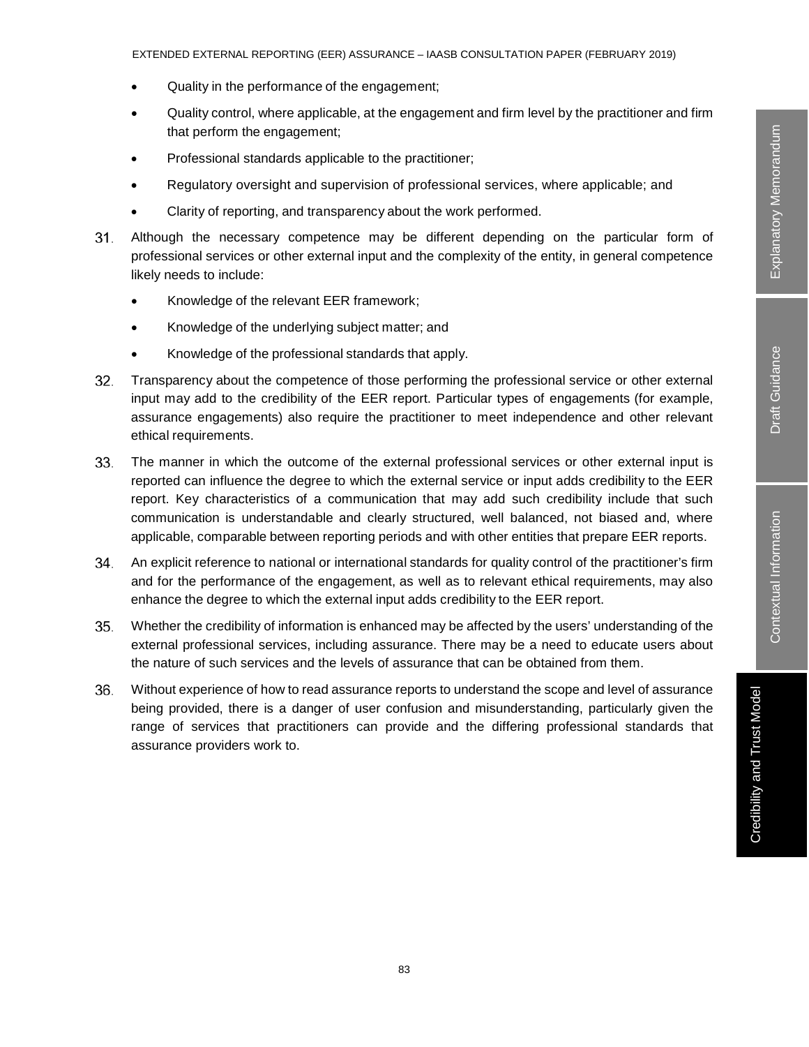- Quality in the performance of the engagement;
- Quality control, where applicable, at the engagement and firm level by the practitioner and firm that perform the engagement;
- Professional standards applicable to the practitioner;
- Regulatory oversight and supervision of professional services, where applicable; and
- Clarity of reporting, and transparency about the work performed.

31. Although the necessary competence may be different depending on the particular form of professional services or other external input and the complexity of the entity, in general competence likely needs to include:
    - Knowledge of the relevant EER framework;
    - Knowledge of the underlying subject matter; and
    - Knowledge of the professional standards that apply.

32. Transparency about the competence of those performing the professional service or other external input may add to the credibility of the EER report. Particular types of engagements (for example, assurance engagements) also require the practitioner to meet independence and other relevant ethical requirements.

33. The manner in which the outcome of the external professional services or other external input is reported can influence the degree to which the external service or input adds credibility to the EER report. Key characteristics of a communication that may add such credibility include that such communication is understandable and clearly structured, well balanced, not biased and, where applicable, comparable between reporting periods and with other entities that prepare EER reports.

34. An explicit reference to national or international standards for quality control of the practitioner's firm and for the performance of the engagement, as well as to relevant ethical requirements, may also enhance the degree to which the external input adds credibility to the EER report.

35. Whether the credibility of information is enhanced may be affected by the users' understanding of the external professional services, including assurance. There may be a need to educate users about the nature of such services and the levels of assurance that can be obtained from them.

36. Without experience of how to read assurance reports to understand the scope and level of assurance being provided, there is a danger of user confusion and misunderstanding, particularly given the range of services that practitioners can provide and the differing professional standards that assurance providers work to.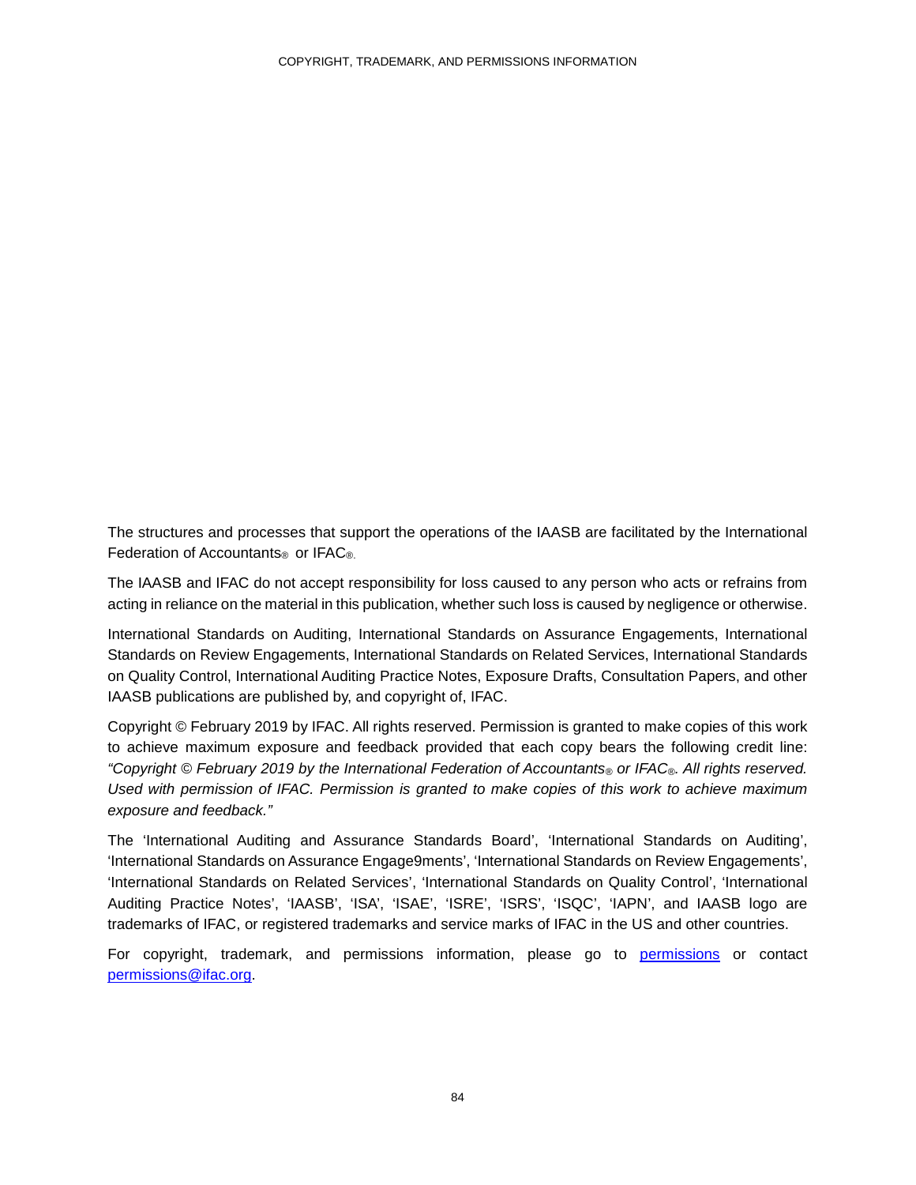The structures and processes that support the operations of the IAASB are facilitated by the International Federation of Accountants® or IFAC®.

The IAASB and IFAC do not accept responsibility for loss caused to any person who acts or refrains from acting in reliance on the material in this publication, whether such loss is caused by negligence or otherwise.

International Standards on Auditing, International Standards on Assurance Engagements, International Standards on Review Engagements, International Standards on Related Services, International Standards on Quality Control, International Auditing Practice Notes, Exposure Drafts, Consultation Papers, and other IAASB publications are published by, and copyright of, IFAC.

Copyright © February 2019 by IFAC. All rights reserved. Permission is granted to make copies of this work to achieve maximum exposure and feedback provided that each copy bears the following credit line: *"Copyright © February 2019 by the International Federation of Accountants® or IFAC®. All rights reserved. Used with permission of IFAC. Permission is granted to make copies of this work to achieve maximum exposure and feedback."*

The 'International Auditing and Assurance Standards Board', 'International Standards on Auditing', 'International Standards on Assurance Engage9ments', 'International Standards on Review Engagements', 'International Standards on Related Services', 'International Standards on Quality Control', 'International Auditing Practice Notes', 'IAASB', 'ISA', 'ISAE', 'ISRE', 'ISRS', 'ISQC', 'IAPN', and IAASB logo are trademarks of IFAC, or registered trademarks and service marks of IFAC in the US and other countries.

For copyright, trademark, and permissions information, please go to permissions or contact permissions@ifac.org.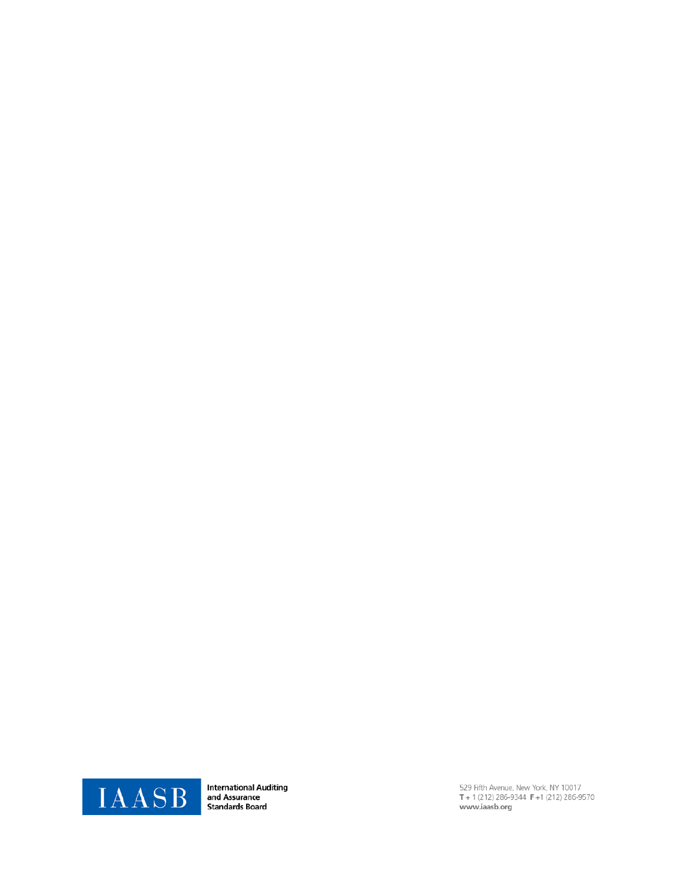IAASB

International Auditing
and Assurance
Standards Board

529 Fifth Avenue, New York, NY 10017
**T** + 1 (212) 286-9344 **F** +1 (212) 286-9570
www.iaasb.org